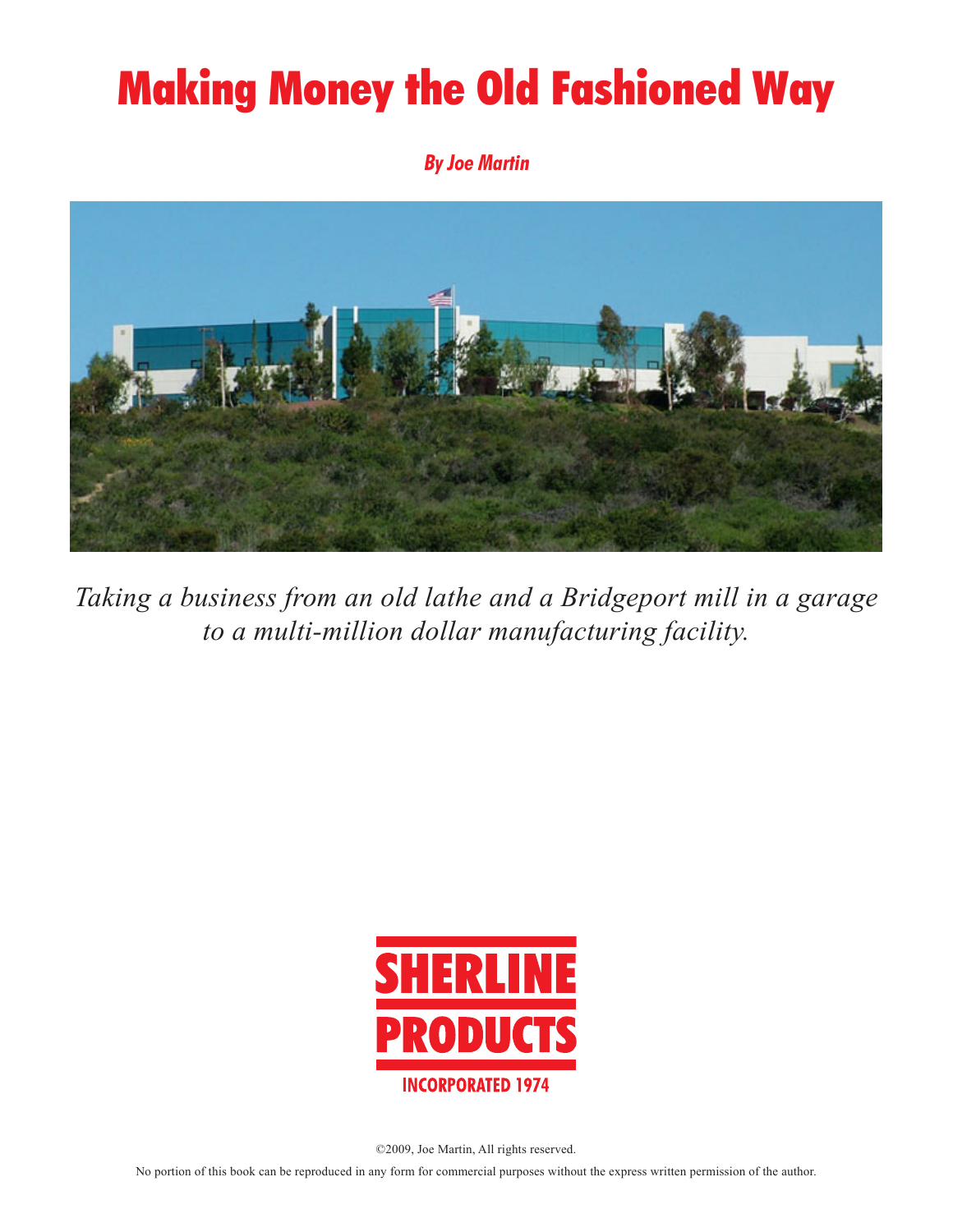# Making Money the Old Fashioned Way

***By Joe Martin***

*Taking a business from an old lathe and a Bridgeport mill in a garage to a multi-million dollar manufacturing facility.*

**SHERLINE PRODUCTS**

**INCORPORATED 1974**

©2009, Joe Martin, All rights reserved.

No portion of this book can be reproduced in any form for commercial purposes without the express written permission of the author.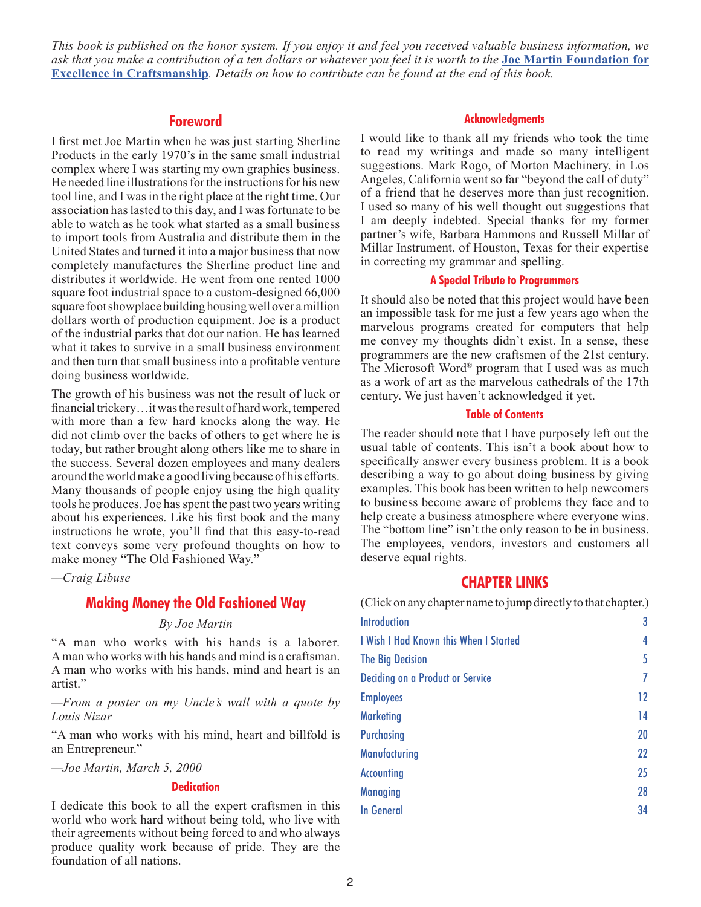*This book is published on the honor system. If you enjoy it and feel you received valuable business information, we ask that you make a contribution of a ten dollars or whatever you feel it is worth to the* **[Joe Martin Foundation for Excellence in Craftsmanship](#)**. *Details on how to contribute can be found at the end of this book.*

## Foreword

I first met Joe Martin when he was just starting Sherline Products in the early 1970's in the same small industrial complex where I was starting my own graphics business. He needed line illustrations for the instructions for his new tool line, and I was in the right place at the right time. Our association has lasted to this day, and I was fortunate to be able to watch as he took what started as a small business to import tools from Australia and distribute them in the United States and turned it into a major business that now completely manufactures the Sherline product line and distributes it worldwide. He went from one rented 1000 square foot industrial space to a custom-designed 66,000 square foot showplace building housing well over a million dollars worth of production equipment. Joe is a product of the industrial parks that dot our nation. He has learned what it takes to survive in a small business environment and then turn that small business into a profitable venture doing business worldwide.

The growth of his business was not the result of luck or financial trickery…it was the result of hard work, tempered with more than a few hard knocks along the way. He did not climb over the backs of others to get where he is today, but rather brought along others like me to share in the success. Several dozen employees and many dealers around the world make a good living because of his efforts. Many thousands of people enjoy using the high quality tools he produces. Joe has spent the past two years writing about his experiences. Like his first book and the many instructions he wrote, you'll find that this easy-to-read text conveys some very profound thoughts on how to make money "The Old Fashioned Way."

*—Craig Libuse*

## Making Money the Old Fashioned Way

*By Joe Martin*

"A man who works with his hands is a laborer. A man who works with his hands and mind is a craftsman. A man who works with his hands, mind and heart is an artist."

*—From a poster on my Uncle's wall with a quote by Louis Nizar*

"A man who works with his mind, heart and billfold is an Entrepreneur."

*—Joe Martin, March 5, 2000*

### Dedication

I dedicate this book to all the expert craftsmen in this world who work hard without being told, who live with their agreements without being forced to and who always produce quality work because of pride. They are the foundation of all nations.

### Acknowledgments

I would like to thank all my friends who took the time to read my writings and made so many intelligent suggestions. Mark Rogo, of Morton Machinery, in Los Angeles, California went so far "beyond the call of duty" of a friend that he deserves more than just recognition. I used so many of his well thought out suggestions that I am deeply indebted. Special thanks for my former partner's wife, Barbara Hammons and Russell Millar of Millar Instrument, of Houston, Texas for their expertise in correcting my grammar and spelling.

### A Special Tribute to Programmers

It should also be noted that this project would have been an impossible task for me just a few years ago when the marvelous programs created for computers that help me convey my thoughts didn't exist. In a sense, these programmers are the new craftsmen of the 21st century. The Microsoft Word® program that I used was as much as a work of art as the marvelous cathedrals of the 17th century. We just haven't acknowledged it yet.

### Table of Contents

The reader should note that I have purposely left out the usual table of contents. This isn't a book about how to specifically answer every business problem. It is a book describing a way to go about doing business by giving examples. This book has been written to help newcomers to business become aware of problems they face and to help create a business atmosphere where everyone wins. The "bottom line" isn't the only reason to be in business. The employees, vendors, investors and customers all deserve equal rights.

## CHAPTER LINKS

(Click on any chapter name to jump directly to that chapter.)

| Chapter | Page |
|---|---|
| Introduction | 3 |
| I Wish I Had Known this When I Started | 4 |
| The Big Decision | 5 |
| Deciding on a Product or Service | 7 |
| Employees | 12 |
| Marketing | 14 |
| Purchasing | 20 |
| Manufacturing | 22 |
| Accounting | 25 |
| Managing | 28 |
| In General | 34 |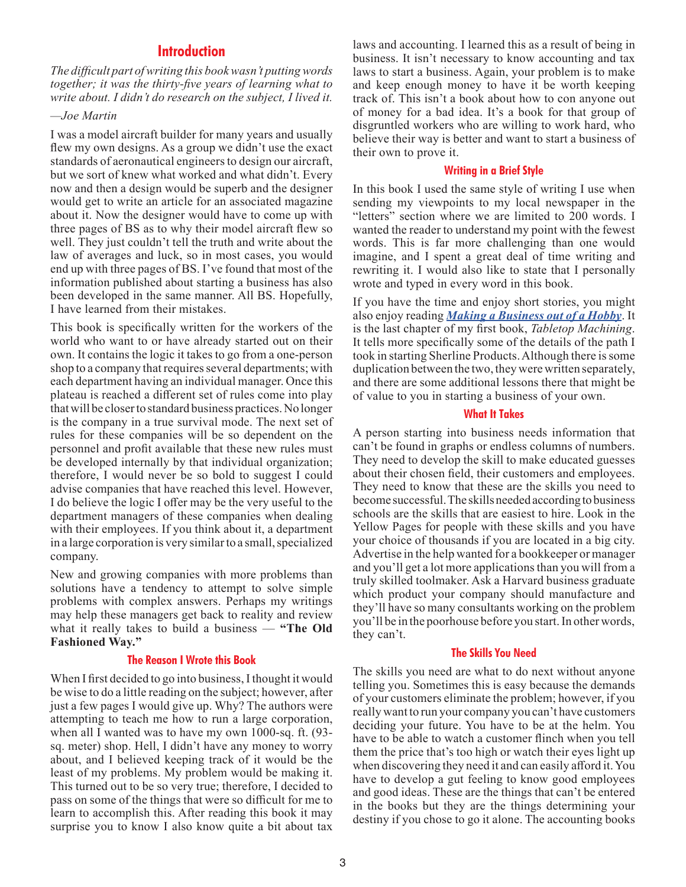## Introduction

*The difficult part of writing this book wasn't putting words together; it was the thirty-five years of learning what to write about. I didn't do research on the subject, I lived it.*

*—Joe Martin*

I was a model aircraft builder for many years and usually flew my own designs. As a group we didn't use the exact standards of aeronautical engineers to design our aircraft, but we sort of knew what worked and what didn't. Every now and then a design would be superb and the designer would get to write an article for an associated magazine about it. Now the designer would have to come up with three pages of BS as to why their model aircraft flew so well. They just couldn't tell the truth and write about the law of averages and luck, so in most cases, you would end up with three pages of BS. I've found that most of the information published about starting a business has also been developed in the same manner. All BS. Hopefully, I have learned from their mistakes.

This book is specifically written for the workers of the world who want to or have already started out on their own. It contains the logic it takes to go from a one-person shop to a company that requires several departments; with each department having an individual manager. Once this plateau is reached a different set of rules come into play that will be closer to standard business practices. No longer is the company in a true survival mode. The next set of rules for these companies will be so dependent on the personnel and profit available that these new rules must be developed internally by that individual organization; therefore, I would never be so bold to suggest I could advise companies that have reached this level. However, I do believe the logic I offer may be the very useful to the department managers of these companies when dealing with their employees. If you think about it, a department in a large corporation is very similar to a small, specialized company.

New and growing companies with more problems than solutions have a tendency to attempt to solve simple problems with complex answers. Perhaps my writings may help these managers get back to reality and review what it really takes to build a business — **"The Old Fashioned Way."**

### The Reason I Wrote this Book

When I first decided to go into business, I thought it would be wise to do a little reading on the subject; however, after just a few pages I would give up. Why? The authors were attempting to teach me how to run a large corporation, when all I wanted was to have my own 1000-sq. ft. (93-sq. meter) shop. Hell, I didn't have any money to worry about, and I believed keeping track of it would be the least of my problems. My problem would be making it. This turned out to be so very true; therefore, I decided to pass on some of the things that were so difficult for me to learn to accomplish this. After reading this book it may surprise you to know I also know quite a bit about tax laws and accounting. I learned this as a result of being in business. It isn't necessary to know accounting and tax laws to start a business. Again, your problem is to make and keep enough money to have it be worth keeping track of. This isn't a book about how to con anyone out of money for a bad idea. It's a book for that group of disgruntled workers who are willing to work hard, who believe their way is better and want to start a business of their own to prove it.

### Writing in a Brief Style

In this book I used the same style of writing I use when sending my viewpoints to my local newspaper in the "letters" section where we are limited to 200 words. I wanted the reader to understand my point with the fewest words. This is far more challenging than one would imagine, and I spent a great deal of time writing and rewriting it. I would also like to state that I personally wrote and typed in every word in this book.

If you have the time and enjoy short stories, you might also enjoy reading ***Making a Business out of a Hobby***. It is the last chapter of my first book, *Tabletop Machining*. It tells more specifically some of the details of the path I took in starting Sherline Products. Although there is some duplication between the two, they were written separately, and there are some additional lessons there that might be of value to you in starting a business of your own.

### What It Takes

A person starting into business needs information that can't be found in graphs or endless columns of numbers. They need to develop the skill to make educated guesses about their chosen field, their customers and employees. They need to know that these are the skills you need to become successful. The skills needed according to business schools are the skills that are easiest to hire. Look in the Yellow Pages for people with these skills and you have your choice of thousands if you are located in a big city. Advertise in the help wanted for a bookkeeper or manager and you'll get a lot more applications than you will from a truly skilled toolmaker. Ask a Harvard business graduate which product your company should manufacture and they'll have so many consultants working on the problem you'll be in the poorhouse before you start. In other words, they can't.

### The Skills You Need

The skills you need are what to do next without anyone telling you. Sometimes this is easy because the demands of your customers eliminate the problem; however, if you really want to run your company you can't have customers deciding your future. You have to be at the helm. You have to be able to watch a customer flinch when you tell them the price that's too high or watch their eyes light up when discovering they need it and can easily afford it. You have to develop a gut feeling to know good employees and good ideas. These are the things that can't be entered in the books but they are the things determining your destiny if you chose to go it alone. The accounting books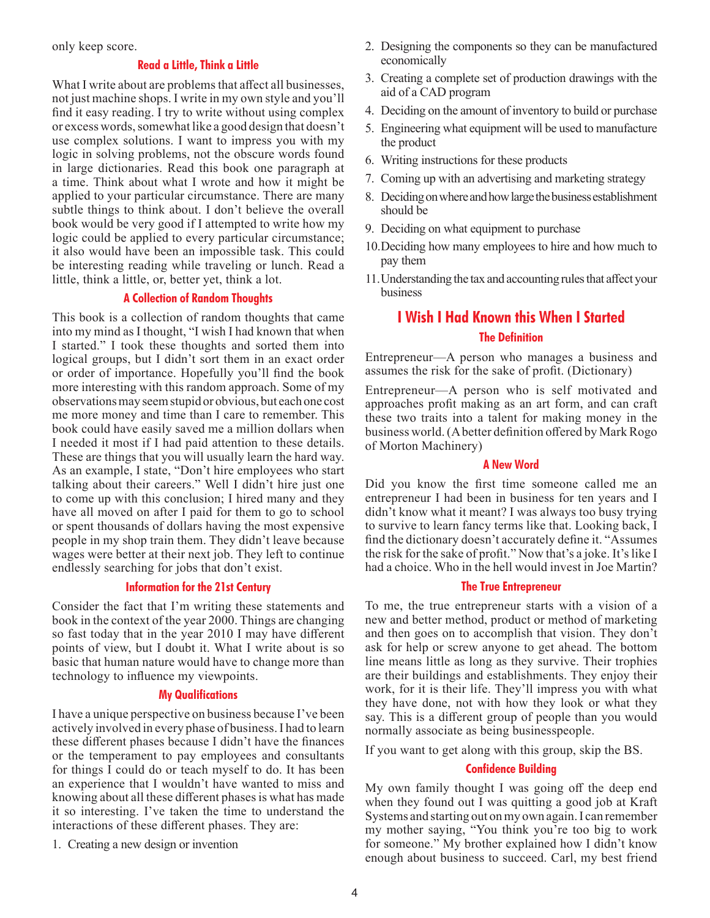only keep score.

### Read a Little, Think a Little

What I write about are problems that affect all businesses, not just machine shops. I write in my own style and you'll find it easy reading. I try to write without using complex or excess words, somewhat like a good design that doesn't use complex solutions. I want to impress you with my logic in solving problems, not the obscure words found in large dictionaries. Read this book one paragraph at a time. Think about what I wrote and how it might be applied to your particular circumstance. There are many subtle things to think about. I don't believe the overall book would be very good if I attempted to write how my logic could be applied to every particular circumstance; it also would have been an impossible task. This could be interesting reading while traveling or lunch. Read a little, think a little, or, better yet, think a lot.

### A Collection of Random Thoughts

This book is a collection of random thoughts that came into my mind as I thought, "I wish I had known that when I started." I took these thoughts and sorted them into logical groups, but I didn't sort them in an exact order or order of importance. Hopefully you'll find the book more interesting with this random approach. Some of my observations may seem stupid or obvious, but each one cost me more money and time than I care to remember. This book could have easily saved me a million dollars when I needed it most if I had paid attention to these details. These are things that you will usually learn the hard way. As an example, I state, "Don't hire employees who start talking about their careers." Well I didn't hire just one to come up with this conclusion; I hired many and they have all moved on after I paid for them to go to school or spent thousands of dollars having the most expensive people in my shop train them. They didn't leave because wages were better at their next job. They left to continue endlessly searching for jobs that don't exist.

### Information for the 21st Century

Consider the fact that I'm writing these statements and book in the context of the year 2000. Things are changing so fast today that in the year 2010 I may have different points of view, but I doubt it. What I write about is so basic that human nature would have to change more than technology to influence my viewpoints.

### My Qualifications

I have a unique perspective on business because I've been actively involved in every phase of business. I had to learn these different phases because I didn't have the finances or the temperament to pay employees and consultants for things I could do or teach myself to do. It has been an experience that I wouldn't have wanted to miss and knowing about all these different phases is what has made it so interesting. I've taken the time to understand the interactions of these different phases. They are:

1. Creating a new design or invention
2. Designing the components so they can be manufactured economically
3. Creating a complete set of production drawings with the aid of a CAD program
4. Deciding on the amount of inventory to build or purchase
5. Engineering what equipment will be used to manufacture the product
6. Writing instructions for these products
7. Coming up with an advertising and marketing strategy
8. Deciding on where and how large the business establishment should be
9. Deciding on what equipment to purchase
10. Deciding how many employees to hire and how much to pay them
11. Understanding the tax and accounting rules that affect your business

## I Wish I Had Known this When I Started

### The Definition

Entrepreneur—A person who manages a business and assumes the risk for the sake of profit. (Dictionary)

Entrepreneur—A person who is self motivated and approaches profit making as an art form, and can craft these two traits into a talent for making money in the business world. (A better definition offered by Mark Rogo of Morton Machinery)

### A New Word

Did you know the first time someone called me an entrepreneur I had been in business for ten years and I didn't know what it meant? I was always too busy trying to survive to learn fancy terms like that. Looking back, I find the dictionary doesn't accurately define it. "Assumes the risk for the sake of profit." Now that's a joke. It's like I had a choice. Who in the hell would invest in Joe Martin?

### The True Entrepreneur

To me, the true entrepreneur starts with a vision of a new and better method, product or method of marketing and then goes on to accomplish that vision. They don't ask for help or screw anyone to get ahead. The bottom line means little as long as they survive. Their trophies are their buildings and establishments. They enjoy their work, for it is their life. They'll impress you with what they have done, not with how they look or what they say. This is a different group of people than you would normally associate as being businesspeople.

If you want to get along with this group, skip the BS.

### Confidence Building

My own family thought I was going off the deep end when they found out I was quitting a good job at Kraft Systems and starting out on my own again. I can remember my mother saying, "You think you're too big to work for someone." My brother explained how I didn't know enough about business to succeed. Carl, my best friend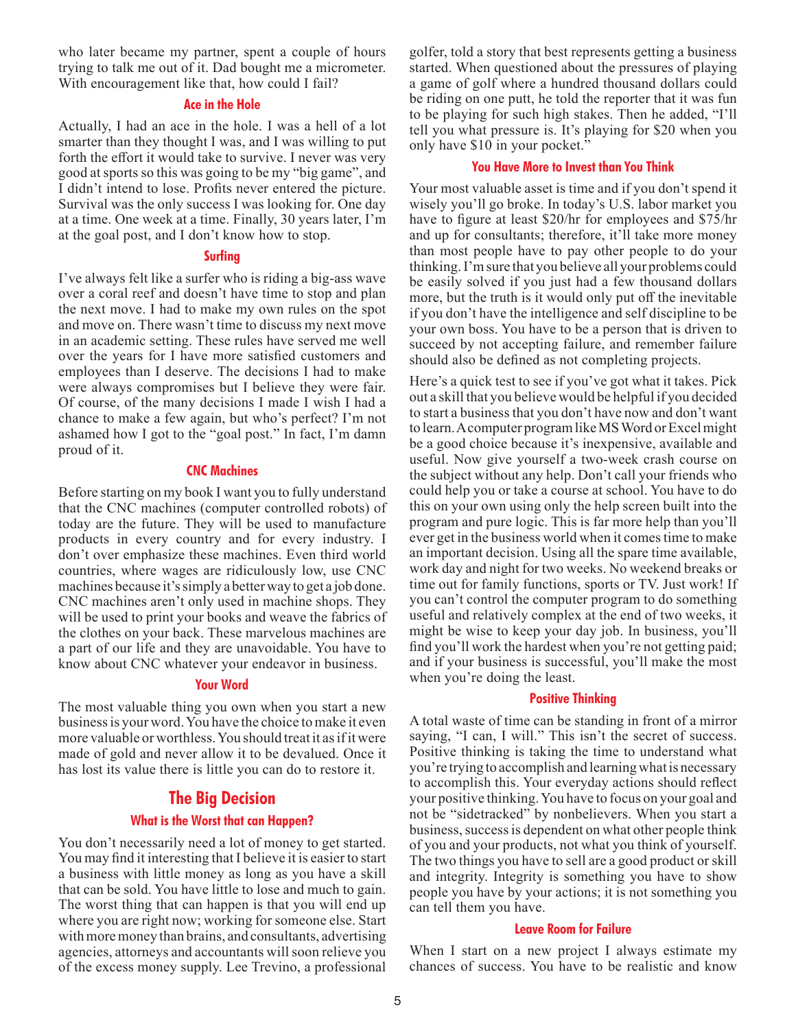who later became my partner, spent a couple of hours trying to talk me out of it. Dad bought me a micrometer. With encouragement like that, how could I fail?

### Ace in the Hole

Actually, I had an ace in the hole. I was a hell of a lot smarter than they thought I was, and I was willing to put forth the effort it would take to survive. I never was very good at sports so this was going to be my "big game", and I didn't intend to lose. Profits never entered the picture. Survival was the only success I was looking for. One day at a time. One week at a time. Finally, 30 years later, I'm at the goal post, and I don't know how to stop.

### Surfing

I've always felt like a surfer who is riding a big-ass wave over a coral reef and doesn't have time to stop and plan the next move. I had to make my own rules on the spot and move on. There wasn't time to discuss my next move in an academic setting. These rules have served me well over the years for I have more satisfied customers and employees than I deserve. The decisions I had to make were always compromises but I believe they were fair. Of course, of the many decisions I made I wish I had a chance to make a few again, but who's perfect? I'm not ashamed how I got to the "goal post." In fact, I'm damn proud of it.

### CNC Machines

Before starting on my book I want you to fully understand that the CNC machines (computer controlled robots) of today are the future. They will be used to manufacture products in every country and for every industry. I don't over emphasize these machines. Even third world countries, where wages are ridiculously low, use CNC machines because it's simply a better way to get a job done. CNC machines aren't only used in machine shops. They will be used to print your books and weave the fabrics of the clothes on your back. These marvelous machines are a part of our life and they are unavoidable. You have to know about CNC whatever your endeavor in business.

### Your Word

The most valuable thing you own when you start a new business is your word. You have the choice to make it even more valuable or worthless. You should treat it as if it were made of gold and never allow it to be devalued. Once it has lost its value there is little you can do to restore it.

## The Big Decision

### What is the Worst that can Happen?

You don't necessarily need a lot of money to get started. You may find it interesting that I believe it is easier to start a business with little money as long as you have a skill that can be sold. You have little to lose and much to gain. The worst thing that can happen is that you will end up where you are right now; working for someone else. Start with more money than brains, and consultants, advertising agencies, attorneys and accountants will soon relieve you of the excess money supply. Lee Trevino, a professional golfer, told a story that best represents getting a business started. When questioned about the pressures of playing a game of golf where a hundred thousand dollars could be riding on one putt, he told the reporter that it was fun to be playing for such high stakes. Then he added, "I'll tell you what pressure is. It's playing for $20 when you only have $10 in your pocket."

### You Have More to Invest than You Think

Your most valuable asset is time and if you don't spend it wisely you'll go broke. In today's U.S. labor market you have to figure at least $20/hr for employees and $75/hr and up for consultants; therefore, it'll take more money than most people have to pay other people to do your thinking. I'm sure that you believe all your problems could be easily solved if you just had a few thousand dollars more, but the truth is it would only put off the inevitable if you don't have the intelligence and self discipline to be your own boss. You have to be a person that is driven to succeed by not accepting failure, and remember failure should also be defined as not completing projects.

Here's a quick test to see if you've got what it takes. Pick out a skill that you believe would be helpful if you decided to start a business that you don't have now and don't want to learn. A computer program like MS Word or Excel might be a good choice because it's inexpensive, available and useful. Now give yourself a two-week crash course on the subject without any help. Don't call your friends who could help you or take a course at school. You have to do this on your own using only the help screen built into the program and pure logic. This is far more help than you'll ever get in the business world when it comes time to make an important decision. Using all the spare time available, work day and night for two weeks. No weekend breaks or time out for family functions, sports or TV. Just work! If you can't control the computer program to do something useful and relatively complex at the end of two weeks, it might be wise to keep your day job. In business, you'll find you'll work the hardest when you're not getting paid; and if your business is successful, you'll make the most when you're doing the least.

### Positive Thinking

A total waste of time can be standing in front of a mirror saying, "I can, I will." This isn't the secret of success. Positive thinking is taking the time to understand what you're trying to accomplish and learning what is necessary to accomplish this. Your everyday actions should reflect your positive thinking. You have to focus on your goal and not be "sidetracked" by nonbelievers. When you start a business, success is dependent on what other people think of you and your products, not what you think of yourself. The two things you have to sell are a good product or skill and integrity. Integrity is something you have to show people you have by your actions; it is not something you can tell them you have.

### Leave Room for Failure

When I start on a new project I always estimate my chances of success. You have to be realistic and know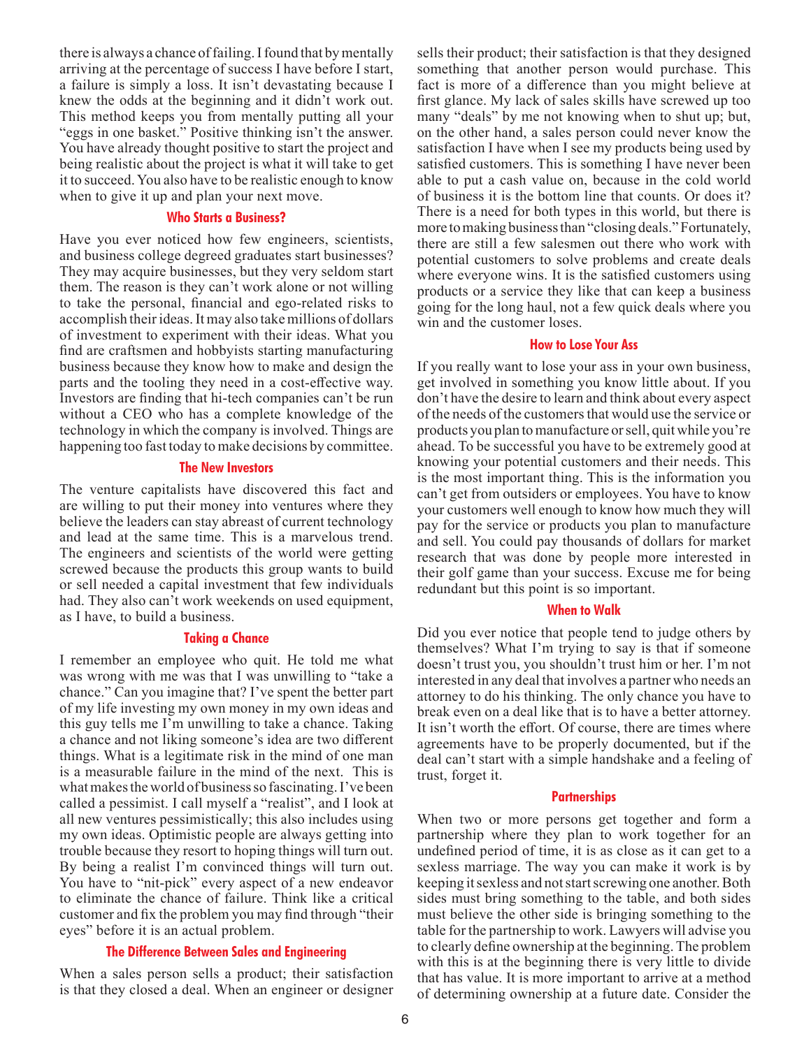there is always a chance of failing. I found that by mentally arriving at the percentage of success I have before I start, a failure is simply a loss. It isn't devastating because I knew the odds at the beginning and it didn't work out. This method keeps you from mentally putting all your "eggs in one basket." Positive thinking isn't the answer. You have already thought positive to start the project and being realistic about the project is what it will take to get it to succeed. You also have to be realistic enough to know when to give it up and plan your next move.

### Who Starts a Business?

Have you ever noticed how few engineers, scientists, and business college degreed graduates start businesses? They may acquire businesses, but they very seldom start them. The reason is they can't work alone or not willing to take the personal, financial and ego-related risks to accomplish their ideas. It may also take millions of dollars of investment to experiment with their ideas. What you find are craftsmen and hobbyists starting manufacturing business because they know how to make and design the parts and the tooling they need in a cost-effective way. Investors are finding that hi-tech companies can't be run without a CEO who has a complete knowledge of the technology in which the company is involved. Things are happening too fast today to make decisions by committee.

### The New Investors

The venture capitalists have discovered this fact and are willing to put their money into ventures where they believe the leaders can stay abreast of current technology and lead at the same time. This is a marvelous trend. The engineers and scientists of the world were getting screwed because the products this group wants to build or sell needed a capital investment that few individuals had. They also can't work weekends on used equipment, as I have, to build a business.

### Taking a Chance

I remember an employee who quit. He told me what was wrong with me was that I was unwilling to "take a chance." Can you imagine that? I've spent the better part of my life investing my own money in my own ideas and this guy tells me I'm unwilling to take a chance. Taking a chance and not liking someone's idea are two different things. What is a legitimate risk in the mind of one man is a measurable failure in the mind of the next. This is what makes the world of business so fascinating. I've been called a pessimist. I call myself a "realist", and I look at all new ventures pessimistically; this also includes using my own ideas. Optimistic people are always getting into trouble because they resort to hoping things will turn out. By being a realist I'm convinced things will turn out. You have to "nit-pick" every aspect of a new endeavor to eliminate the chance of failure. Think like a critical customer and fix the problem you may find through "their eyes" before it is an actual problem.

### The Difference Between Sales and Engineering

When a sales person sells a product; their satisfaction is that they closed a deal. When an engineer or designer sells their product; their satisfaction is that they designed something that another person would purchase. This fact is more of a difference than you might believe at first glance. My lack of sales skills have screwed up too many "deals" by me not knowing when to shut up; but, on the other hand, a sales person could never know the satisfaction I have when I see my products being used by satisfied customers. This is something I have never been able to put a cash value on, because in the cold world of business it is the bottom line that counts. Or does it? There is a need for both types in this world, but there is more to making business than "closing deals." Fortunately, there are still a few salesmen out there who work with potential customers to solve problems and create deals where everyone wins. It is the satisfied customers using products or a service they like that can keep a business going for the long haul, not a few quick deals where you win and the customer loses.

### How to Lose Your Ass

If you really want to lose your ass in your own business, get involved in something you know little about. If you don't have the desire to learn and think about every aspect of the needs of the customers that would use the service or products you plan to manufacture or sell, quit while you're ahead. To be successful you have to be extremely good at knowing your potential customers and their needs. This is the most important thing. This is the information you can't get from outsiders or employees. You have to know your customers well enough to know how much they will pay for the service or products you plan to manufacture and sell. You could pay thousands of dollars for market research that was done by people more interested in their golf game than your success. Excuse me for being redundant but this point is so important.

### When to Walk

Did you ever notice that people tend to judge others by themselves? What I'm trying to say is that if someone doesn't trust you, you shouldn't trust him or her. I'm not interested in any deal that involves a partner who needs an attorney to do his thinking. The only chance you have to break even on a deal like that is to have a better attorney. It isn't worth the effort. Of course, there are times where agreements have to be properly documented, but if the deal can't start with a simple handshake and a feeling of trust, forget it.

### Partnerships

When two or more persons get together and form a partnership where they plan to work together for an undefined period of time, it is as close as it can get to a sexless marriage. The way you can make it work is by keeping it sexless and not start screwing one another. Both sides must bring something to the table, and both sides must believe the other side is bringing something to the table for the partnership to work. Lawyers will advise you to clearly define ownership at the beginning. The problem with this is at the beginning there is very little to divide that has value. It is more important to arrive at a method of determining ownership at a future date. Consider the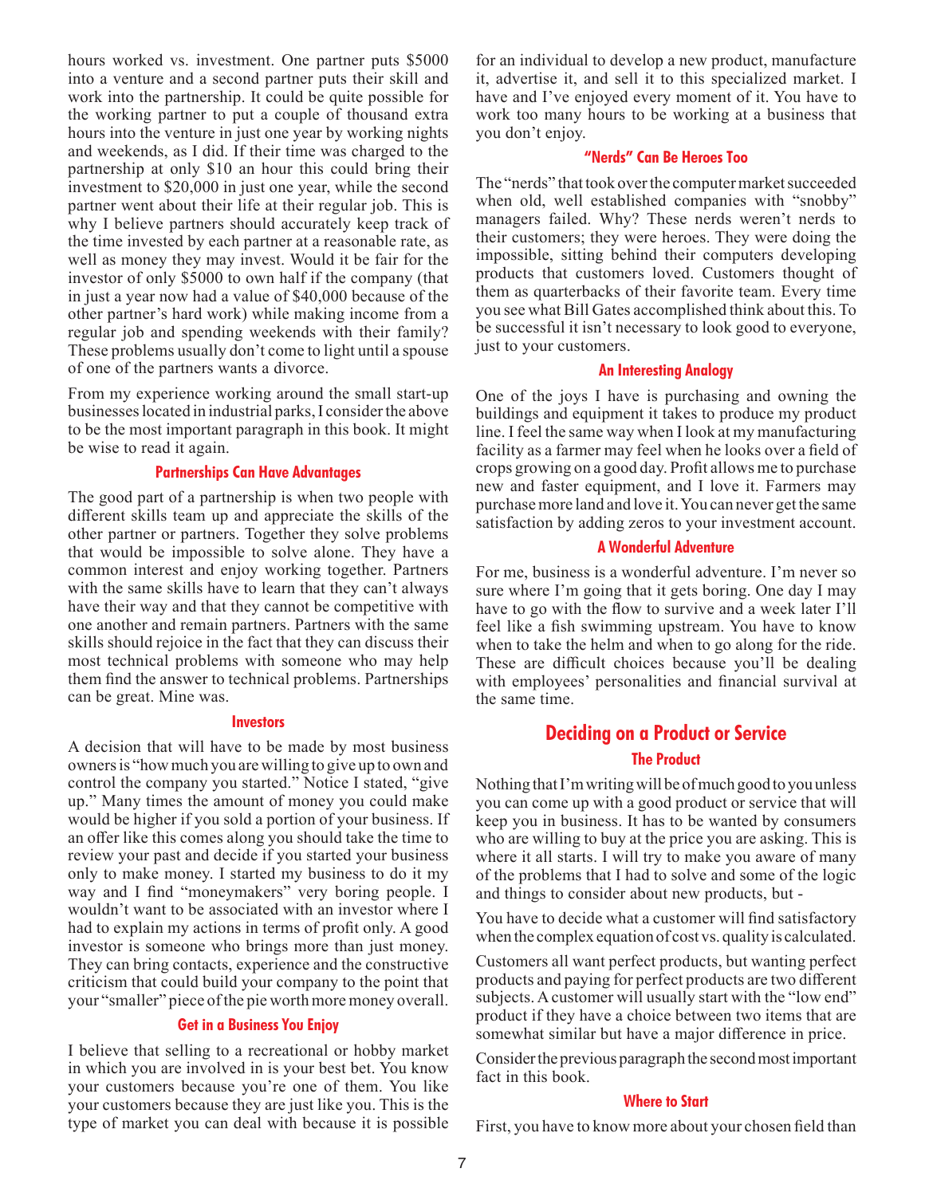hours worked vs. investment. One partner puts $5000 into a venture and a second partner puts their skill and work into the partnership. It could be quite possible for the working partner to put a couple of thousand extra hours into the venture in just one year by working nights and weekends, as I did. If their time was charged to the partnership at only $10 an hour this could bring their investment to $20,000 in just one year, while the second partner went about their life at their regular job. This is why I believe partners should accurately keep track of the time invested by each partner at a reasonable rate, as well as money they may invest. Would it be fair for the investor of only $5000 to own half if the company (that in just a year now had a value of $40,000 because of the other partner's hard work) while making income from a regular job and spending weekends with their family? These problems usually don't come to light until a spouse of one of the partners wants a divorce.

From my experience working around the small start-up businesses located in industrial parks, I consider the above to be the most important paragraph in this book. It might be wise to read it again.

### Partnerships Can Have Advantages

The good part of a partnership is when two people with different skills team up and appreciate the skills of the other partner or partners. Together they solve problems that would be impossible to solve alone. They have a common interest and enjoy working together. Partners with the same skills have to learn that they can't always have their way and that they cannot be competitive with one another and remain partners. Partners with the same skills should rejoice in the fact that they can discuss their most technical problems with someone who may help them find the answer to technical problems. Partnerships can be great. Mine was.

### Investors

A decision that will have to be made by most business owners is "how much you are willing to give up to own and control the company you started." Notice I stated, "give up." Many times the amount of money you could make would be higher if you sold a portion of your business. If an offer like this comes along you should take the time to review your past and decide if you started your business only to make money. I started my business to do it my way and I find "moneymakers" very boring people. I wouldn't want to be associated with an investor where I had to explain my actions in terms of profit only. A good investor is someone who brings more than just money. They can bring contacts, experience and the constructive criticism that could build your company to the point that your "smaller" piece of the pie worth more money overall.

### Get in a Business You Enjoy

I believe that selling to a recreational or hobby market in which you are involved in is your best bet. You know your customers because you're one of them. You like your customers because they are just like you. This is the type of market you can deal with because it is possible for an individual to develop a new product, manufacture it, advertise it, and sell it to this specialized market. I have and I've enjoyed every moment of it. You have to work too many hours to be working at a business that you don't enjoy.

### "Nerds" Can Be Heroes Too

The "nerds" that took over the computer market succeeded when old, well established companies with "snobby" managers failed. Why? These nerds weren't nerds to their customers; they were heroes. They were doing the impossible, sitting behind their computers developing products that customers loved. Customers thought of them as quarterbacks of their favorite team. Every time you see what Bill Gates accomplished think about this. To be successful it isn't necessary to look good to everyone, just to your customers.

### An Interesting Analogy

One of the joys I have is purchasing and owning the buildings and equipment it takes to produce my product line. I feel the same way when I look at my manufacturing facility as a farmer may feel when he looks over a field of crops growing on a good day. Profit allows me to purchase new and faster equipment, and I love it. Farmers may purchase more land and love it. You can never get the same satisfaction by adding zeros to your investment account.

### A Wonderful Adventure

For me, business is a wonderful adventure. I'm never so sure where I'm going that it gets boring. One day I may have to go with the flow to survive and a week later I'll feel like a fish swimming upstream. You have to know when to take the helm and when to go along for the ride. These are difficult choices because you'll be dealing with employees' personalities and financial survival at the same time.

## Deciding on a Product or Service

### The Product

Nothing that I'm writing will be of much good to you unless you can come up with a good product or service that will keep you in business. It has to be wanted by consumers who are willing to buy at the price you are asking. This is where it all starts. I will try to make you aware of many of the problems that I had to solve and some of the logic and things to consider about new products, but -

You have to decide what a customer will find satisfactory when the complex equation of cost vs. quality is calculated.

Customers all want perfect products, but wanting perfect products and paying for perfect products are two different subjects. A customer will usually start with the "low end" product if they have a choice between two items that are somewhat similar but have a major difference in price.

Consider the previous paragraph the second most important fact in this book.

### Where to Start

First, you have to know more about your chosen field than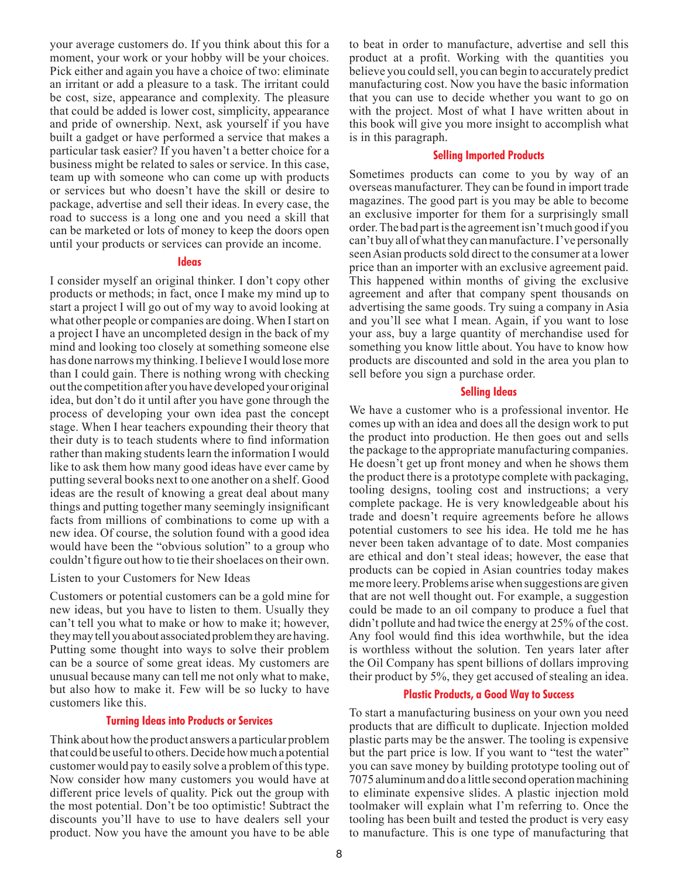your average customers do. If you think about this for a moment, your work or your hobby will be your choices. Pick either and again you have a choice of two: eliminate an irritant or add a pleasure to a task. The irritant could be cost, size, appearance and complexity. The pleasure that could be added is lower cost, simplicity, appearance and pride of ownership. Next, ask yourself if you have built a gadget or have performed a service that makes a particular task easier? If you haven't a better choice for a business might be related to sales or service. In this case, team up with someone who can come up with products or services but who doesn't have the skill or desire to package, advertise and sell their ideas. In every case, the road to success is a long one and you need a skill that can be marketed or lots of money to keep the doors open until your products or services can provide an income.

### Ideas

I consider myself an original thinker. I don't copy other products or methods; in fact, once I make my mind up to start a project I will go out of my way to avoid looking at what other people or companies are doing. When I start on a project I have an uncompleted design in the back of my mind and looking too closely at something someone else has done narrows my thinking. I believe I would lose more than I could gain. There is nothing wrong with checking out the competition after you have developed your original idea, but don't do it until after you have gone through the process of developing your own idea past the concept stage. When I hear teachers expounding their theory that their duty is to teach students where to find information rather than making students learn the information I would like to ask them how many good ideas have ever came by putting several books next to one another on a shelf. Good ideas are the result of knowing a great deal about many things and putting together many seemingly insignificant facts from millions of combinations to come up with a new idea. Of course, the solution found with a good idea would have been the "obvious solution" to a group who couldn't figure out how to tie their shoelaces on their own.

Listen to your Customers for New Ideas

Customers or potential customers can be a gold mine for new ideas, but you have to listen to them. Usually they can't tell you what to make or how to make it; however, they may tell you about associated problem they are having. Putting some thought into ways to solve their problem can be a source of some great ideas. My customers are unusual because many can tell me not only what to make, but also how to make it. Few will be so lucky to have customers like this.

### Turning Ideas into Products or Services

Think about how the product answers a particular problem that could be useful to others. Decide how much a potential customer would pay to easily solve a problem of this type. Now consider how many customers you would have at different price levels of quality. Pick out the group with the most potential. Don't be too optimistic! Subtract the discounts you'll have to use to have dealers sell your product. Now you have the amount you have to be able to beat in order to manufacture, advertise and sell this product at a profit. Working with the quantities you believe you could sell, you can begin to accurately predict manufacturing cost. Now you have the basic information that you can use to decide whether you want to go on with the project. Most of what I have written about in this book will give you more insight to accomplish what is in this paragraph.

### Selling Imported Products

Sometimes products can come to you by way of an overseas manufacturer. They can be found in import trade magazines. The good part is you may be able to become an exclusive importer for them for a surprisingly small order. The bad part is the agreement isn't much good if you can't buy all of what they can manufacture. I've personally seen Asian products sold direct to the consumer at a lower price than an importer with an exclusive agreement paid. This happened within months of giving the exclusive agreement and after that company spent thousands on advertising the same goods. Try suing a company in Asia and you'll see what I mean. Again, if you want to lose your ass, buy a large quantity of merchandise used for something you know little about. You have to know how products are discounted and sold in the area you plan to sell before you sign a purchase order.

### Selling Ideas

We have a customer who is a professional inventor. He comes up with an idea and does all the design work to put the product into production. He then goes out and sells the package to the appropriate manufacturing companies. He doesn't get up front money and when he shows them the product there is a prototype complete with packaging, tooling designs, tooling cost and instructions; a very complete package. He is very knowledgeable about his trade and doesn't require agreements before he allows potential customers to see his idea. He told me he has never been taken advantage of to date. Most companies are ethical and don't steal ideas; however, the ease that products can be copied in Asian countries today makes me more leery. Problems arise when suggestions are given that are not well thought out. For example, a suggestion could be made to an oil company to produce a fuel that didn't pollute and had twice the energy at 25% of the cost. Any fool would find this idea worthwhile, but the idea is worthless without the solution. Ten years later after the Oil Company has spent billions of dollars improving their product by 5%, they get accused of stealing an idea.

### Plastic Products, a Good Way to Success

To start a manufacturing business on your own you need products that are difficult to duplicate. Injection molded plastic parts may be the answer. The tooling is expensive but the part price is low. If you want to "test the water" you can save money by building prototype tooling out of 7075 aluminum and do a little second operation machining to eliminate expensive slides. A plastic injection mold toolmaker will explain what I'm referring to. Once the tooling has been built and tested the product is very easy to manufacture. This is one type of manufacturing that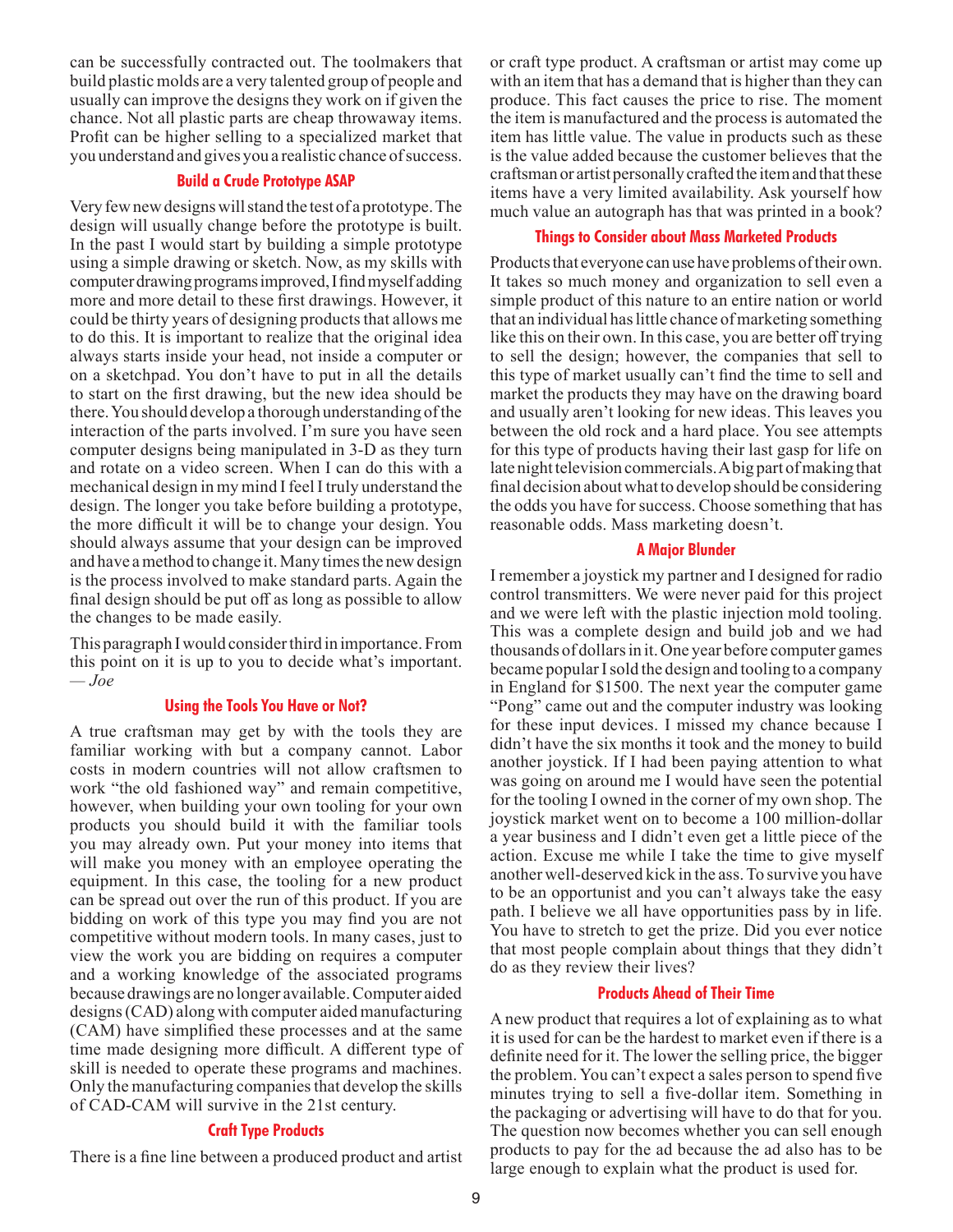can be successfully contracted out. The toolmakers that build plastic molds are a very talented group of people and usually can improve the designs they work on if given the chance. Not all plastic parts are cheap throwaway items. Profit can be higher selling to a specialized market that you understand and gives you a realistic chance of success.

### Build a Crude Prototype ASAP

Very few new designs will stand the test of a prototype. The design will usually change before the prototype is built. In the past I would start by building a simple prototype using a simple drawing or sketch. Now, as my skills with computer drawing programs improved, I find myself adding more and more detail to these first drawings. However, it could be thirty years of designing products that allows me to do this. It is important to realize that the original idea always starts inside your head, not inside a computer or on a sketchpad. You don't have to put in all the details to start on the first drawing, but the new idea should be there. You should develop a thorough understanding of the interaction of the parts involved. I'm sure you have seen computer designs being manipulated in 3-D as they turn and rotate on a video screen. When I can do this with a mechanical design in my mind I feel I truly understand the design. The longer you take before building a prototype, the more difficult it will be to change your design. You should always assume that your design can be improved and have a method to change it. Many times the new design is the process involved to make standard parts. Again the final design should be put off as long as possible to allow the changes to be made easily.

This paragraph I would consider third in importance. From this point on it is up to you to decide what's important. — *Joe*

### Using the Tools You Have or Not?

A true craftsman may get by with the tools they are familiar working with but a company cannot. Labor costs in modern countries will not allow craftsmen to work "the old fashioned way" and remain competitive, however, when building your own tooling for your own products you should build it with the familiar tools you may already own. Put your money into items that will make you money with an employee operating the equipment. In this case, the tooling for a new product can be spread out over the run of this product. If you are bidding on work of this type you may find you are not competitive without modern tools. In many cases, just to view the work you are bidding on requires a computer and a working knowledge of the associated programs because drawings are no longer available. Computer aided designs (CAD) along with computer aided manufacturing (CAM) have simplified these processes and at the same time made designing more difficult. A different type of skill is needed to operate these programs and machines. Only the manufacturing companies that develop the skills of CAD-CAM will survive in the 21st century.

### Craft Type Products

There is a fine line between a produced product and artist or craft type product. A craftsman or artist may come up with an item that has a demand that is higher than they can produce. This fact causes the price to rise. The moment the item is manufactured and the process is automated the item has little value. The value in products such as these is the value added because the customer believes that the craftsman or artist personally crafted the item and that these items have a very limited availability. Ask yourself how much value an autograph has that was printed in a book?

### Things to Consider about Mass Marketed Products

Products that everyone can use have problems of their own. It takes so much money and organization to sell even a simple product of this nature to an entire nation or world that an individual has little chance of marketing something like this on their own. In this case, you are better off trying to sell the design; however, the companies that sell to this type of market usually can't find the time to sell and market the products they may have on the drawing board and usually aren't looking for new ideas. This leaves you between the old rock and a hard place. You see attempts for this type of products having their last gasp for life on late night television commercials. A big part of making that final decision about what to develop should be considering the odds you have for success. Choose something that has reasonable odds. Mass marketing doesn't.

### A Major Blunder

I remember a joystick my partner and I designed for radio control transmitters. We were never paid for this project and we were left with the plastic injection mold tooling. This was a complete design and build job and we had thousands of dollars in it. One year before computer games became popular I sold the design and tooling to a company in England for $1500. The next year the computer game "Pong" came out and the computer industry was looking for these input devices. I missed my chance because I didn't have the six months it took and the money to build another joystick. If I had been paying attention to what was going on around me I would have seen the potential for the tooling I owned in the corner of my own shop. The joystick market went on to become a 100 million-dollar a year business and I didn't even get a little piece of the action. Excuse me while I take the time to give myself another well-deserved kick in the ass. To survive you have to be an opportunist and you can't always take the easy path. I believe we all have opportunities pass by in life. You have to stretch to get the prize. Did you ever notice that most people complain about things that they didn't do as they review their lives?

### Products Ahead of Their Time

A new product that requires a lot of explaining as to what it is used for can be the hardest to market even if there is a definite need for it. The lower the selling price, the bigger the problem. You can't expect a sales person to spend five minutes trying to sell a five-dollar item. Something in the packaging or advertising will have to do that for you. The question now becomes whether you can sell enough products to pay for the ad because the ad also has to be large enough to explain what the product is used for.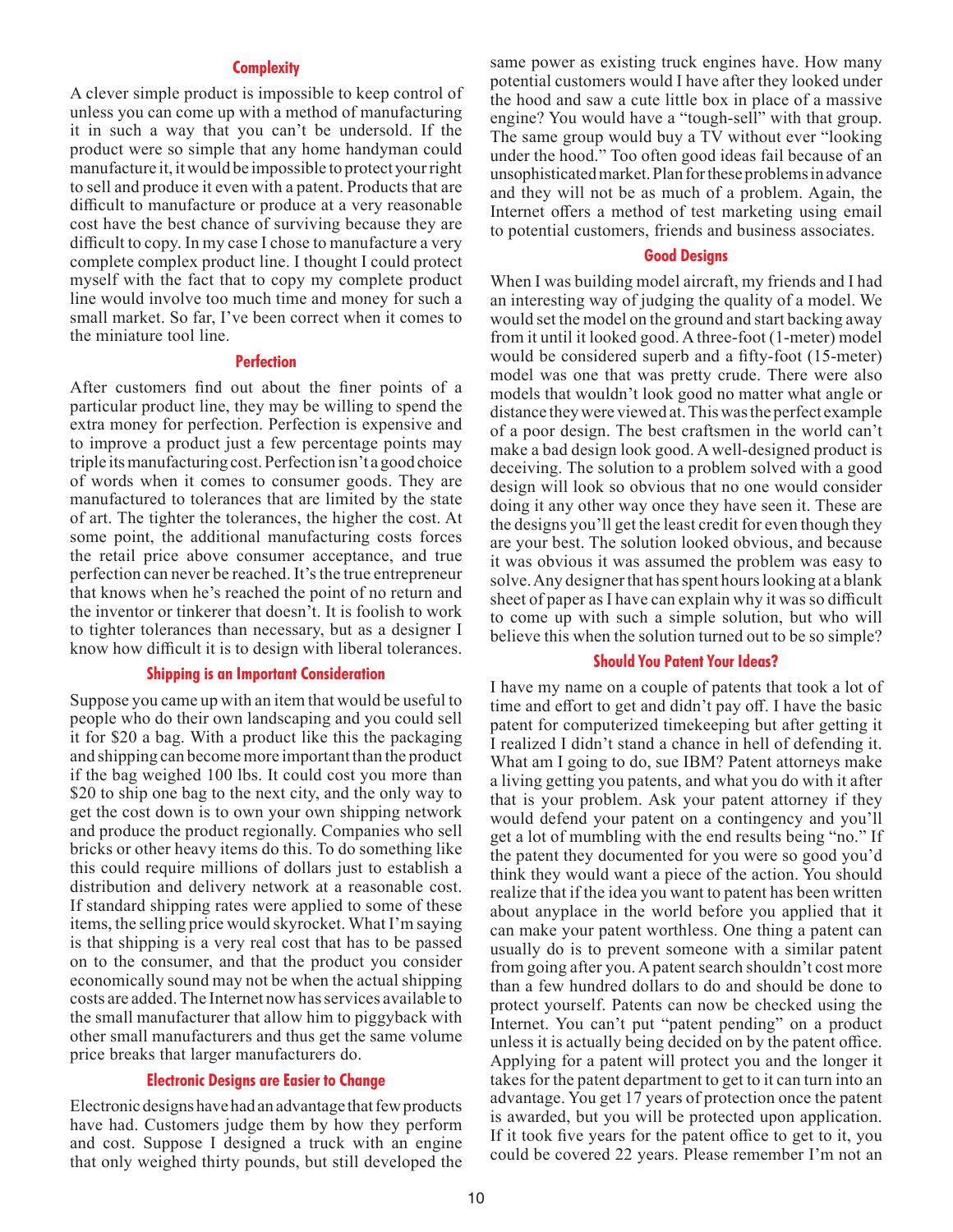### Complexity

A clever simple product is impossible to keep control of unless you can come up with a method of manufacturing it in such a way that you can't be undersold. If the product were so simple that any home handyman could manufacture it, it would be impossible to protect your right to sell and produce it even with a patent. Products that are difficult to manufacture or produce at a very reasonable cost have the best chance of surviving because they are difficult to copy. In my case I chose to manufacture a very complete complex product line. I thought I could protect myself with the fact that to copy my complete product line would involve too much time and money for such a small market. So far, I've been correct when it comes to the miniature tool line.

### Perfection

After customers find out about the finer points of a particular product line, they may be willing to spend the extra money for perfection. Perfection is expensive and to improve a product just a few percentage points may triple its manufacturing cost. Perfection isn't a good choice of words when it comes to consumer goods. They are manufactured to tolerances that are limited by the state of art. The tighter the tolerances, the higher the cost. At some point, the additional manufacturing costs forces the retail price above consumer acceptance, and true perfection can never be reached. It's the true entrepreneur that knows when he's reached the point of no return and the inventor or tinkerer that doesn't. It is foolish to work to tighter tolerances than necessary, but as a designer I know how difficult it is to design with liberal tolerances.

### Shipping is an Important Consideration

Suppose you came up with an item that would be useful to people who do their own landscaping and you could sell it for $20 a bag. With a product like this the packaging and shipping can become more important than the product if the bag weighed 100 lbs. It could cost you more than $20 to ship one bag to the next city, and the only way to get the cost down is to own your own shipping network and produce the product regionally. Companies who sell bricks or other heavy items do this. To do something like this could require millions of dollars just to establish a distribution and delivery network at a reasonable cost. If standard shipping rates were applied to some of these items, the selling price would skyrocket. What I'm saying is that shipping is a very real cost that has to be passed on to the consumer, and that the product you consider economically sound may not be when the actual shipping costs are added. The Internet now has services available to the small manufacturer that allow him to piggyback with other small manufacturers and thus get the same volume price breaks that larger manufacturers do.

### Electronic Designs are Easier to Change

Electronic designs have had an advantage that few products have had. Customers judge them by how they perform and cost. Suppose I designed a truck with an engine that only weighed thirty pounds, but still developed the same power as existing truck engines have. How many potential customers would I have after they looked under the hood and saw a cute little box in place of a massive engine? You would have a "tough-sell" with that group. The same group would buy a TV without ever "looking under the hood." Too often good ideas fail because of an unsophisticated market. Plan for these problems in advance and they will not be as much of a problem. Again, the Internet offers a method of test marketing using email to potential customers, friends and business associates.

### Good Designs

When I was building model aircraft, my friends and I had an interesting way of judging the quality of a model. We would set the model on the ground and start backing away from it until it looked good. A three-foot (1-meter) model would be considered superb and a fifty-foot (15-meter) model was one that was pretty crude. There were also models that wouldn't look good no matter what angle or distance they were viewed at. This was the perfect example of a poor design. The best craftsmen in the world can't make a bad design look good. A well-designed product is deceiving. The solution to a problem solved with a good design will look so obvious that no one would consider doing it any other way once they have seen it. These are the designs you'll get the least credit for even though they are your best. The solution looked obvious, and because it was obvious it was assumed the problem was easy to solve. Any designer that has spent hours looking at a blank sheet of paper as I have can explain why it was so difficult to come up with such a simple solution, but who will believe this when the solution turned out to be so simple?

### Should You Patent Your Ideas?

I have my name on a couple of patents that took a lot of time and effort to get and didn't pay off. I have the basic patent for computerized timekeeping but after getting it I realized I didn't stand a chance in hell of defending it. What am I going to do, sue IBM? Patent attorneys make a living getting you patents, and what you do with it after that is your problem. Ask your patent attorney if they would defend your patent on a contingency and you'll get a lot of mumbling with the end results being "no." If the patent they documented for you were so good you'd think they would want a piece of the action. You should realize that if the idea you want to patent has been written about anyplace in the world before you applied that it can make your patent worthless. One thing a patent can usually do is to prevent someone with a similar patent from going after you. A patent search shouldn't cost more than a few hundred dollars to do and should be done to protect yourself. Patents can now be checked using the Internet. You can't put "patent pending" on a product unless it is actually being decided on by the patent office. Applying for a patent will protect you and the longer it takes for the patent department to get to it can turn into an advantage. You get 17 years of protection once the patent is awarded, but you will be protected upon application. If it took five years for the patent office to get to it, you could be covered 22 years. Please remember I'm not an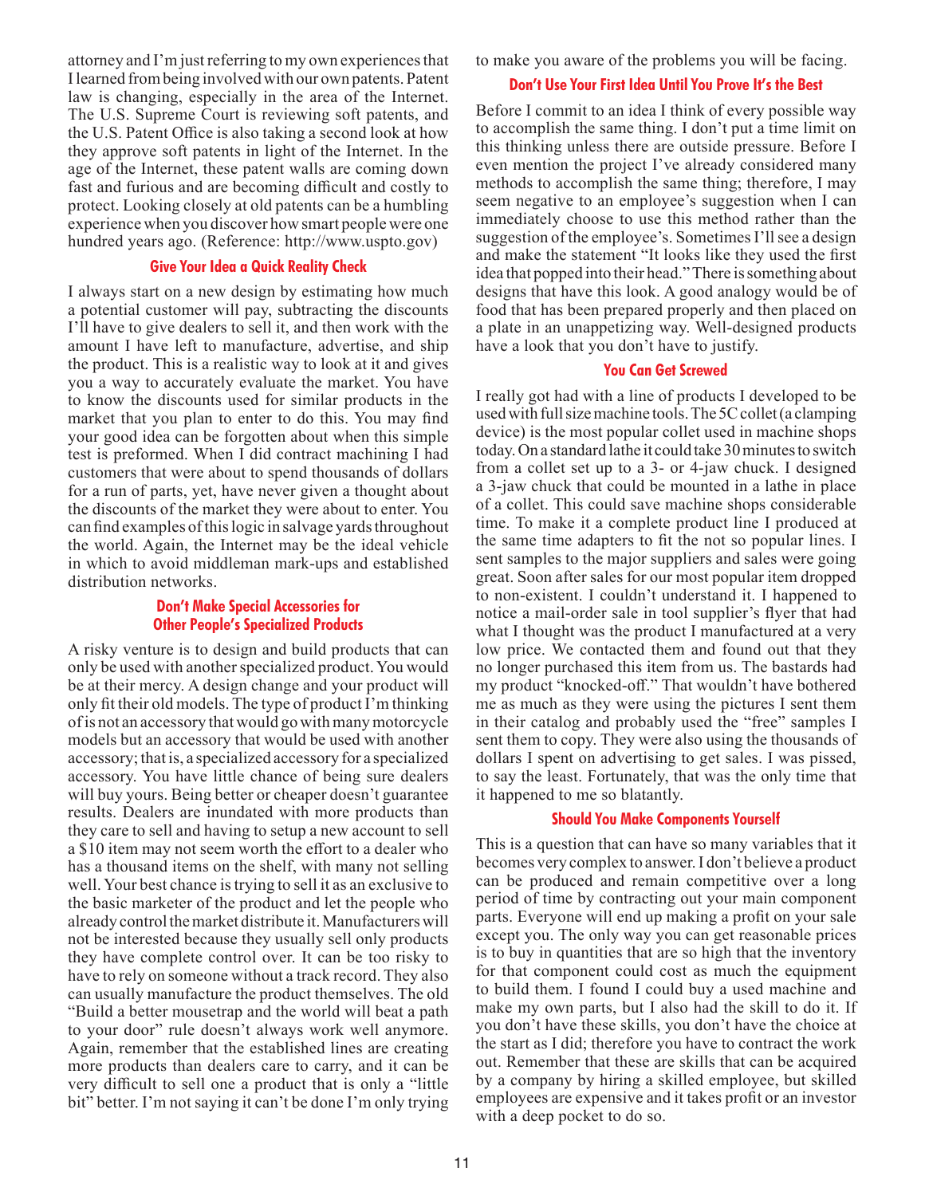attorney and I'm just referring to my own experiences that I learned from being involved with our own patents. Patent law is changing, especially in the area of the Internet. The U.S. Supreme Court is reviewing soft patents, and the U.S. Patent Office is also taking a second look at how they approve soft patents in light of the Internet. In the age of the Internet, these patent walls are coming down fast and furious and are becoming difficult and costly to protect. Looking closely at old patents can be a humbling experience when you discover how smart people were one hundred years ago. (Reference: http://www.uspto.gov)

### Give Your Idea a Quick Reality Check

I always start on a new design by estimating how much a potential customer will pay, subtracting the discounts I'll have to give dealers to sell it, and then work with the amount I have left to manufacture, advertise, and ship the product. This is a realistic way to look at it and gives you a way to accurately evaluate the market. You have to know the discounts used for similar products in the market that you plan to enter to do this. You may find your good idea can be forgotten about when this simple test is preformed. When I did contract machining I had customers that were about to spend thousands of dollars for a run of parts, yet, have never given a thought about the discounts of the market they were about to enter. You can find examples of this logic in salvage yards throughout the world. Again, the Internet may be the ideal vehicle in which to avoid middleman mark-ups and established distribution networks.

### Don't Make Special Accessories for Other People's Specialized Products

A risky venture is to design and build products that can only be used with another specialized product. You would be at their mercy. A design change and your product will only fit their old models. The type of product I'm thinking of is not an accessory that would go with many motorcycle models but an accessory that would be used with another accessory; that is, a specialized accessory for a specialized accessory. You have little chance of being sure dealers will buy yours. Being better or cheaper doesn't guarantee results. Dealers are inundated with more products than they care to sell and having to setup a new account to sell a $10 item may not seem worth the effort to a dealer who has a thousand items on the shelf, with many not selling well. Your best chance is trying to sell it as an exclusive to the basic marketer of the product and let the people who already control the market distribute it. Manufacturers will not be interested because they usually sell only products they have complete control over. It can be too risky to have to rely on someone without a track record. They also can usually manufacture the product themselves. The old "Build a better mousetrap and the world will beat a path to your door" rule doesn't always work well anymore. Again, remember that the established lines are creating more products than dealers care to carry, and it can be very difficult to sell one a product that is only a "little bit" better. I'm not saying it can't be done I'm only trying to make you aware of the problems you will be facing.

### Don't Use Your First Idea Until You Prove It's the Best

Before I commit to an idea I think of every possible way to accomplish the same thing. I don't put a time limit on this thinking unless there are outside pressure. Before I even mention the project I've already considered many methods to accomplish the same thing; therefore, I may seem negative to an employee's suggestion when I can immediately choose to use this method rather than the suggestion of the employee's. Sometimes I'll see a design and make the statement "It looks like they used the first idea that popped into their head." There is something about designs that have this look. A good analogy would be of food that has been prepared properly and then placed on a plate in an unappetizing way. Well-designed products have a look that you don't have to justify.

### You Can Get Screwed

I really got had with a line of products I developed to be used with full size machine tools. The 5C collet (a clamping device) is the most popular collet used in machine shops today. On a standard lathe it could take 30 minutes to switch from a collet set up to a 3- or 4-jaw chuck. I designed a 3-jaw chuck that could be mounted in a lathe in place of a collet. This could save machine shops considerable time. To make it a complete product line I produced at the same time adapters to fit the not so popular lines. I sent samples to the major suppliers and sales were going great. Soon after sales for our most popular item dropped to non-existent. I couldn't understand it. I happened to notice a mail-order sale in tool supplier's flyer that had what I thought was the product I manufactured at a very low price. We contacted them and found out that they no longer purchased this item from us. The bastards had my product "knocked-off." That wouldn't have bothered me as much as they were using the pictures I sent them in their catalog and probably used the "free" samples I sent them to copy. They were also using the thousands of dollars I spent on advertising to get sales. I was pissed, to say the least. Fortunately, that was the only time that it happened to me so blatantly.

### Should You Make Components Yourself

This is a question that can have so many variables that it becomes very complex to answer. I don't believe a product can be produced and remain competitive over a long period of time by contracting out your main component parts. Everyone will end up making a profit on your sale except you. The only way you can get reasonable prices is to buy in quantities that are so high that the inventory for that component could cost as much the equipment to build them. I found I could buy a used machine and make my own parts, but I also had the skill to do it. If you don't have these skills, you don't have the choice at the start as I did; therefore you have to contract the work out. Remember that these are skills that can be acquired by a company by hiring a skilled employee, but skilled employees are expensive and it takes profit or an investor with a deep pocket to do so.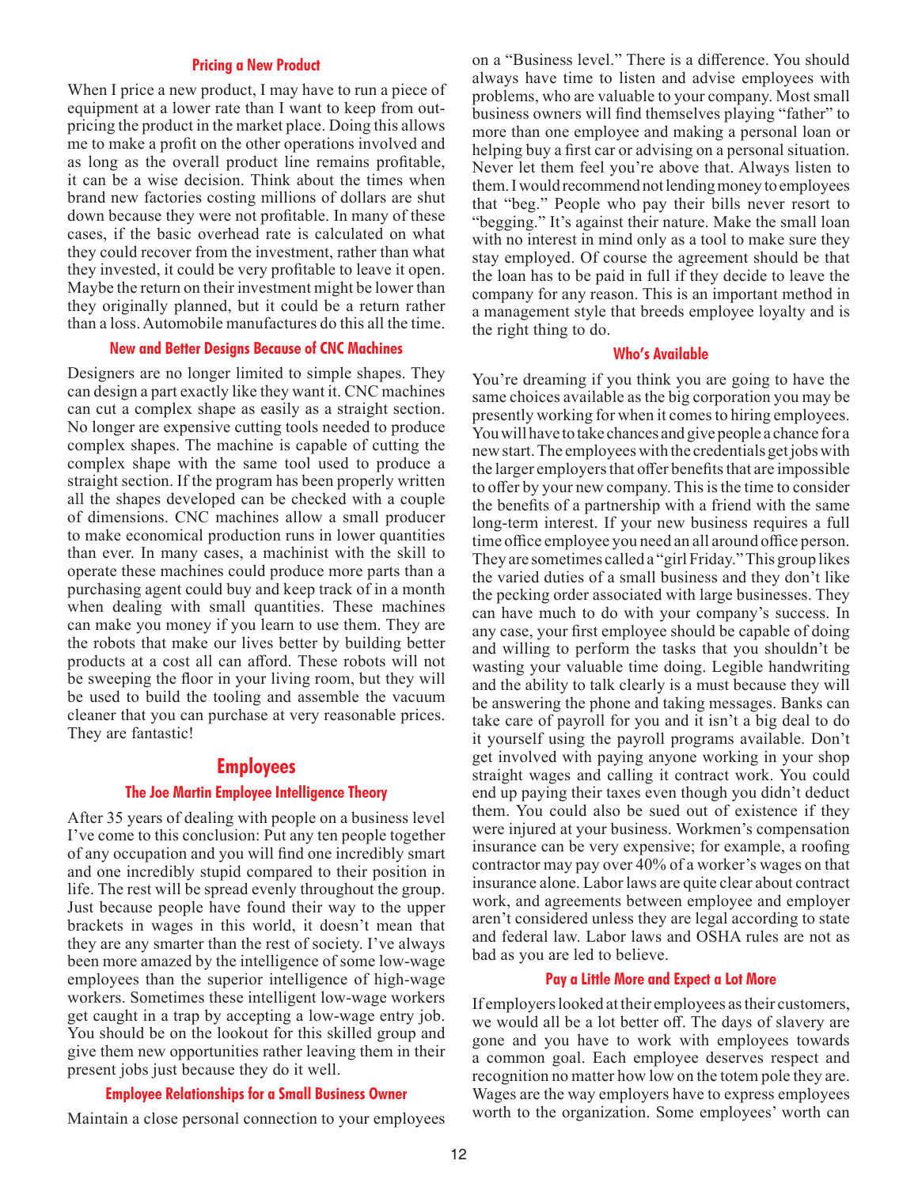### Pricing a New Product

When I price a new product, I may have to run a piece of equipment at a lower rate than I want to keep from outpricing the product in the market place. Doing this allows me to make a profit on the other operations involved and as long as the overall product line remains profitable, it can be a wise decision. Think about the times when brand new factories costing millions of dollars are shut down because they were not profitable. In many of these cases, if the basic overhead rate is calculated on what they could recover from the investment, rather than what they invested, it could be very profitable to leave it open. Maybe the return on their investment might be lower than they originally planned, but it could be a return rather than a loss. Automobile manufactures do this all the time.

### New and Better Designs Because of CNC Machines

Designers are no longer limited to simple shapes. They can design a part exactly like they want it. CNC machines can cut a complex shape as easily as a straight section. No longer are expensive cutting tools needed to produce complex shapes. The machine is capable of cutting the complex shape with the same tool used to produce a straight section. If the program has been properly written all the shapes developed can be checked with a couple of dimensions. CNC machines allow a small producer to make economical production runs in lower quantities than ever. In many cases, a machinist with the skill to operate these machines could produce more parts than a purchasing agent could buy and keep track of in a month when dealing with small quantities. These machines can make you money if you learn to use them. They are the robots that make our lives better by building better products at a cost all can afford. These robots will not be sweeping the floor in your living room, but they will be used to build the tooling and assemble the vacuum cleaner that you can purchase at very reasonable prices. They are fantastic!

## Employees

### The Joe Martin Employee Intelligence Theory

After 35 years of dealing with people on a business level I've come to this conclusion: Put any ten people together of any occupation and you will find one incredibly smart and one incredibly stupid compared to their position in life. The rest will be spread evenly throughout the group. Just because people have found their way to the upper brackets in wages in this world, it doesn't mean that they are any smarter than the rest of society. I've always been more amazed by the intelligence of some low-wage employees than the superior intelligence of high-wage workers. Sometimes these intelligent low-wage workers get caught in a trap by accepting a low-wage entry job. You should be on the lookout for this skilled group and give them new opportunities rather leaving them in their present jobs just because they do it well.

### Employee Relationships for a Small Business Owner

Maintain a close personal connection to your employees on a "Business level." There is a difference. You should always have time to listen and advise employees with problems, who are valuable to your company. Most small business owners will find themselves playing "father" to more than one employee and making a personal loan or helping buy a first car or advising on a personal situation. Never let them feel you're above that. Always listen to them. I would recommend not lending money to employees that "beg." People who pay their bills never resort to "begging." It's against their nature. Make the small loan with no interest in mind only as a tool to make sure they stay employed. Of course the agreement should be that the loan has to be paid in full if they decide to leave the company for any reason. This is an important method in a management style that breeds employee loyalty and is the right thing to do.

### Who's Available

You're dreaming if you think you are going to have the same choices available as the big corporation you may be presently working for when it comes to hiring employees. You will have to take chances and give people a chance for a new start. The employees with the credentials get jobs with the larger employers that offer benefits that are impossible to offer by your new company. This is the time to consider the benefits of a partnership with a friend with the same long-term interest. If your new business requires a full time office employee you need an all around office person. They are sometimes called a "girl Friday." This group likes the varied duties of a small business and they don't like the pecking order associated with large businesses. They can have much to do with your company's success. In any case, your first employee should be capable of doing and willing to perform the tasks that you shouldn't be wasting your valuable time doing. Legible handwriting and the ability to talk clearly is a must because they will be answering the phone and taking messages. Banks can take care of payroll for you and it isn't a big deal to do it yourself using the payroll programs available. Don't get involved with paying anyone working in your shop straight wages and calling it contract work. You could end up paying their taxes even though you didn't deduct them. You could also be sued out of existence if they were injured at your business. Workmen's compensation insurance can be very expensive; for example, a roofing contractor may pay over 40% of a worker's wages on that insurance alone. Labor laws are quite clear about contract work, and agreements between employee and employer aren't considered unless they are legal according to state and federal law. Labor laws and OSHA rules are not as bad as you are led to believe.

### Pay a Little More and Expect a Lot More

If employers looked at their employees as their customers, we would all be a lot better off. The days of slavery are gone and you have to work with employees towards a common goal. Each employee deserves respect and recognition no matter how low on the totem pole they are. Wages are the way employers have to express employees worth to the organization. Some employees' worth can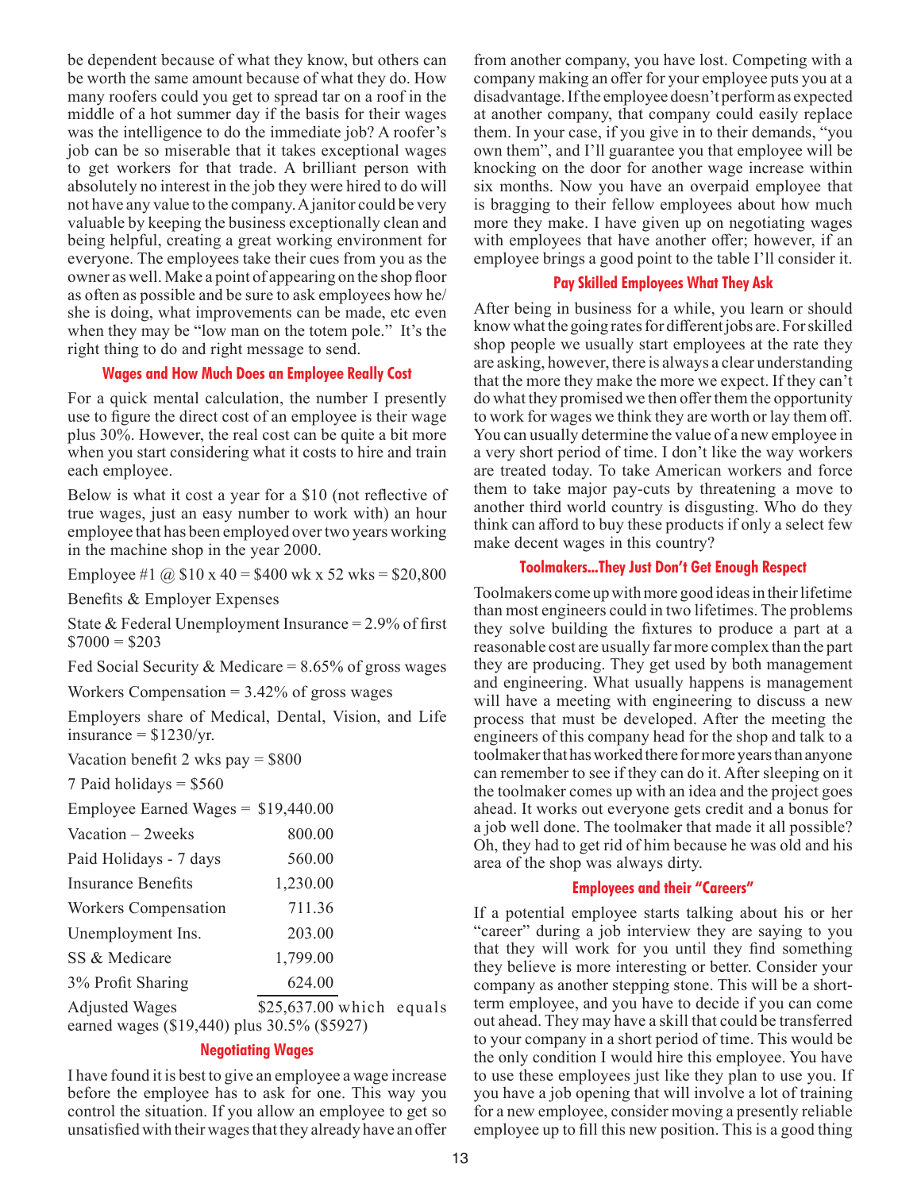be dependent because of what they know, but others can be worth the same amount because of what they do. How many roofers could you get to spread tar on a roof in the middle of a hot summer day if the basis for their wages was the intelligence to do the immediate job? A roofer's job can be so miserable that it takes exceptional wages to get workers for that trade. A brilliant person with absolutely no interest in the job they were hired to do will not have any value to the company. A janitor could be very valuable by keeping the business exceptionally clean and being helpful, creating a great working environment for everyone. The employees take their cues from you as the owner as well. Make a point of appearing on the shop floor as often as possible and be sure to ask employees how he/she is doing, what improvements can be made, etc even when they may be "low man on the totem pole." It's the right thing to do and right message to send.

### Wages and How Much Does an Employee Really Cost

For a quick mental calculation, the number I presently use to figure the direct cost of an employee is their wage plus 30%. However, the real cost can be quite a bit more when you start considering what it costs to hire and train each employee.

Below is what it cost a year for a $10 (not reflective of true wages, just an easy number to work with) an hour employee that has been employed over two years working in the machine shop in the year 2000.

Employee #1 @ $10 x 40 = $400 wk x 52 wks = $20,800

Benefits & Employer Expenses

State & Federal Unemployment Insurance = 2.9% of first $7000 = $203

Fed Social Security & Medicare = 8.65% of gross wages

Workers Compensation = 3.42% of gross wages

Employers share of Medical, Dental, Vision, and Life insurance = $1230/yr.

Vacation benefit 2 wks pay = $800

7 Paid holidays = $560

| | |
|---|---|
| Employee Earned Wages = | $19,440.00 |
| Vacation – 2weeks | 800.00 |
| Paid Holidays - 7 days | 560.00 |
| Insurance Benefits | 1,230.00 |
| Workers Compensation | 711.36 |
| Unemployment Ins. | 203.00 |
| SS & Medicare | 1,799.00 |
| 3% Profit Sharing | 624.00 |
| Adjusted Wages | $25,637.00 |

which equals earned wages ($19,440) plus 30.5% ($5927)

### Negotiating Wages

I have found it is best to give an employee a wage increase before the employee has to ask for one. This way you control the situation. If you allow an employee to get so unsatisfied with their wages that they already have an offer from another company, you have lost. Competing with a company making an offer for your employee puts you at a disadvantage. If the employee doesn't perform as expected at another company, that company could easily replace them. In your case, if you give in to their demands, "you own them", and I'll guarantee you that employee will be knocking on the door for another wage increase within six months. Now you have an overpaid employee that is bragging to their fellow employees about how much more they make. I have given up on negotiating wages with employees that have another offer; however, if an employee brings a good point to the table I'll consider it.

### Pay Skilled Employees What They Ask

After being in business for a while, you learn or should know what the going rates for different jobs are. For skilled shop people we usually start employees at the rate they are asking, however, there is always a clear understanding that the more they make the more we expect. If they can't do what they promised we then offer them the opportunity to work for wages we think they are worth or lay them off. You can usually determine the value of a new employee in a very short period of time. I don't like the way workers are treated today. To take American workers and force them to take major pay-cuts by threatening a move to another third world country is disgusting. Who do they think can afford to buy these products if only a select few make decent wages in this country?

### Toolmakers...They Just Don't Get Enough Respect

Toolmakers come up with more good ideas in their lifetime than most engineers could in two lifetimes. The problems they solve building the fixtures to produce a part at a reasonable cost are usually far more complex than the part they are producing. They get used by both management and engineering. What usually happens is management will have a meeting with engineering to discuss a new process that must be developed. After the meeting the engineers of this company head for the shop and talk to a toolmaker that has worked there for more years than anyone can remember to see if they can do it. After sleeping on it the toolmaker comes up with an idea and the project goes ahead. It works out everyone gets credit and a bonus for a job well done. The toolmaker that made it all possible? Oh, they had to get rid of him because he was old and his area of the shop was always dirty.

### Employees and their "Careers"

If a potential employee starts talking about his or her "career" during a job interview they are saying to you that they will work for you until they find something they believe is more interesting or better. Consider your company as another stepping stone. This will be a short-term employee, and you have to decide if you can come out ahead. They may have a skill that could be transferred to your company in a short period of time. This would be the only condition I would hire this employee. You have to use these employees just like they plan to use you. If you have a job opening that will involve a lot of training for a new employee, consider moving a presently reliable employee up to fill this new position. This is a good thing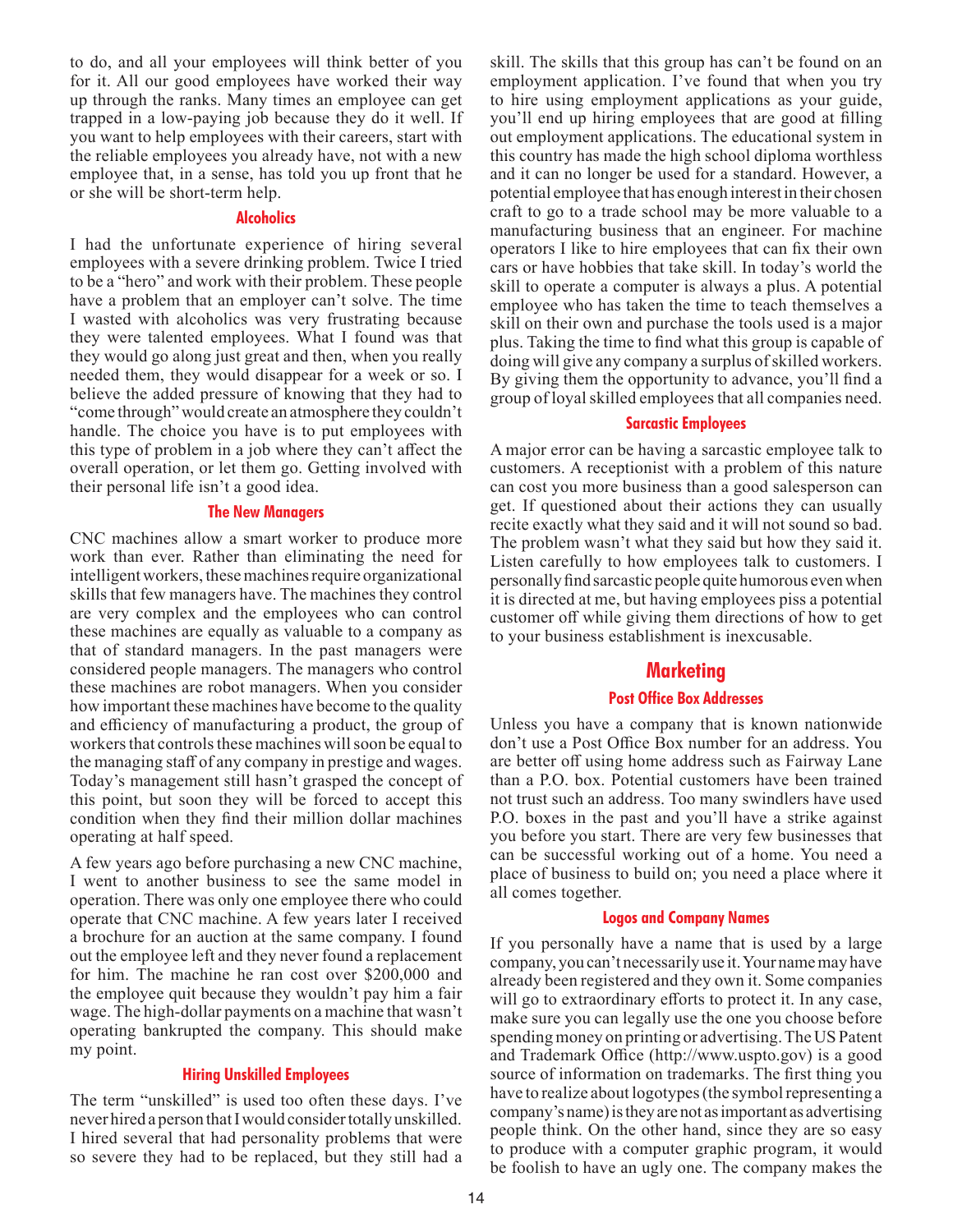to do, and all your employees will think better of you for it. All our good employees have worked their way up through the ranks. Many times an employee can get trapped in a low-paying job because they do it well. If you want to help employees with their careers, start with the reliable employees you already have, not with a new employee that, in a sense, has told you up front that he or she will be short-term help.

### Alcoholics

I had the unfortunate experience of hiring several employees with a severe drinking problem. Twice I tried to be a "hero" and work with their problem. These people have a problem that an employer can't solve. The time I wasted with alcoholics was very frustrating because they were talented employees. What I found was that they would go along just great and then, when you really needed them, they would disappear for a week or so. I believe the added pressure of knowing that they had to "come through" would create an atmosphere they couldn't handle. The choice you have is to put employees with this type of problem in a job where they can't affect the overall operation, or let them go. Getting involved with their personal life isn't a good idea.

### The New Managers

CNC machines allow a smart worker to produce more work than ever. Rather than eliminating the need for intelligent workers, these machines require organizational skills that few managers have. The machines they control are very complex and the employees who can control these machines are equally as valuable to a company as that of standard managers. In the past managers were considered people managers. The managers who control these machines are robot managers. When you consider how important these machines have become to the quality and efficiency of manufacturing a product, the group of workers that controls these machines will soon be equal to the managing staff of any company in prestige and wages. Today's management still hasn't grasped the concept of this point, but soon they will be forced to accept this condition when they find their million dollar machines operating at half speed.

A few years ago before purchasing a new CNC machine, I went to another business to see the same model in operation. There was only one employee there who could operate that CNC machine. A few years later I received a brochure for an auction at the same company. I found out the employee left and they never found a replacement for him. The machine he ran cost over $200,000 and the employee quit because they wouldn't pay him a fair wage. The high-dollar payments on a machine that wasn't operating bankrupted the company. This should make my point.

### Hiring Unskilled Employees

The term "unskilled" is used too often these days. I've never hired a person that I would consider totally unskilled. I hired several that had personality problems that were so severe they had to be replaced, but they still had a skill. The skills that this group has can't be found on an employment application. I've found that when you try to hire using employment applications as your guide, you'll end up hiring employees that are good at filling out employment applications. The educational system in this country has made the high school diploma worthless and it can no longer be used for a standard. However, a potential employee that has enough interest in their chosen craft to go to a trade school may be more valuable to a manufacturing business that an engineer. For machine operators I like to hire employees that can fix their own cars or have hobbies that take skill. In today's world the skill to operate a computer is always a plus. A potential employee who has taken the time to teach themselves a skill on their own and purchase the tools used is a major plus. Taking the time to find what this group is capable of doing will give any company a surplus of skilled workers. By giving them the opportunity to advance, you'll find a group of loyal skilled employees that all companies need.

### Sarcastic Employees

A major error can be having a sarcastic employee talk to customers. A receptionist with a problem of this nature can cost you more business than a good salesperson can get. If questioned about their actions they can usually recite exactly what they said and it will not sound so bad. The problem wasn't what they said but how they said it. Listen carefully to how employees talk to customers. I personally find sarcastic people quite humorous even when it is directed at me, but having employees piss a potential customer off while giving them directions of how to get to your business establishment is inexcusable.

## Marketing

### Post Office Box Addresses

Unless you have a company that is known nationwide don't use a Post Office Box number for an address. You are better off using home address such as Fairway Lane than a P.O. box. Potential customers have been trained not trust such an address. Too many swindlers have used P.O. boxes in the past and you'll have a strike against you before you start. There are very few businesses that can be successful working out of a home. You need a place of business to build on; you need a place where it all comes together.

### Logos and Company Names

If you personally have a name that is used by a large company, you can't necessarily use it. Your name may have already been registered and they own it. Some companies will go to extraordinary efforts to protect it. In any case, make sure you can legally use the one you choose before spending money on printing or advertising. The US Patent and Trademark Office (http://www.uspto.gov) is a good source of information on trademarks. The first thing you have to realize about logotypes (the symbol representing a company's name) is they are not as important as advertising people think. On the other hand, since they are so easy to produce with a computer graphic program, it would be foolish to have an ugly one. The company makes the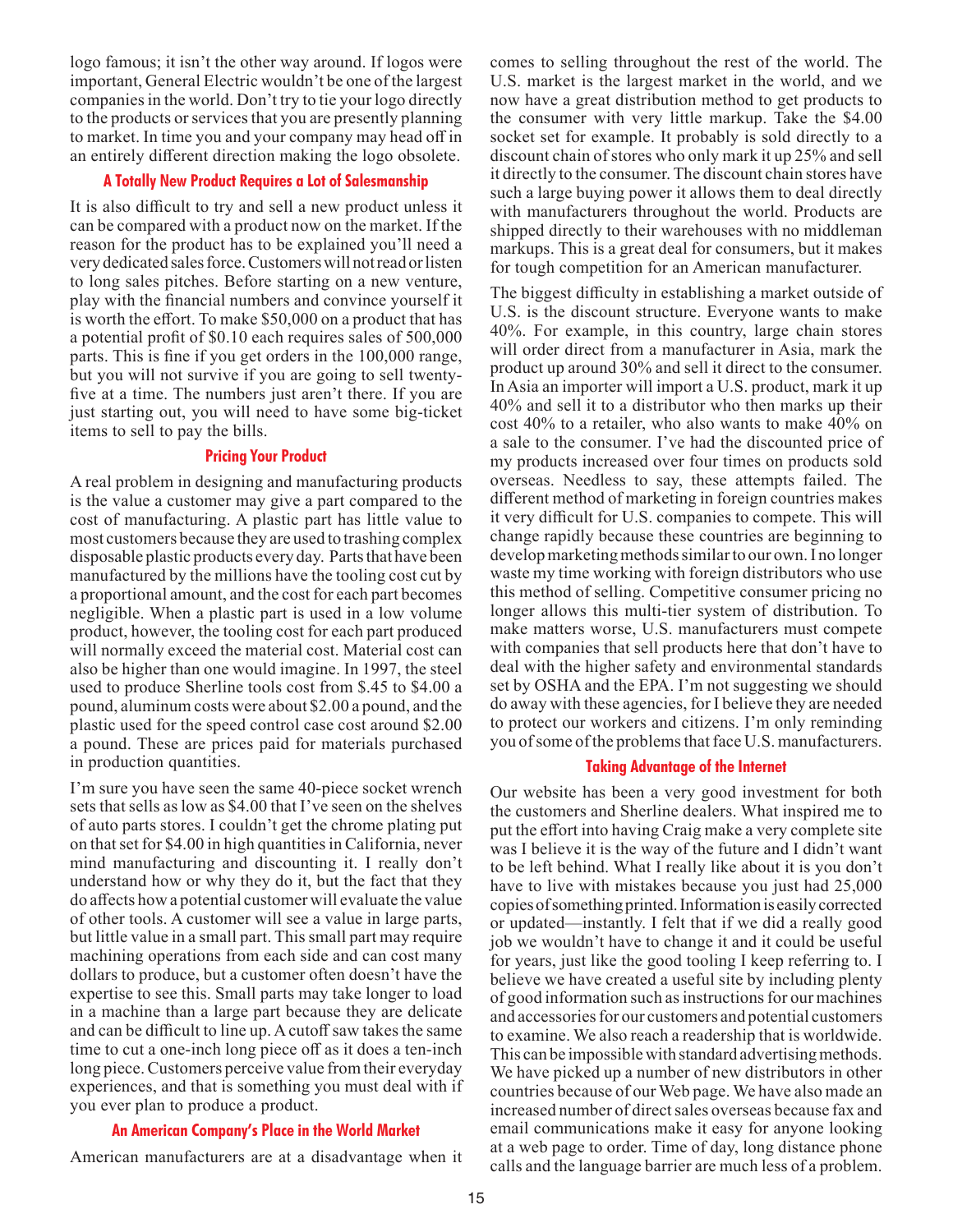logo famous; it isn't the other way around. If logos were important, General Electric wouldn't be one of the largest companies in the world. Don't try to tie your logo directly to the products or services that you are presently planning to market. In time you and your company may head off in an entirely different direction making the logo obsolete.

### A Totally New Product Requires a Lot of Salesmanship

It is also difficult to try and sell a new product unless it can be compared with a product now on the market. If the reason for the product has to be explained you'll need a very dedicated sales force. Customers will not read or listen to long sales pitches. Before starting on a new venture, play with the financial numbers and convince yourself it is worth the effort. To make $50,000 on a product that has a potential profit of $0.10 each requires sales of 500,000 parts. This is fine if you get orders in the 100,000 range, but you will not survive if you are going to sell twenty-five at a time. The numbers just aren't there. If you are just starting out, you will need to have some big-ticket items to sell to pay the bills.

### Pricing Your Product

A real problem in designing and manufacturing products is the value a customer may give a part compared to the cost of manufacturing. A plastic part has little value to most customers because they are used to trashing complex disposable plastic products every day. Parts that have been manufactured by the millions have the tooling cost cut by a proportional amount, and the cost for each part becomes negligible. When a plastic part is used in a low volume product, however, the tooling cost for each part produced will normally exceed the material cost. Material cost can also be higher than one would imagine. In 1997, the steel used to produce Sherline tools cost from $.45 to $4.00 a pound, aluminum costs were about $2.00 a pound, and the plastic used for the speed control case cost around $2.00 a pound. These are prices paid for materials purchased in production quantities.

I'm sure you have seen the same 40-piece socket wrench sets that sells as low as $4.00 that I've seen on the shelves of auto parts stores. I couldn't get the chrome plating put on that set for $4.00 in high quantities in California, never mind manufacturing and discounting it. I really don't understand how or why they do it, but the fact that they do affects how a potential customer will evaluate the value of other tools. A customer will see a value in large parts, but little value in a small part. This small part may require machining operations from each side and can cost many dollars to produce, but a customer often doesn't have the expertise to see this. Small parts may take longer to load in a machine than a large part because they are delicate and can be difficult to line up. A cutoff saw takes the same time to cut a one-inch long piece off as it does a ten-inch long piece. Customers perceive value from their everyday experiences, and that is something you must deal with if you ever plan to produce a product.

### An American Company's Place in the World Market

American manufacturers are at a disadvantage when it comes to selling throughout the rest of the world. The U.S. market is the largest market in the world, and we now have a great distribution method to get products to the consumer with very little markup. Take the $4.00 socket set for example. It probably is sold directly to a discount chain of stores who only mark it up 25% and sell it directly to the consumer. The discount chain stores have such a large buying power it allows them to deal directly with manufacturers throughout the world. Products are shipped directly to their warehouses with no middleman markups. This is a great deal for consumers, but it makes for tough competition for an American manufacturer.

The biggest difficulty in establishing a market outside of U.S. is the discount structure. Everyone wants to make 40%. For example, in this country, large chain stores will order direct from a manufacturer in Asia, mark the product up around 30% and sell it direct to the consumer. In Asia an importer will import a U.S. product, mark it up 40% and sell it to a distributor who then marks up their cost 40% to a retailer, who also wants to make 40% on a sale to the consumer. I've had the discounted price of my products increased over four times on products sold overseas. Needless to say, these attempts failed. The different method of marketing in foreign countries makes it very difficult for U.S. companies to compete. This will change rapidly because these countries are beginning to develop marketing methods similar to our own. I no longer waste my time working with foreign distributors who use this method of selling. Competitive consumer pricing no longer allows this multi-tier system of distribution. To make matters worse, U.S. manufacturers must compete with companies that sell products here that don't have to deal with the higher safety and environmental standards set by OSHA and the EPA. I'm not suggesting we should do away with these agencies, for I believe they are needed to protect our workers and citizens. I'm only reminding you of some of the problems that face U.S. manufacturers.

### Taking Advantage of the Internet

Our website has been a very good investment for both the customers and Sherline dealers. What inspired me to put the effort into having Craig make a very complete site was I believe it is the way of the future and I didn't want to be left behind. What I really like about it is you don't have to live with mistakes because you just had 25,000 copies of something printed. Information is easily corrected or updated—instantly. I felt that if we did a really good job we wouldn't have to change it and it could be useful for years, just like the good tooling I keep referring to. I believe we have created a useful site by including plenty of good information such as instructions for our machines and accessories for our customers and potential customers to examine. We also reach a readership that is worldwide. This can be impossible with standard advertising methods. We have picked up a number of new distributors in other countries because of our Web page. We have also made an increased number of direct sales overseas because fax and email communications make it easy for anyone looking at a web page to order. Time of day, long distance phone calls and the language barrier are much less of a problem.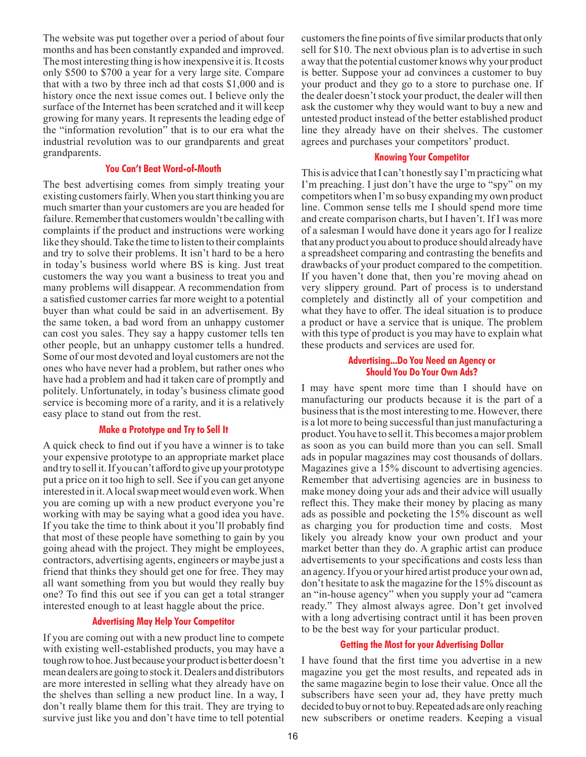The website was put together over a period of about four months and has been constantly expanded and improved. The most interesting thing is how inexpensive it is. It costs only $500 to $700 a year for a very large site. Compare that with a two by three inch ad that costs $1,000 and is history once the next issue comes out. I believe only the surface of the Internet has been scratched and it will keep growing for many years. It represents the leading edge of the "information revolution" that is to our era what the industrial revolution was to our grandparents and great grandparents.

### You Can't Beat Word-of-Mouth

The best advertising comes from simply treating your existing customers fairly. When you start thinking you are much smarter than your customers are you are headed for failure. Remember that customers wouldn't be calling with complaints if the product and instructions were working like they should. Take the time to listen to their complaints and try to solve their problems. It isn't hard to be a hero in today's business world where BS is king. Just treat customers the way you want a business to treat you and many problems will disappear. A recommendation from a satisfied customer carries far more weight to a potential buyer than what could be said in an advertisement. By the same token, a bad word from an unhappy customer can cost you sales. They say a happy customer tells ten other people, but an unhappy customer tells a hundred. Some of our most devoted and loyal customers are not the ones who have never had a problem, but rather ones who have had a problem and had it taken care of promptly and politely. Unfortunately, in today's business climate good service is becoming more of a rarity, and it is a relatively easy place to stand out from the rest.

### Make a Prototype and Try to Sell It

A quick check to find out if you have a winner is to take your expensive prototype to an appropriate market place and try to sell it. If you can't afford to give up your prototype put a price on it too high to sell. See if you can get anyone interested in it. A local swap meet would even work. When you are coming up with a new product everyone you're working with may be saying what a good idea you have. If you take the time to think about it you'll probably find that most of these people have something to gain by you going ahead with the project. They might be employees, contractors, advertising agents, engineers or maybe just a friend that thinks they should get one for free. They may all want something from you but would they really buy one? To find this out see if you can get a total stranger interested enough to at least haggle about the price.

### Advertising May Help Your Competitor

If you are coming out with a new product line to compete with existing well-established products, you may have a tough row to hoe. Just because your product is better doesn't mean dealers are going to stock it. Dealers and distributors are more interested in selling what they already have on the shelves than selling a new product line. In a way, I don't really blame them for this trait. They are trying to survive just like you and don't have time to tell potential customers the fine points of five similar products that only sell for $10. The next obvious plan is to advertise in such a way that the potential customer knows why your product is better. Suppose your ad convinces a customer to buy your product and they go to a store to purchase one. If the dealer doesn't stock your product, the dealer will then ask the customer why they would want to buy a new and untested product instead of the better established product line they already have on their shelves. The customer agrees and purchases your competitors' product.

### Knowing Your Competitor

This is advice that I can't honestly say I'm practicing what I'm preaching. I just don't have the urge to "spy" on my competitors when I'm so busy expanding my own product line. Common sense tells me I should spend more time and create comparison charts, but I haven't. If I was more of a salesman I would have done it years ago for I realize that any product you about to produce should already have a spreadsheet comparing and contrasting the benefits and drawbacks of your product compared to the competition. If you haven't done that, then you're moving ahead on very slippery ground. Part of process is to understand completely and distinctly all of your competition and what they have to offer. The ideal situation is to produce a product or have a service that is unique. The problem with this type of product is you may have to explain what these products and services are used for.

### Advertising...Do You Need an Agency or Should You Do Your Own Ads?

I may have spent more time than I should have on manufacturing our products because it is the part of a business that is the most interesting to me. However, there is a lot more to being successful than just manufacturing a product. You have to sell it. This becomes a major problem as soon as you can build more than you can sell. Small ads in popular magazines may cost thousands of dollars. Magazines give a 15% discount to advertising agencies. Remember that advertising agencies are in business to make money doing your ads and their advice will usually reflect this. They make their money by placing as many ads as possible and pocketing the 15% discount as well as charging you for production time and costs. Most likely you already know your own product and your market better than they do. A graphic artist can produce advertisements to your specifications and costs less than an agency. If you or your hired artist produce your own ad, don't hesitate to ask the magazine for the 15% discount as an "in-house agency" when you supply your ad "camera ready." They almost always agree. Don't get involved with a long advertising contract until it has been proven to be the best way for your particular product.

### Getting the Most for your Advertising Dollar

I have found that the first time you advertise in a new magazine you get the most results, and repeated ads in the same magazine begin to lose their value. Once all the subscribers have seen your ad, they have pretty much decided to buy or not to buy. Repeated ads are only reaching new subscribers or onetime readers. Keeping a visual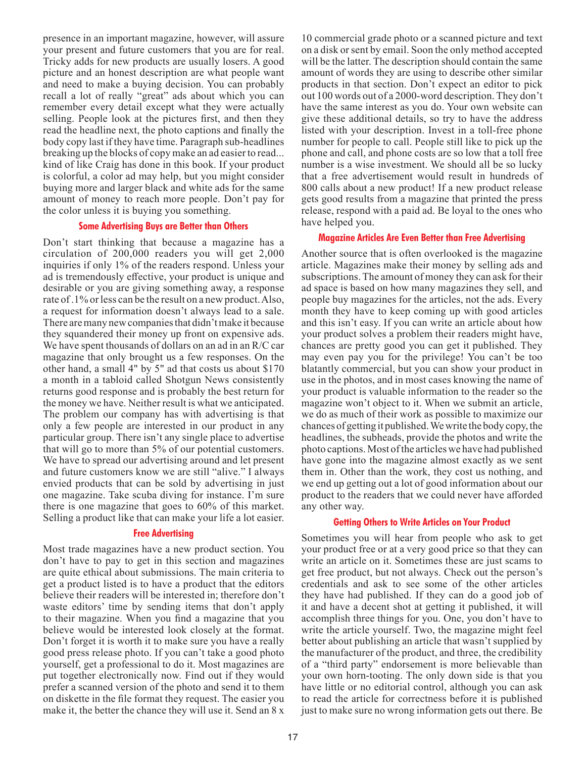presence in an important magazine, however, will assure your present and future customers that you are for real. Tricky adds for new products are usually losers. A good picture and an honest description are what people want and need to make a buying decision. You can probably recall a lot of really "great" ads about which you can remember every detail except what they were actually selling. People look at the pictures first, and then they read the headline next, the photo captions and finally the body copy last if they have time. Paragraph sub-headlines breaking up the blocks of copy make an ad easier to read... kind of like Craig has done in this book. If your product is colorful, a color ad may help, but you might consider buying more and larger black and white ads for the same amount of money to reach more people. Don't pay for the color unless it is buying you something.

### Some Advertising Buys are Better than Others

Don't start thinking that because a magazine has a circulation of 200,000 readers you will get 2,000 inquiries if only 1% of the readers respond. Unless your ad is tremendously effective, your product is unique and desirable or you are giving something away, a response rate of .1% or less can be the result on a new product. Also, a request for information doesn't always lead to a sale. There are many new companies that didn't make it because they squandered their money up front on expensive ads. We have spent thousands of dollars on an ad in an R/C car magazine that only brought us a few responses. On the other hand, a small 4" by 5" ad that costs us about $170 a month in a tabloid called Shotgun News consistently returns good response and is probably the best return for the money we have. Neither result is what we anticipated. The problem our company has with advertising is that only a few people are interested in our product in any particular group. There isn't any single place to advertise that will go to more than 5% of our potential customers. We have to spread our advertising around and let present and future customers know we are still "alive." I always envied products that can be sold by advertising in just one magazine. Take scuba diving for instance. I'm sure there is one magazine that goes to 60% of this market. Selling a product like that can make your life a lot easier.

### Free Advertising

Most trade magazines have a new product section. You don't have to pay to get in this section and magazines are quite ethical about submissions. The main criteria to get a product listed is to have a product that the editors believe their readers will be interested in; therefore don't waste editors' time by sending items that don't apply to their magazine. When you find a magazine that you believe would be interested look closely at the format. Don't forget it is worth it to make sure you have a really good press release photo. If you can't take a good photo yourself, get a professional to do it. Most magazines are put together electronically now. Find out if they would prefer a scanned version of the photo and send it to them on diskette in the file format they request. The easier you make it, the better the chance they will use it. Send an 8 x 10 commercial grade photo or a scanned picture and text on a disk or sent by email. Soon the only method accepted will be the latter. The description should contain the same amount of words they are using to describe other similar products in that section. Don't expect an editor to pick out 100 words out of a 2000-word description. They don't have the same interest as you do. Your own website can give these additional details, so try to have the address listed with your description. Invest in a toll-free phone number for people to call. People still like to pick up the phone and call, and phone costs are so low that a toll free number is a wise investment. We should all be so lucky that a free advertisement would result in hundreds of 800 calls about a new product! If a new product release gets good results from a magazine that printed the press release, respond with a paid ad. Be loyal to the ones who have helped you.

### Magazine Articles Are Even Better than Free Advertising

Another source that is often overlooked is the magazine article. Magazines make their money by selling ads and subscriptions. The amount of money they can ask for their ad space is based on how many magazines they sell, and people buy magazines for the articles, not the ads. Every month they have to keep coming up with good articles and this isn't easy. If you can write an article about how your product solves a problem their readers might have, chances are pretty good you can get it published. They may even pay you for the privilege! You can't be too blatantly commercial, but you can show your product in use in the photos, and in most cases knowing the name of your product is valuable information to the reader so the magazine won't object to it. When we submit an article, we do as much of their work as possible to maximize our chances of getting it published. We write the body copy, the headlines, the subheads, provide the photos and write the photo captions. Most of the articles we have had published have gone into the magazine almost exactly as we sent them in. Other than the work, they cost us nothing, and we end up getting out a lot of good information about our product to the readers that we could never have afforded any other way.

### Getting Others to Write Articles on Your Product

Sometimes you will hear from people who ask to get your product free or at a very good price so that they can write an article on it. Sometimes these are just scams to get free product, but not always. Check out the person's credentials and ask to see some of the other articles they have had published. If they can do a good job of it and have a decent shot at getting it published, it will accomplish three things for you. One, you don't have to write the article yourself. Two, the magazine might feel better about publishing an article that wasn't supplied by the manufacturer of the product, and three, the credibility of a "third party" endorsement is more believable than your own horn-tooting. The only down side is that you have little or no editorial control, although you can ask to read the article for correctness before it is published just to make sure no wrong information gets out there. Be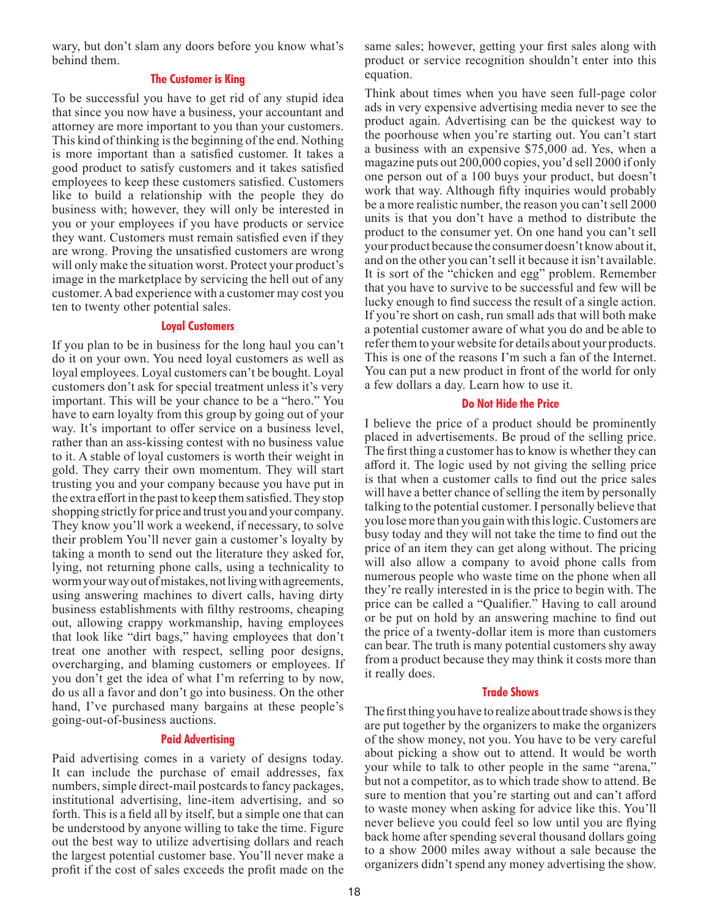wary, but don't slam any doors before you know what's behind them.

### The Customer is King

To be successful you have to get rid of any stupid idea that since you now have a business, your accountant and attorney are more important to you than your customers. This kind of thinking is the beginning of the end. Nothing is more important than a satisfied customer. It takes a good product to satisfy customers and it takes satisfied employees to keep these customers satisfied. Customers like to build a relationship with the people they do business with; however, they will only be interested in you or your employees if you have products or service they want. Customers must remain satisfied even if they are wrong. Proving the unsatisfied customers are wrong will only make the situation worst. Protect your product's image in the marketplace by servicing the hell out of any customer. A bad experience with a customer may cost you ten to twenty other potential sales.

### Loyal Customers

If you plan to be in business for the long haul you can't do it on your own. You need loyal customers as well as loyal employees. Loyal customers can't be bought. Loyal customers don't ask for special treatment unless it's very important. This will be your chance to be a "hero." You have to earn loyalty from this group by going out of your way. It's important to offer service on a business level, rather than an ass-kissing contest with no business value to it. A stable of loyal customers is worth their weight in gold. They carry their own momentum. They will start trusting you and your company because you have put in the extra effort in the past to keep them satisfied. They stop shopping strictly for price and trust you and your company. They know you'll work a weekend, if necessary, to solve their problem You'll never gain a customer's loyalty by taking a month to send out the literature they asked for, lying, not returning phone calls, using a technicality to worm your way out of mistakes, not living with agreements, using answering machines to divert calls, having dirty business establishments with filthy restrooms, cheaping out, allowing crappy workmanship, having employees that look like "dirt bags," having employees that don't treat one another with respect, selling poor designs, overcharging, and blaming customers or employees. If you don't get the idea of what I'm referring to by now, do us all a favor and don't go into business. On the other hand, I've purchased many bargains at these people's going-out-of-business auctions.

### Paid Advertising

Paid advertising comes in a variety of designs today. It can include the purchase of email addresses, fax numbers, simple direct-mail postcards to fancy packages, institutional advertising, line-item advertising, and so forth. This is a field all by itself, but a simple one that can be understood by anyone willing to take the time. Figure out the best way to utilize advertising dollars and reach the largest potential customer base. You'll never make a profit if the cost of sales exceeds the profit made on the same sales; however, getting your first sales along with product or service recognition shouldn't enter into this equation.

Think about times when you have seen full-page color ads in very expensive advertising media never to see the product again. Advertising can be the quickest way to the poorhouse when you're starting out. You can't start a business with an expensive $75,000 ad. Yes, when a magazine puts out 200,000 copies, you'd sell 2000 if only one person out of a 100 buys your product, but doesn't work that way. Although fifty inquiries would probably be a more realistic number, the reason you can't sell 2000 units is that you don't have a method to distribute the product to the consumer yet. On one hand you can't sell your product because the consumer doesn't know about it, and on the other you can't sell it because it isn't available. It is sort of the "chicken and egg" problem. Remember that you have to survive to be successful and few will be lucky enough to find success the result of a single action. If you're short on cash, run small ads that will both make a potential customer aware of what you do and be able to refer them to your website for details about your products. This is one of the reasons I'm such a fan of the Internet. You can put a new product in front of the world for only a few dollars a day. Learn how to use it.

### Do Not Hide the Price

I believe the price of a product should be prominently placed in advertisements. Be proud of the selling price. The first thing a customer has to know is whether they can afford it. The logic used by not giving the selling price is that when a customer calls to find out the price sales will have a better chance of selling the item by personally talking to the potential customer. I personally believe that you lose more than you gain with this logic. Customers are busy today and they will not take the time to find out the price of an item they can get along without. The pricing will also allow a company to avoid phone calls from numerous people who waste time on the phone when all they're really interested in is the price to begin with. The price can be called a "Qualifier." Having to call around or be put on hold by an answering machine to find out the price of a twenty-dollar item is more than customers can bear. The truth is many potential customers shy away from a product because they may think it costs more than it really does.

### Trade Shows

The first thing you have to realize about trade shows is they are put together by the organizers to make the organizers of the show money, not you. You have to be very careful about picking a show out to attend. It would be worth your while to talk to other people in the same "arena," but not a competitor, as to which trade show to attend. Be sure to mention that you're starting out and can't afford to waste money when asking for advice like this. You'll never believe you could feel so low until you are flying back home after spending several thousand dollars going to a show 2000 miles away without a sale because the organizers didn't spend any money advertising the show.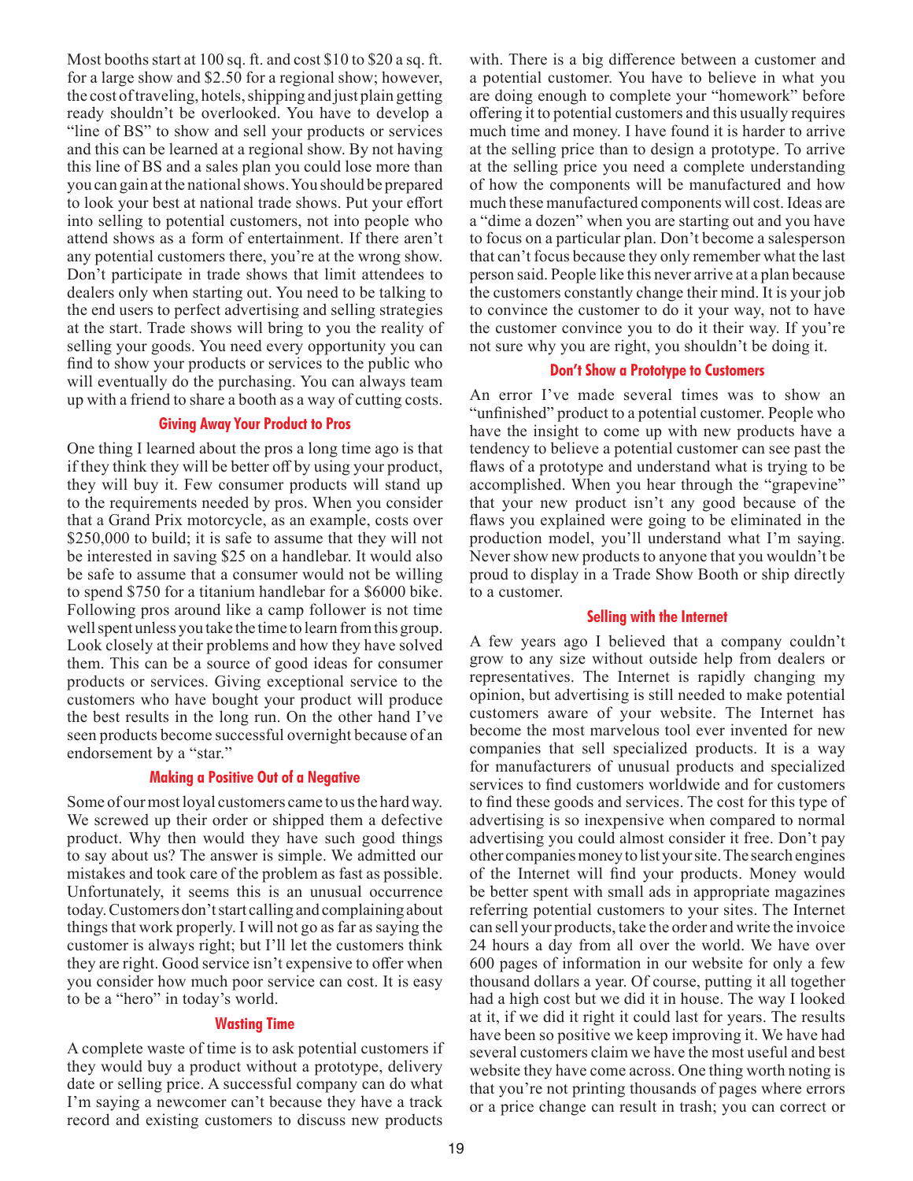Most booths start at 100 sq. ft. and cost $10 to $20 a sq. ft. for a large show and $2.50 for a regional show; however, the cost of traveling, hotels, shipping and just plain getting ready shouldn't be overlooked. You have to develop a "line of BS" to show and sell your products or services and this can be learned at a regional show. By not having this line of BS and a sales plan you could lose more than you can gain at the national shows. You should be prepared to look your best at national trade shows. Put your effort into selling to potential customers, not into people who attend shows as a form of entertainment. If there aren't any potential customers there, you're at the wrong show. Don't participate in trade shows that limit attendees to dealers only when starting out. You need to be talking to the end users to perfect advertising and selling strategies at the start. Trade shows will bring to you the reality of selling your goods. You need every opportunity you can find to show your products or services to the public who will eventually do the purchasing. You can always team up with a friend to share a booth as a way of cutting costs.

### Giving Away Your Product to Pros

One thing I learned about the pros a long time ago is that if they think they will be better off by using your product, they will buy it. Few consumer products will stand up to the requirements needed by pros. When you consider that a Grand Prix motorcycle, as an example, costs over $250,000 to build; it is safe to assume that they will not be interested in saving $25 on a handlebar. It would also be safe to assume that a consumer would not be willing to spend $750 for a titanium handlebar for a $6000 bike. Following pros around like a camp follower is not time well spent unless you take the time to learn from this group. Look closely at their problems and how they have solved them. This can be a source of good ideas for consumer products or services. Giving exceptional service to the customers who have bought your product will produce the best results in the long run. On the other hand I've seen products become successful overnight because of an endorsement by a "star."

### Making a Positive Out of a Negative

Some of our most loyal customers came to us the hard way. We screwed up their order or shipped them a defective product. Why then would they have such good things to say about us? The answer is simple. We admitted our mistakes and took care of the problem as fast as possible. Unfortunately, it seems this is an unusual occurrence today. Customers don't start calling and complaining about things that work properly. I will not go as far as saying the customer is always right; but I'll let the customers think they are right. Good service isn't expensive to offer when you consider how much poor service can cost. It is easy to be a "hero" in today's world.

### Wasting Time

A complete waste of time is to ask potential customers if they would buy a product without a prototype, delivery date or selling price. A successful company can do what I'm saying a newcomer can't because they have a track record and existing customers to discuss new products with. There is a big difference between a customer and a potential customer. You have to believe in what you are doing enough to complete your "homework" before offering it to potential customers and this usually requires much time and money. I have found it is harder to arrive at the selling price than to design a prototype. To arrive at the selling price you need a complete understanding of how the components will be manufactured and how much these manufactured components will cost. Ideas are a "dime a dozen" when you are starting out and you have to focus on a particular plan. Don't become a salesperson that can't focus because they only remember what the last person said. People like this never arrive at a plan because the customers constantly change their mind. It is your job to convince the customer to do it your way, not to have the customer convince you to do it their way. If you're not sure why you are right, you shouldn't be doing it.

### Don't Show a Prototype to Customers

An error I've made several times was to show an "unfinished" product to a potential customer. People who have the insight to come up with new products have a tendency to believe a potential customer can see past the flaws of a prototype and understand what is trying to be accomplished. When you hear through the "grapevine" that your new product isn't any good because of the flaws you explained were going to be eliminated in the production model, you'll understand what I'm saying. Never show new products to anyone that you wouldn't be proud to display in a Trade Show Booth or ship directly to a customer.

### Selling with the Internet

A few years ago I believed that a company couldn't grow to any size without outside help from dealers or representatives. The Internet is rapidly changing my opinion, but advertising is still needed to make potential customers aware of your website. The Internet has become the most marvelous tool ever invented for new companies that sell specialized products. It is a way for manufacturers of unusual products and specialized services to find customers worldwide and for customers to find these goods and services. The cost for this type of advertising is so inexpensive when compared to normal advertising you could almost consider it free. Don't pay other companies money to list your site. The search engines of the Internet will find your products. Money would be better spent with small ads in appropriate magazines referring potential customers to your sites. The Internet can sell your products, take the order and write the invoice 24 hours a day from all over the world. We have over 600 pages of information in our website for only a few thousand dollars a year. Of course, putting it all together had a high cost but we did it in house. The way I looked at it, if we did it right it could last for years. The results have been so positive we keep improving it. We have had several customers claim we have the most useful and best website they have come across. One thing worth noting is that you're not printing thousands of pages where errors or a price change can result in trash; you can correct or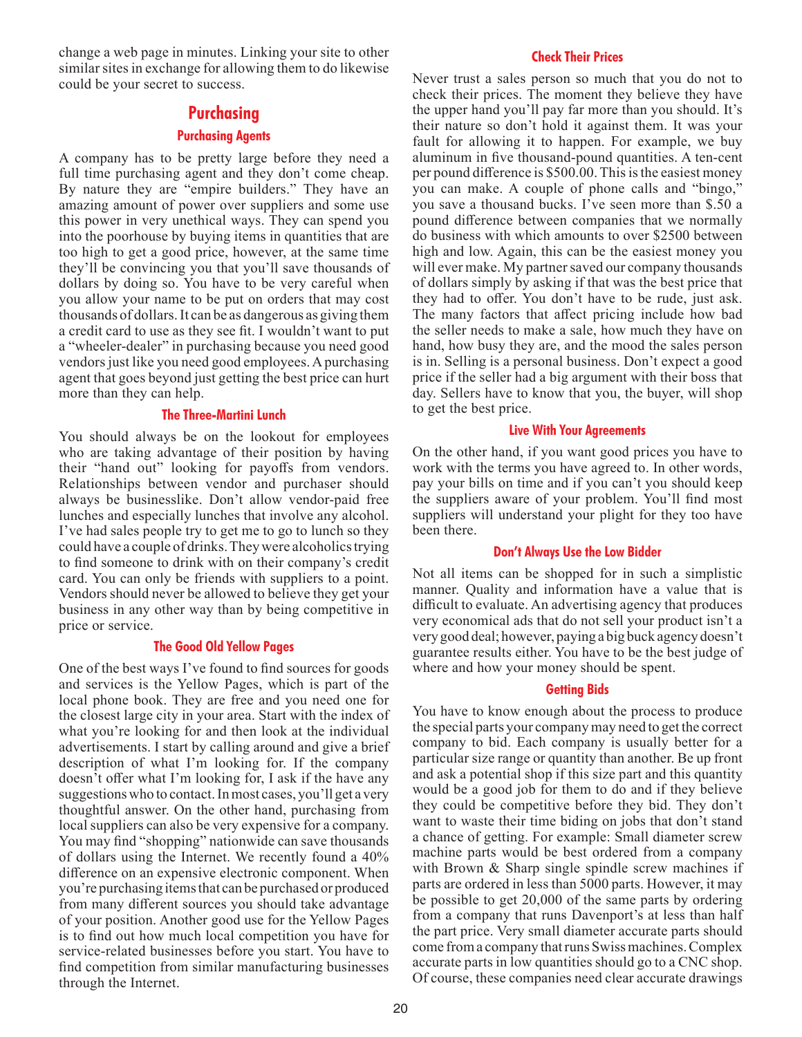change a web page in minutes. Linking your site to other similar sites in exchange for allowing them to do likewise could be your secret to success.

## Purchasing

### Purchasing Agents

A company has to be pretty large before they need a full time purchasing agent and they don't come cheap. By nature they are "empire builders." They have an amazing amount of power over suppliers and some use this power in very unethical ways. They can spend you into the poorhouse by buying items in quantities that are too high to get a good price, however, at the same time they'll be convincing you that you'll save thousands of dollars by doing so. You have to be very careful when you allow your name to be put on orders that may cost thousands of dollars. It can be as dangerous as giving them a credit card to use as they see fit. I wouldn't want to put a "wheeler-dealer" in purchasing because you need good vendors just like you need good employees. A purchasing agent that goes beyond just getting the best price can hurt more than they can help.

### The Three-Martini Lunch

You should always be on the lookout for employees who are taking advantage of their position by having their "hand out" looking for payoffs from vendors. Relationships between vendor and purchaser should always be businesslike. Don't allow vendor-paid free lunches and especially lunches that involve any alcohol. I've had sales people try to get me to go to lunch so they could have a couple of drinks. They were alcoholics trying to find someone to drink with on their company's credit card. You can only be friends with suppliers to a point. Vendors should never be allowed to believe they get your business in any other way than by being competitive in price or service.

### The Good Old Yellow Pages

One of the best ways I've found to find sources for goods and services is the Yellow Pages, which is part of the local phone book. They are free and you need one for the closest large city in your area. Start with the index of what you're looking for and then look at the individual advertisements. I start by calling around and give a brief description of what I'm looking for. If the company doesn't offer what I'm looking for, I ask if the have any suggestions who to contact. In most cases, you'll get a very thoughtful answer. On the other hand, purchasing from local suppliers can also be very expensive for a company. You may find "shopping" nationwide can save thousands of dollars using the Internet. We recently found a 40% difference on an expensive electronic component. When you're purchasing items that can be purchased or produced from many different sources you should take advantage of your position. Another good use for the Yellow Pages is to find out how much local competition you have for service-related businesses before you start. You have to find competition from similar manufacturing businesses through the Internet.

### Check Their Prices

Never trust a sales person so much that you do not to check their prices. The moment they believe they have the upper hand you'll pay far more than you should. It's their nature so don't hold it against them. It was your fault for allowing it to happen. For example, we buy aluminum in five thousand-pound quantities. A ten-cent per pound difference is $500.00. This is the easiest money you can make. A couple of phone calls and "bingo," you save a thousand bucks. I've seen more than $.50 a pound difference between companies that we normally do business with which amounts to over $2500 between high and low. Again, this can be the easiest money you will ever make. My partner saved our company thousands of dollars simply by asking if that was the best price that they had to offer. You don't have to be rude, just ask. The many factors that affect pricing include how bad the seller needs to make a sale, how much they have on hand, how busy they are, and the mood the sales person is in. Selling is a personal business. Don't expect a good price if the seller had a big argument with their boss that day. Sellers have to know that you, the buyer, will shop to get the best price.

### Live With Your Agreements

On the other hand, if you want good prices you have to work with the terms you have agreed to. In other words, pay your bills on time and if you can't you should keep the suppliers aware of your problem. You'll find most suppliers will understand your plight for they too have been there.

### Don't Always Use the Low Bidder

Not all items can be shopped for in such a simplistic manner. Quality and information have a value that is difficult to evaluate. An advertising agency that produces very economical ads that do not sell your product isn't a very good deal; however, paying a big buck agency doesn't guarantee results either. You have to be the best judge of where and how your money should be spent.

### Getting Bids

You have to know enough about the process to produce the special parts your company may need to get the correct company to bid. Each company is usually better for a particular size range or quantity than another. Be up front and ask a potential shop if this size part and this quantity would be a good job for them to do and if they believe they could be competitive before they bid. They don't want to waste their time biding on jobs that don't stand a chance of getting. For example: Small diameter screw machine parts would be best ordered from a company with Brown & Sharp single spindle screw machines if parts are ordered in less than 5000 parts. However, it may be possible to get 20,000 of the same parts by ordering from a company that runs Davenport's at less than half the part price. Very small diameter accurate parts should come from a company that runs Swiss machines. Complex accurate parts in low quantities should go to a CNC shop. Of course, these companies need clear accurate drawings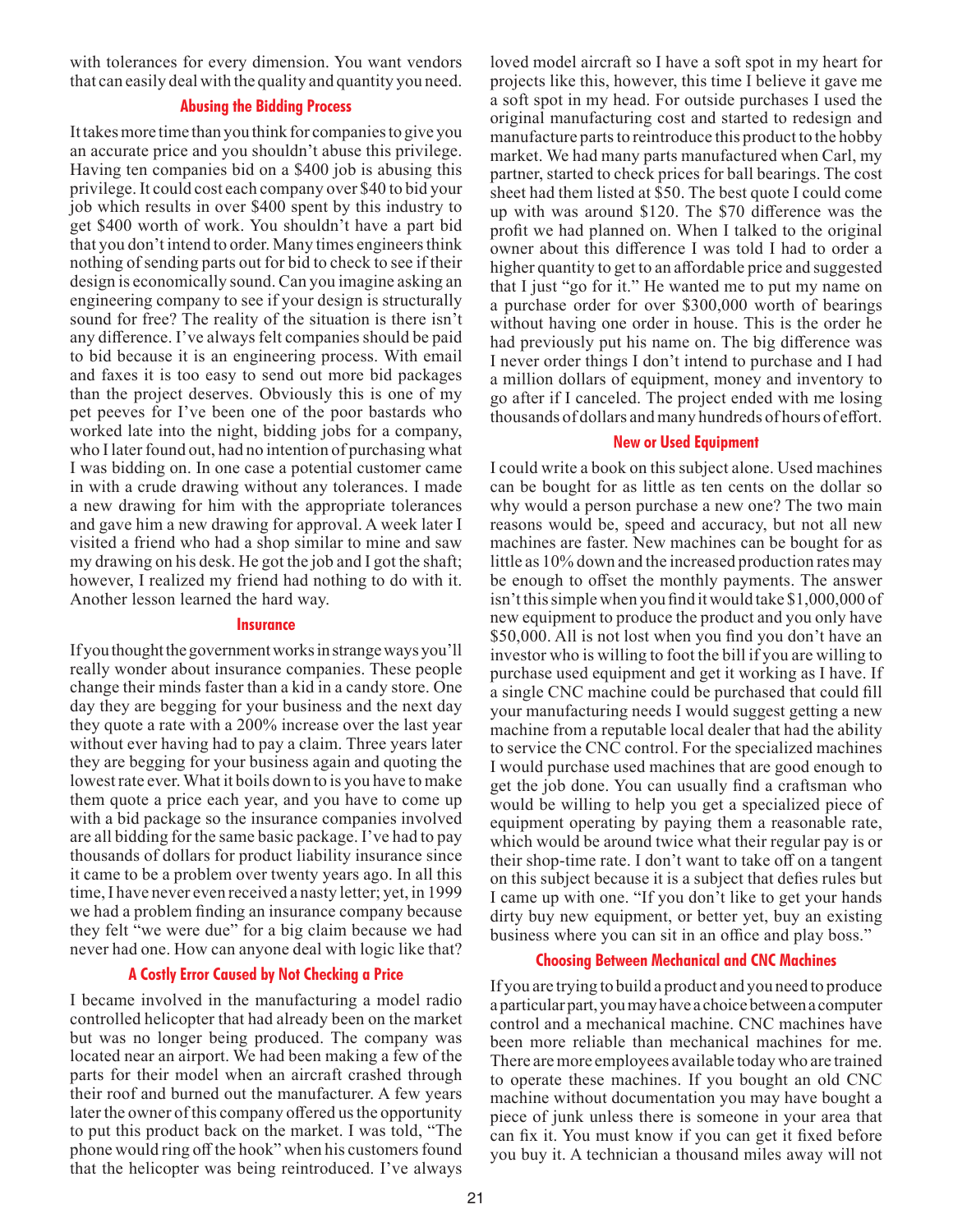with tolerances for every dimension. You want vendors that can easily deal with the quality and quantity you need.

### Abusing the Bidding Process

It takes more time than you think for companies to give you an accurate price and you shouldn't abuse this privilege. Having ten companies bid on a $400 job is abusing this privilege. It could cost each company over $40 to bid your job which results in over $400 spent by this industry to get $400 worth of work. You shouldn't have a part bid that you don't intend to order. Many times engineers think nothing of sending parts out for bid to check to see if their design is economically sound. Can you imagine asking an engineering company to see if your design is structurally sound for free? The reality of the situation is there isn't any difference. I've always felt companies should be paid to bid because it is an engineering process. With email and faxes it is too easy to send out more bid packages than the project deserves. Obviously this is one of my pet peeves for I've been one of the poor bastards who worked late into the night, bidding jobs for a company, who I later found out, had no intention of purchasing what I was bidding on. In one case a potential customer came in with a crude drawing without any tolerances. I made a new drawing for him with the appropriate tolerances and gave him a new drawing for approval. A week later I visited a friend who had a shop similar to mine and saw my drawing on his desk. He got the job and I got the shaft; however, I realized my friend had nothing to do with it. Another lesson learned the hard way.

### Insurance

If you thought the government works in strange ways you'll really wonder about insurance companies. These people change their minds faster than a kid in a candy store. One day they are begging for your business and the next day they quote a rate with a 200% increase over the last year without ever having had to pay a claim. Three years later they are begging for your business again and quoting the lowest rate ever. What it boils down to is you have to make them quote a price each year, and you have to come up with a bid package so the insurance companies involved are all bidding for the same basic package. I've had to pay thousands of dollars for product liability insurance since it came to be a problem over twenty years ago. In all this time, I have never even received a nasty letter; yet, in 1999 we had a problem finding an insurance company because they felt "we were due" for a big claim because we had never had one. How can anyone deal with logic like that?

### A Costly Error Caused by Not Checking a Price

I became involved in the manufacturing a model radio controlled helicopter that had already been on the market but was no longer being produced. The company was located near an airport. We had been making a few of the parts for their model when an aircraft crashed through their roof and burned out the manufacturer. A few years later the owner of this company offered us the opportunity to put this product back on the market. I was told, "The phone would ring off the hook" when his customers found that the helicopter was being reintroduced. I've always loved model aircraft so I have a soft spot in my heart for projects like this, however, this time I believe it gave me a soft spot in my head. For outside purchases I used the original manufacturing cost and started to redesign and manufacture parts to reintroduce this product to the hobby market. We had many parts manufactured when Carl, my partner, started to check prices for ball bearings. The cost sheet had them listed at $50. The best quote I could come up with was around $120. The $70 difference was the profit we had planned on. When I talked to the original owner about this difference I was told I had to order a higher quantity to get to an affordable price and suggested that I just "go for it." He wanted me to put my name on a purchase order for over $300,000 worth of bearings without having one order in house. This is the order he had previously put his name on. The big difference was I never order things I don't intend to purchase and I had a million dollars of equipment, money and inventory to go after if I canceled. The project ended with me losing thousands of dollars and many hundreds of hours of effort.

### New or Used Equipment

I could write a book on this subject alone. Used machines can be bought for as little as ten cents on the dollar so why would a person purchase a new one? The two main reasons would be, speed and accuracy, but not all new machines are faster. New machines can be bought for as little as 10% down and the increased production rates may be enough to offset the monthly payments. The answer isn't this simple when you find it would take $1,000,000 of new equipment to produce the product and you only have $50,000. All is not lost when you find you don't have an investor who is willing to foot the bill if you are willing to purchase used equipment and get it working as I have. If a single CNC machine could be purchased that could fill your manufacturing needs I would suggest getting a new machine from a reputable local dealer that had the ability to service the CNC control. For the specialized machines I would purchase used machines that are good enough to get the job done. You can usually find a craftsman who would be willing to help you get a specialized piece of equipment operating by paying them a reasonable rate, which would be around twice what their regular pay is or their shop-time rate. I don't want to take off on a tangent on this subject because it is a subject that defies rules but I came up with one. "If you don't like to get your hands dirty buy new equipment, or better yet, buy an existing business where you can sit in an office and play boss."

### Choosing Between Mechanical and CNC Machines

If you are trying to build a product and you need to produce a particular part, you may have a choice between a computer control and a mechanical machine. CNC machines have been more reliable than mechanical machines for me. There are more employees available today who are trained to operate these machines. If you bought an old CNC machine without documentation you may have bought a piece of junk unless there is someone in your area that can fix it. You must know if you can get it fixed before you buy it. A technician a thousand miles away will not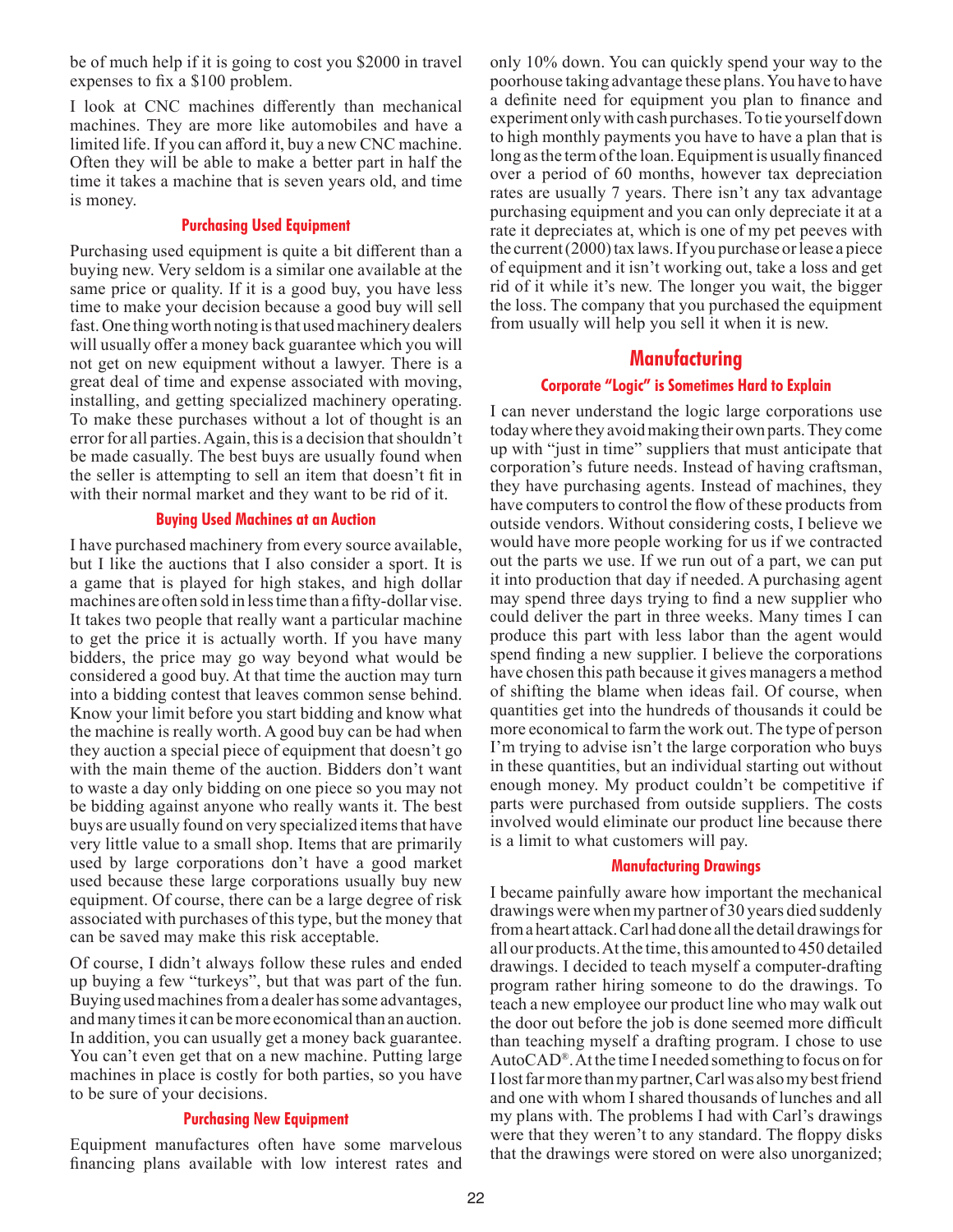be of much help if it is going to cost you $2000 in travel expenses to fix a $100 problem.

I look at CNC machines differently than mechanical machines. They are more like automobiles and have a limited life. If you can afford it, buy a new CNC machine. Often they will be able to make a better part in half the time it takes a machine that is seven years old, and time is money.

### Purchasing Used Equipment

Purchasing used equipment is quite a bit different than a buying new. Very seldom is a similar one available at the same price or quality. If it is a good buy, you have less time to make your decision because a good buy will sell fast. One thing worth noting is that used machinery dealers will usually offer a money back guarantee which you will not get on new equipment without a lawyer. There is a great deal of time and expense associated with moving, installing, and getting specialized machinery operating. To make these purchases without a lot of thought is an error for all parties. Again, this is a decision that shouldn't be made casually. The best buys are usually found when the seller is attempting to sell an item that doesn't fit in with their normal market and they want to be rid of it.

### Buying Used Machines at an Auction

I have purchased machinery from every source available, but I like the auctions that I also consider a sport. It is a game that is played for high stakes, and high dollar machines are often sold in less time than a fifty-dollar vise. It takes two people that really want a particular machine to get the price it is actually worth. If you have many bidders, the price may go way beyond what would be considered a good buy. At that time the auction may turn into a bidding contest that leaves common sense behind. Know your limit before you start bidding and know what the machine is really worth. A good buy can be had when they auction a special piece of equipment that doesn't go with the main theme of the auction. Bidders don't want to waste a day only bidding on one piece so you may not be bidding against anyone who really wants it. The best buys are usually found on very specialized items that have very little value to a small shop. Items that are primarily used by large corporations don't have a good market used because these large corporations usually buy new equipment. Of course, there can be a large degree of risk associated with purchases of this type, but the money that can be saved may make this risk acceptable.

Of course, I didn't always follow these rules and ended up buying a few "turkeys", but that was part of the fun. Buying used machines from a dealer has some advantages, and many times it can be more economical than an auction. In addition, you can usually get a money back guarantee. You can't even get that on a new machine. Putting large machines in place is costly for both parties, so you have to be sure of your decisions.

### Purchasing New Equipment

Equipment manufactures often have some marvelous financing plans available with low interest rates and only 10% down. You can quickly spend your way to the poorhouse taking advantage these plans. You have to have a definite need for equipment you plan to finance and experiment only with cash purchases. To tie yourself down to high monthly payments you have to have a plan that is long as the term of the loan. Equipment is usually financed over a period of 60 months, however tax depreciation rates are usually 7 years. There isn't any tax advantage purchasing equipment and you can only depreciate it at a rate it depreciates at, which is one of my pet peeves with the current (2000) tax laws. If you purchase or lease a piece of equipment and it isn't working out, take a loss and get rid of it while it's new. The longer you wait, the bigger the loss. The company that you purchased the equipment from usually will help you sell it when it is new.

## Manufacturing

### Corporate "Logic" is Sometimes Hard to Explain

I can never understand the logic large corporations use today where they avoid making their own parts. They come up with "just in time" suppliers that must anticipate that corporation's future needs. Instead of having craftsman, they have purchasing agents. Instead of machines, they have computers to control the flow of these products from outside vendors. Without considering costs, I believe we would have more people working for us if we contracted out the parts we use. If we run out of a part, we can put it into production that day if needed. A purchasing agent may spend three days trying to find a new supplier who could deliver the part in three weeks. Many times I can produce this part with less labor than the agent would spend finding a new supplier. I believe the corporations have chosen this path because it gives managers a method of shifting the blame when ideas fail. Of course, when quantities get into the hundreds of thousands it could be more economical to farm the work out. The type of person I'm trying to advise isn't the large corporation who buys in these quantities, but an individual starting out without enough money. My product couldn't be competitive if parts were purchased from outside suppliers. The costs involved would eliminate our product line because there is a limit to what customers will pay.

### Manufacturing Drawings

I became painfully aware how important the mechanical drawings were when my partner of 30 years died suddenly from a heart attack. Carl had done all the detail drawings for all our products. At the time, this amounted to 450 detailed drawings. I decided to teach myself a computer-drafting program rather hiring someone to do the drawings. To teach a new employee our product line who may walk out the door out before the job is done seemed more difficult than teaching myself a drafting program. I chose to use AutoCAD®. At the time I needed something to focus on for I lost far more than my partner, Carl was also my best friend and one with whom I shared thousands of lunches and all my plans with. The problems I had with Carl's drawings were that they weren't to any standard. The floppy disks that the drawings were stored on were also unorganized;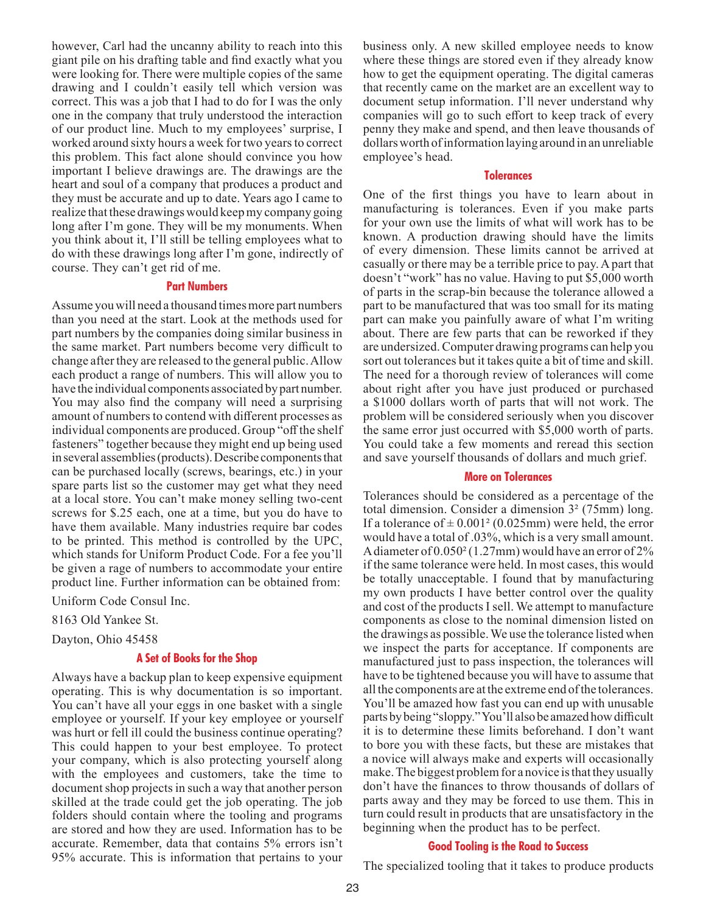however, Carl had the uncanny ability to reach into this giant pile on his drafting table and find exactly what you were looking for. There were multiple copies of the same drawing and I couldn't easily tell which version was correct. This was a job that I had to do for I was the only one in the company that truly understood the interaction of our product line. Much to my employees' surprise, I worked around sixty hours a week for two years to correct this problem. This fact alone should convince you how important I believe drawings are. The drawings are the heart and soul of a company that produces a product and they must be accurate and up to date. Years ago I came to realize that these drawings would keep my company going long after I'm gone. They will be my monuments. When you think about it, I'll still be telling employees what to do with these drawings long after I'm gone, indirectly of course. They can't get rid of me.

### Part Numbers

Assume you will need a thousand times more part numbers than you need at the start. Look at the methods used for part numbers by the companies doing similar business in the same market. Part numbers become very difficult to change after they are released to the general public. Allow each product a range of numbers. This will allow you to have the individual components associated by part number. You may also find the company will need a surprising amount of numbers to contend with different processes as individual components are produced. Group "off the shelf fasteners" together because they might end up being used in several assemblies (products). Describe components that can be purchased locally (screws, bearings, etc.) in your spare parts list so the customer may get what they need at a local store. You can't make money selling two-cent screws for $.25 each, one at a time, but you do have to have them available. Many industries require bar codes to be printed. This method is controlled by the UPC, which stands for Uniform Product Code. For a fee you'll be given a rage of numbers to accommodate your entire product line. Further information can be obtained from:

Uniform Code Consul Inc.

8163 Old Yankee St.

Dayton, Ohio 45458

### A Set of Books for the Shop

Always have a backup plan to keep expensive equipment operating. This is why documentation is so important. You can't have all your eggs in one basket with a single employee or yourself. If your key employee or yourself was hurt or fell ill could the business continue operating? This could happen to your best employee. To protect your company, which is also protecting yourself along with the employees and customers, take the time to document shop projects in such a way that another person skilled at the trade could get the job operating. The job folders should contain where the tooling and programs are stored and how they are used. Information has to be accurate. Remember, data that contains 5% errors isn't 95% accurate. This is information that pertains to your business only. A new skilled employee needs to know where these things are stored even if they already know how to get the equipment operating. The digital cameras that recently came on the market are an excellent way to document setup information. I'll never understand why companies will go to such effort to keep track of every penny they make and spend, and then leave thousands of dollars worth of information laying around in an unreliable employee's head.

### Tolerances

One of the first things you have to learn about in manufacturing is tolerances. Even if you make parts for your own use the limits of what will work has to be known. A production drawing should have the limits of every dimension. These limits cannot be arrived at casually or there may be a terrible price to pay. A part that doesn't "work" has no value. Having to put $5,000 worth of parts in the scrap-bin because the tolerance allowed a part to be manufactured that was too small for its mating part can make you painfully aware of what I'm writing about. There are few parts that can be reworked if they are undersized. Computer drawing programs can help you sort out tolerances but it takes quite a bit of time and skill. The need for a thorough review of tolerances will come about right after you have just produced or purchased a $1000 dollars worth of parts that will not work. The problem will be considered seriously when you discover the same error just occurred with $5,000 worth of parts. You could take a few moments and reread this section and save yourself thousands of dollars and much grief.

### More on Tolerances

Tolerances should be considered as a percentage of the total dimension. Consider a dimension 3² (75mm) long. If a tolerance of ± 0.001² (0.025mm) were held, the error would have a total of .03%, which is a very small amount. A diameter of 0.050² (1.27mm) would have an error of 2% if the same tolerance were held. In most cases, this would be totally unacceptable. I found that by manufacturing my own products I have better control over the quality and cost of the products I sell. We attempt to manufacture components as close to the nominal dimension listed on the drawings as possible. We use the tolerance listed when we inspect the parts for acceptance. If components are manufactured just to pass inspection, the tolerances will have to be tightened because you will have to assume that all the components are at the extreme end of the tolerances. You'll be amazed how fast you can end up with unusable parts by being "sloppy." You'll also be amazed how difficult it is to determine these limits beforehand. I don't want to bore you with these facts, but these are mistakes that a novice will always make and experts will occasionally make. The biggest problem for a novice is that they usually don't have the finances to throw thousands of dollars of parts away and they may be forced to use them. This in turn could result in products that are unsatisfactory in the beginning when the product has to be perfect.

### Good Tooling is the Road to Success

The specialized tooling that it takes to produce products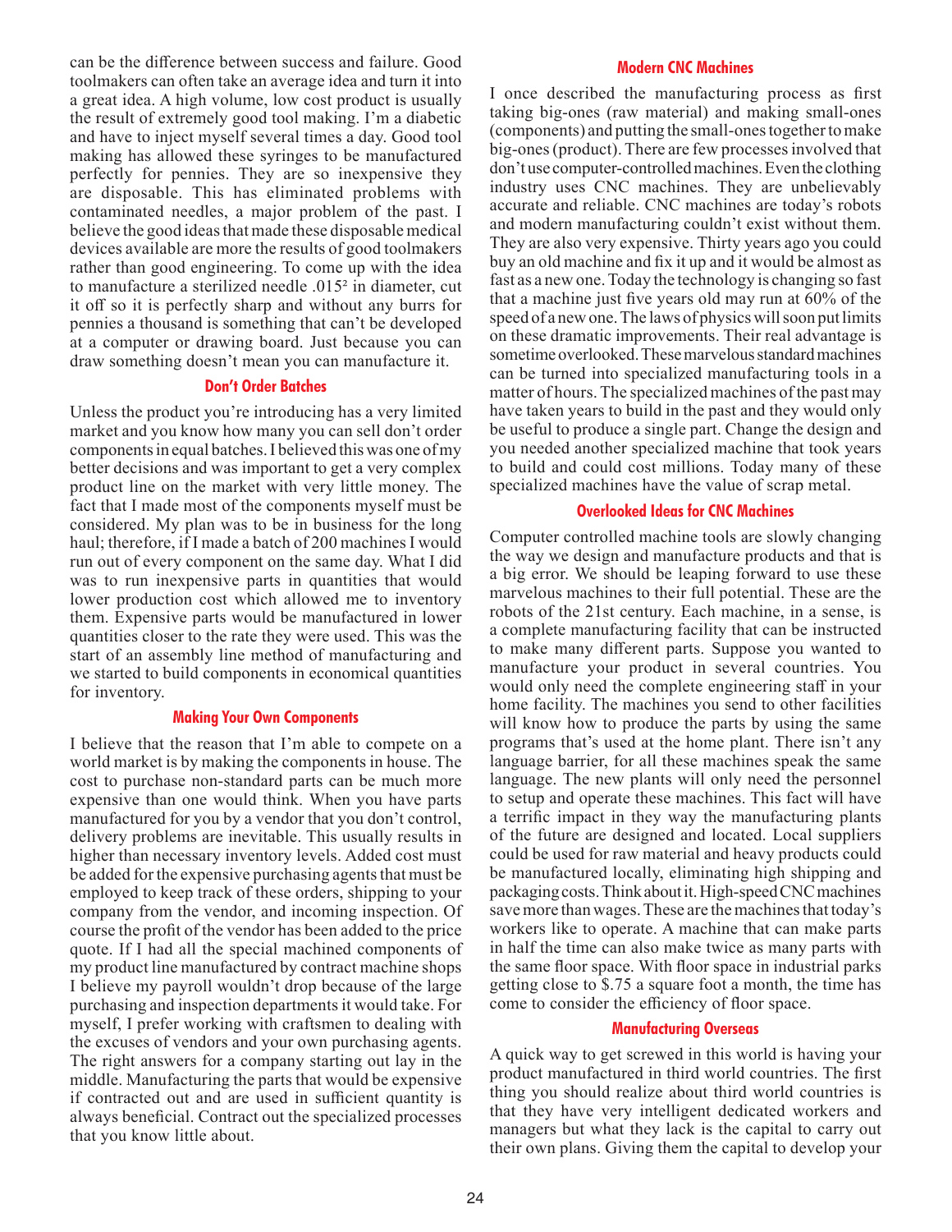can be the difference between success and failure. Good toolmakers can often take an average idea and turn it into a great idea. A high volume, low cost product is usually the result of extremely good tool making. I'm a diabetic and have to inject myself several times a day. Good tool making has allowed these syringes to be manufactured perfectly for pennies. They are so inexpensive they are disposable. This has eliminated problems with contaminated needles, a major problem of the past. I believe the good ideas that made these disposable medical devices available are more the results of good toolmakers rather than good engineering. To come up with the idea to manufacture a sterilized needle .015² in diameter, cut it off so it is perfectly sharp and without any burrs for pennies a thousand is something that can't be developed at a computer or drawing board. Just because you can draw something doesn't mean you can manufacture it.

### Don't Order Batches

Unless the product you're introducing has a very limited market and you know how many you can sell don't order components in equal batches. I believed this was one of my better decisions and was important to get a very complex product line on the market with very little money. The fact that I made most of the components myself must be considered. My plan was to be in business for the long haul; therefore, if I made a batch of 200 machines I would run out of every component on the same day. What I did was to run inexpensive parts in quantities that would lower production cost which allowed me to inventory them. Expensive parts would be manufactured in lower quantities closer to the rate they were used. This was the start of an assembly line method of manufacturing and we started to build components in economical quantities for inventory.

### Making Your Own Components

I believe that the reason that I'm able to compete on a world market is by making the components in house. The cost to purchase non-standard parts can be much more expensive than one would think. When you have parts manufactured for you by a vendor that you don't control, delivery problems are inevitable. This usually results in higher than necessary inventory levels. Added cost must be added for the expensive purchasing agents that must be employed to keep track of these orders, shipping to your company from the vendor, and incoming inspection. Of course the profit of the vendor has been added to the price quote. If I had all the special machined components of my product line manufactured by contract machine shops I believe my payroll wouldn't drop because of the large purchasing and inspection departments it would take. For myself, I prefer working with craftsmen to dealing with the excuses of vendors and your own purchasing agents. The right answers for a company starting out lay in the middle. Manufacturing the parts that would be expensive if contracted out and are used in sufficient quantity is always beneficial. Contract out the specialized processes that you know little about.

### Modern CNC Machines

I once described the manufacturing process as first taking big-ones (raw material) and making small-ones (components) and putting the small-ones together to make big-ones (product). There are few processes involved that don't use computer-controlled machines. Even the clothing industry uses CNC machines. They are unbelievably accurate and reliable. CNC machines are today's robots and modern manufacturing couldn't exist without them. They are also very expensive. Thirty years ago you could buy an old machine and fix it up and it would be almost as fast as a new one. Today the technology is changing so fast that a machine just five years old may run at 60% of the speed of a new one. The laws of physics will soon put limits on these dramatic improvements. Their real advantage is sometime overlooked. These marvelous standard machines can be turned into specialized manufacturing tools in a matter of hours. The specialized machines of the past may have taken years to build in the past and they would only be useful to produce a single part. Change the design and you needed another specialized machine that took years to build and could cost millions. Today many of these specialized machines have the value of scrap metal.

### Overlooked Ideas for CNC Machines

Computer controlled machine tools are slowly changing the way we design and manufacture products and that is a big error. We should be leaping forward to use these marvelous machines to their full potential. These are the robots of the 21st century. Each machine, in a sense, is a complete manufacturing facility that can be instructed to make many different parts. Suppose you wanted to manufacture your product in several countries. You would only need the complete engineering staff in your home facility. The machines you send to other facilities will know how to produce the parts by using the same programs that's used at the home plant. There isn't any language barrier, for all these machines speak the same language. The new plants will only need the personnel to setup and operate these machines. This fact will have a terrific impact in they way the manufacturing plants of the future are designed and located. Local suppliers could be used for raw material and heavy products could be manufactured locally, eliminating high shipping and packaging costs. Think about it. High-speed CNC machines save more than wages. These are the machines that today's workers like to operate. A machine that can make parts in half the time can also make twice as many parts with the same floor space. With floor space in industrial parks getting close to $.75 a square foot a month, the time has come to consider the efficiency of floor space.

### Manufacturing Overseas

A quick way to get screwed in this world is having your product manufactured in third world countries. The first thing you should realize about third world countries is that they have very intelligent dedicated workers and managers but what they lack is the capital to carry out their own plans. Giving them the capital to develop your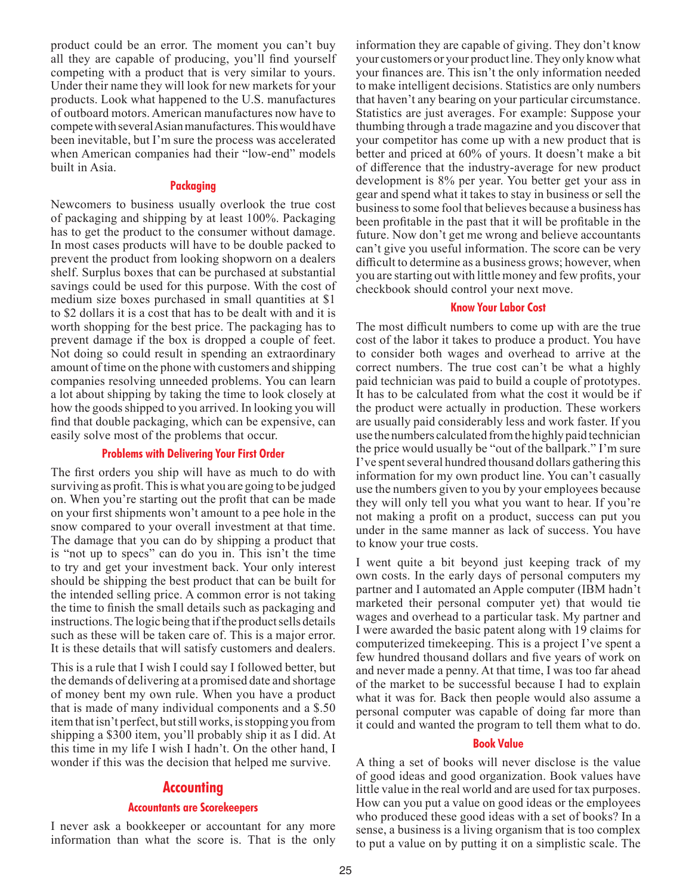product could be an error. The moment you can't buy all they are capable of producing, you'll find yourself competing with a product that is very similar to yours. Under their name they will look for new markets for your products. Look what happened to the U.S. manufactures of outboard motors. American manufactures now have to compete with several Asian manufactures. This would have been inevitable, but I'm sure the process was accelerated when American companies had their "low-end" models built in Asia.

### Packaging

Newcomers to business usually overlook the true cost of packaging and shipping by at least 100%. Packaging has to get the product to the consumer without damage. In most cases products will have to be double packed to prevent the product from looking shopworn on a dealers shelf. Surplus boxes that can be purchased at substantial savings could be used for this purpose. With the cost of medium size boxes purchased in small quantities at $1 to $2 dollars it is a cost that has to be dealt with and it is worth shopping for the best price. The packaging has to prevent damage if the box is dropped a couple of feet. Not doing so could result in spending an extraordinary amount of time on the phone with customers and shipping companies resolving unneeded problems. You can learn a lot about shipping by taking the time to look closely at how the goods shipped to you arrived. In looking you will find that double packaging, which can be expensive, can easily solve most of the problems that occur.

### Problems with Delivering Your First Order

The first orders you ship will have as much to do with surviving as profit. This is what you are going to be judged on. When you're starting out the profit that can be made on your first shipments won't amount to a pee hole in the snow compared to your overall investment at that time. The damage that you can do by shipping a product that is "not up to specs" can do you in. This isn't the time to try and get your investment back. Your only interest should be shipping the best product that can be built for the intended selling price. A common error is not taking the time to finish the small details such as packaging and instructions. The logic being that if the product sells details such as these will be taken care of. This is a major error. It is these details that will satisfy customers and dealers.

This is a rule that I wish I could say I followed better, but the demands of delivering at a promised date and shortage of money bent my own rule. When you have a product that is made of many individual components and a $.50 item that isn't perfect, but still works, is stopping you from shipping a $300 item, you'll probably ship it as I did. At this time in my life I wish I hadn't. On the other hand, I wonder if this was the decision that helped me survive.

## Accounting

### Accountants are Scorekeepers

I never ask a bookkeeper or accountant for any more information than what the score is. That is the only information they are capable of giving. They don't know your customers or your product line. They only know what your finances are. This isn't the only information needed to make intelligent decisions. Statistics are only numbers that haven't any bearing on your particular circumstance. Statistics are just averages. For example: Suppose your thumbing through a trade magazine and you discover that your competitor has come up with a new product that is better and priced at 60% of yours. It doesn't make a bit of difference that the industry-average for new product development is 8% per year. You better get your ass in gear and spend what it takes to stay in business or sell the business to some fool that believes because a business has been profitable in the past that it will be profitable in the future. Now don't get me wrong and believe accountants can't give you useful information. The score can be very difficult to determine as a business grows; however, when you are starting out with little money and few profits, your checkbook should control your next move.

### Know Your Labor Cost

The most difficult numbers to come up with are the true cost of the labor it takes to produce a product. You have to consider both wages and overhead to arrive at the correct numbers. The true cost can't be what a highly paid technician was paid to build a couple of prototypes. It has to be calculated from what the cost it would be if the product were actually in production. These workers are usually paid considerably less and work faster. If you use the numbers calculated from the highly paid technician the price would usually be "out of the ballpark." I'm sure I've spent several hundred thousand dollars gathering this information for my own product line. You can't casually use the numbers given to you by your employees because they will only tell you what you want to hear. If you're not making a profit on a product, success can put you under in the same manner as lack of success. You have to know your true costs.

I went quite a bit beyond just keeping track of my own costs. In the early days of personal computers my partner and I automated an Apple computer (IBM hadn't marketed their personal computer yet) that would tie wages and overhead to a particular task. My partner and I were awarded the basic patent along with 19 claims for computerized timekeeping. This is a project I've spent a few hundred thousand dollars and five years of work on and never made a penny. At that time, I was too far ahead of the market to be successful because I had to explain what it was for. Back then people would also assume a personal computer was capable of doing far more than it could and wanted the program to tell them what to do.

### Book Value

A thing a set of books will never disclose is the value of good ideas and good organization. Book values have little value in the real world and are used for tax purposes. How can you put a value on good ideas or the employees who produced these good ideas with a set of books? In a sense, a business is a living organism that is too complex to put a value on by putting it on a simplistic scale. The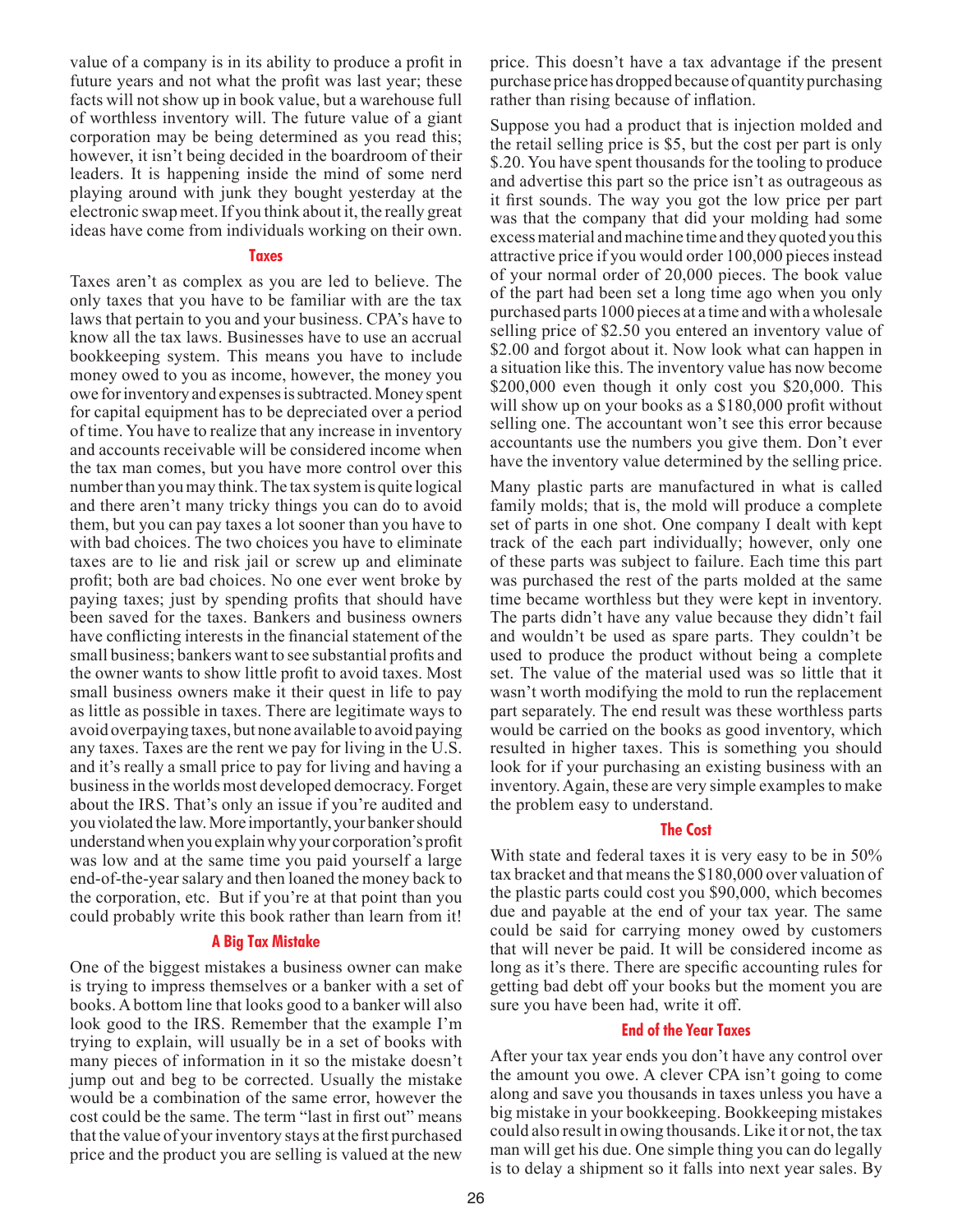value of a company is in its ability to produce a profit in future years and not what the profit was last year; these facts will not show up in book value, but a warehouse full of worthless inventory will. The future value of a giant corporation may be being determined as you read this; however, it isn't being decided in the boardroom of their leaders. It is happening inside the mind of some nerd playing around with junk they bought yesterday at the electronic swap meet. If you think about it, the really great ideas have come from individuals working on their own.

### Taxes

Taxes aren't as complex as you are led to believe. The only taxes that you have to be familiar with are the tax laws that pertain to you and your business. CPA's have to know all the tax laws. Businesses have to use an accrual bookkeeping system. This means you have to include money owed to you as income, however, the money you owe for inventory and expenses is subtracted. Money spent for capital equipment has to be depreciated over a period of time. You have to realize that any increase in inventory and accounts receivable will be considered income when the tax man comes, but you have more control over this number than you may think. The tax system is quite logical and there aren't many tricky things you can do to avoid them, but you can pay taxes a lot sooner than you have to with bad choices. The two choices you have to eliminate taxes are to lie and risk jail or screw up and eliminate profit; both are bad choices. No one ever went broke by paying taxes; just by spending profits that should have been saved for the taxes. Bankers and business owners have conflicting interests in the financial statement of the small business; bankers want to see substantial profits and the owner wants to show little profit to avoid taxes. Most small business owners make it their quest in life to pay as little as possible in taxes. There are legitimate ways to avoid overpaying taxes, but none available to avoid paying any taxes. Taxes are the rent we pay for living in the U.S. and it's really a small price to pay for living and having a business in the worlds most developed democracy. Forget about the IRS. That's only an issue if you're audited and you violated the law. More importantly, your banker should understand when you explain why your corporation's profit was low and at the same time you paid yourself a large end-of-the-year salary and then loaned the money back to the corporation, etc. But if you're at that point than you could probably write this book rather than learn from it!

### A Big Tax Mistake

One of the biggest mistakes a business owner can make is trying to impress themselves or a banker with a set of books. A bottom line that looks good to a banker will also look good to the IRS. Remember that the example I'm trying to explain, will usually be in a set of books with many pieces of information in it so the mistake doesn't jump out and beg to be corrected. Usually the mistake would be a combination of the same error, however the cost could be the same. The term "last in first out" means that the value of your inventory stays at the first purchased price and the product you are selling is valued at the new price. This doesn't have a tax advantage if the present purchase price has dropped because of quantity purchasing rather than rising because of inflation.

Suppose you had a product that is injection molded and the retail selling price is $5, but the cost per part is only $.20. You have spent thousands for the tooling to produce and advertise this part so the price isn't as outrageous as it first sounds. The way you got the low price per part was that the company that did your molding had some excess material and machine time and they quoted you this attractive price if you would order 100,000 pieces instead of your normal order of 20,000 pieces. The book value of the part had been set a long time ago when you only purchased parts 1000 pieces at a time and with a wholesale selling price of $2.50 you entered an inventory value of $2.00 and forgot about it. Now look what can happen in a situation like this. The inventory value has now become $200,000 even though it only cost you $20,000. This will show up on your books as a $180,000 profit without selling one. The accountant won't see this error because accountants use the numbers you give them. Don't ever have the inventory value determined by the selling price.

Many plastic parts are manufactured in what is called family molds; that is, the mold will produce a complete set of parts in one shot. One company I dealt with kept track of the each part individually; however, only one of these parts was subject to failure. Each time this part was purchased the rest of the parts molded at the same time became worthless but they were kept in inventory. The parts didn't have any value because they didn't fail and wouldn't be used as spare parts. They couldn't be used to produce the product without being a complete set. The value of the material used was so little that it wasn't worth modifying the mold to run the replacement part separately. The end result was these worthless parts would be carried on the books as good inventory, which resulted in higher taxes. This is something you should look for if your purchasing an existing business with an inventory. Again, these are very simple examples to make the problem easy to understand.

### The Cost

With state and federal taxes it is very easy to be in 50% tax bracket and that means the $180,000 over valuation of the plastic parts could cost you $90,000, which becomes due and payable at the end of your tax year. The same could be said for carrying money owed by customers that will never be paid. It will be considered income as long as it's there. There are specific accounting rules for getting bad debt off your books but the moment you are sure you have been had, write it off.

### End of the Year Taxes

After your tax year ends you don't have any control over the amount you owe. A clever CPA isn't going to come along and save you thousands in taxes unless you have a big mistake in your bookkeeping. Bookkeeping mistakes could also result in owing thousands. Like it or not, the tax man will get his due. One simple thing you can do legally is to delay a shipment so it falls into next year sales. By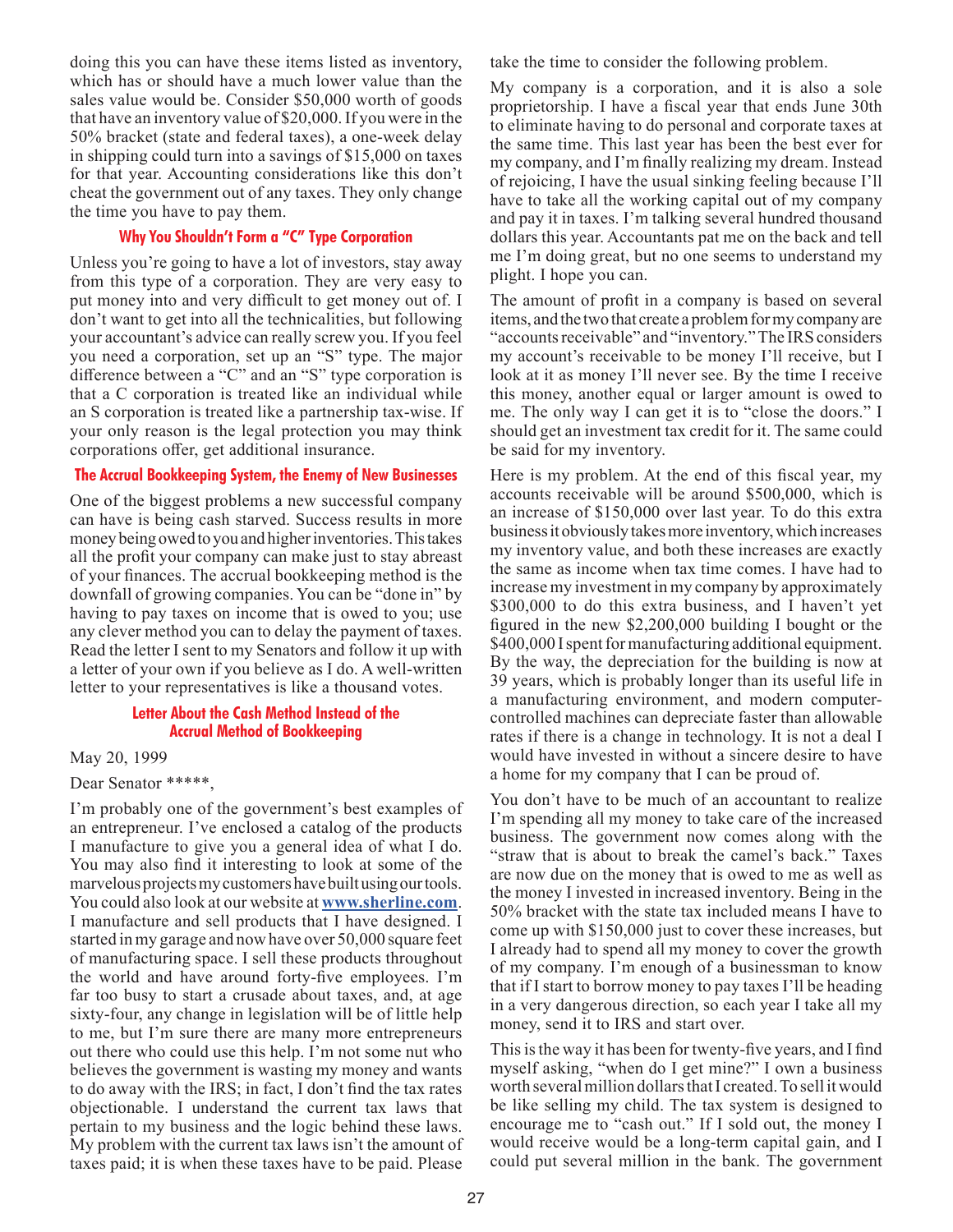doing this you can have these items listed as inventory, which has or should have a much lower value than the sales value would be. Consider $50,000 worth of goods that have an inventory value of $20,000. If you were in the 50% bracket (state and federal taxes), a one-week delay in shipping could turn into a savings of $15,000 on taxes for that year. Accounting considerations like this don't cheat the government out of any taxes. They only change the time you have to pay them.

### Why You Shouldn't Form a "C" Type Corporation

Unless you're going to have a lot of investors, stay away from this type of a corporation. They are very easy to put money into and very difficult to get money out of. I don't want to get into all the technicalities, but following your accountant's advice can really screw you. If you feel you need a corporation, set up an "S" type. The major difference between a "C" and an "S" type corporation is that a C corporation is treated like an individual while an S corporation is treated like a partnership tax-wise. If your only reason is the legal protection you may think corporations offer, get additional insurance.

### The Accrual Bookkeeping System, the Enemy of New Businesses

One of the biggest problems a new successful company can have is being cash starved. Success results in more money being owed to you and higher inventories. This takes all the profit your company can make just to stay abreast of your finances. The accrual bookkeeping method is the downfall of growing companies. You can be "done in" by having to pay taxes on income that is owed to you; use any clever method you can to delay the payment of taxes. Read the letter I sent to my Senators and follow it up with a letter of your own if you believe as I do. A well-written letter to your representatives is like a thousand votes.

### Letter About the Cash Method Instead of the Accrual Method of Bookkeeping

May 20, 1999

Dear Senator *****,

I'm probably one of the government's best examples of an entrepreneur. I've enclosed a catalog of the products I manufacture to give you a general idea of what I do. You may also find it interesting to look at some of the marvelous projects my customers have built using our tools. You could also look at our website at **www.sherline.com**. I manufacture and sell products that I have designed. I started in my garage and now have over 50,000 square feet of manufacturing space. I sell these products throughout the world and have around forty-five employees. I'm far too busy to start a crusade about taxes, and, at age sixty-four, any change in legislation will be of little help to me, but I'm sure there are many more entrepreneurs out there who could use this help. I'm not some nut who believes the government is wasting my money and wants to do away with the IRS; in fact, I don't find the tax rates objectionable. I understand the current tax laws that pertain to my business and the logic behind these laws. My problem with the current tax laws isn't the amount of taxes paid; it is when these taxes have to be paid. Please take the time to consider the following problem.

My company is a corporation, and it is also a sole proprietorship. I have a fiscal year that ends June 30th to eliminate having to do personal and corporate taxes at the same time. This last year has been the best ever for my company, and I'm finally realizing my dream. Instead of rejoicing, I have the usual sinking feeling because I'll have to take all the working capital out of my company and pay it in taxes. I'm talking several hundred thousand dollars this year. Accountants pat me on the back and tell me I'm doing great, but no one seems to understand my plight. I hope you can.

The amount of profit in a company is based on several items, and the two that create a problem for my company are "accounts receivable" and "inventory." The IRS considers my account's receivable to be money I'll receive, but I look at it as money I'll never see. By the time I receive this money, another equal or larger amount is owed to me. The only way I can get it is to "close the doors." I should get an investment tax credit for it. The same could be said for my inventory.

Here is my problem. At the end of this fiscal year, my accounts receivable will be around $500,000, which is an increase of $150,000 over last year. To do this extra business it obviously takes more inventory, which increases my inventory value, and both these increases are exactly the same as income when tax time comes. I have had to increase my investment in my company by approximately $300,000 to do this extra business, and I haven't yet figured in the new $2,200,000 building I bought or the $400,000 I spent for manufacturing additional equipment. By the way, the depreciation for the building is now at 39 years, which is probably longer than its useful life in a manufacturing environment, and modern computer-controlled machines can depreciate faster than allowable rates if there is a change in technology. It is not a deal I would have invested in without a sincere desire to have a home for my company that I can be proud of.

You don't have to be much of an accountant to realize I'm spending all my money to take care of the increased business. The government now comes along with the "straw that is about to break the camel's back." Taxes are now due on the money that is owed to me as well as the money I invested in increased inventory. Being in the 50% bracket with the state tax included means I have to come up with $150,000 just to cover these increases, but I already had to spend all my money to cover the growth of my company. I'm enough of a businessman to know that if I start to borrow money to pay taxes I'll be heading in a very dangerous direction, so each year I take all my money, send it to IRS and start over.

This is the way it has been for twenty-five years, and I find myself asking, "when do I get mine?" I own a business worth several million dollars that I created. To sell it would be like selling my child. The tax system is designed to encourage me to "cash out." If I sold out, the money I would receive would be a long-term capital gain, and I could put several million in the bank. The government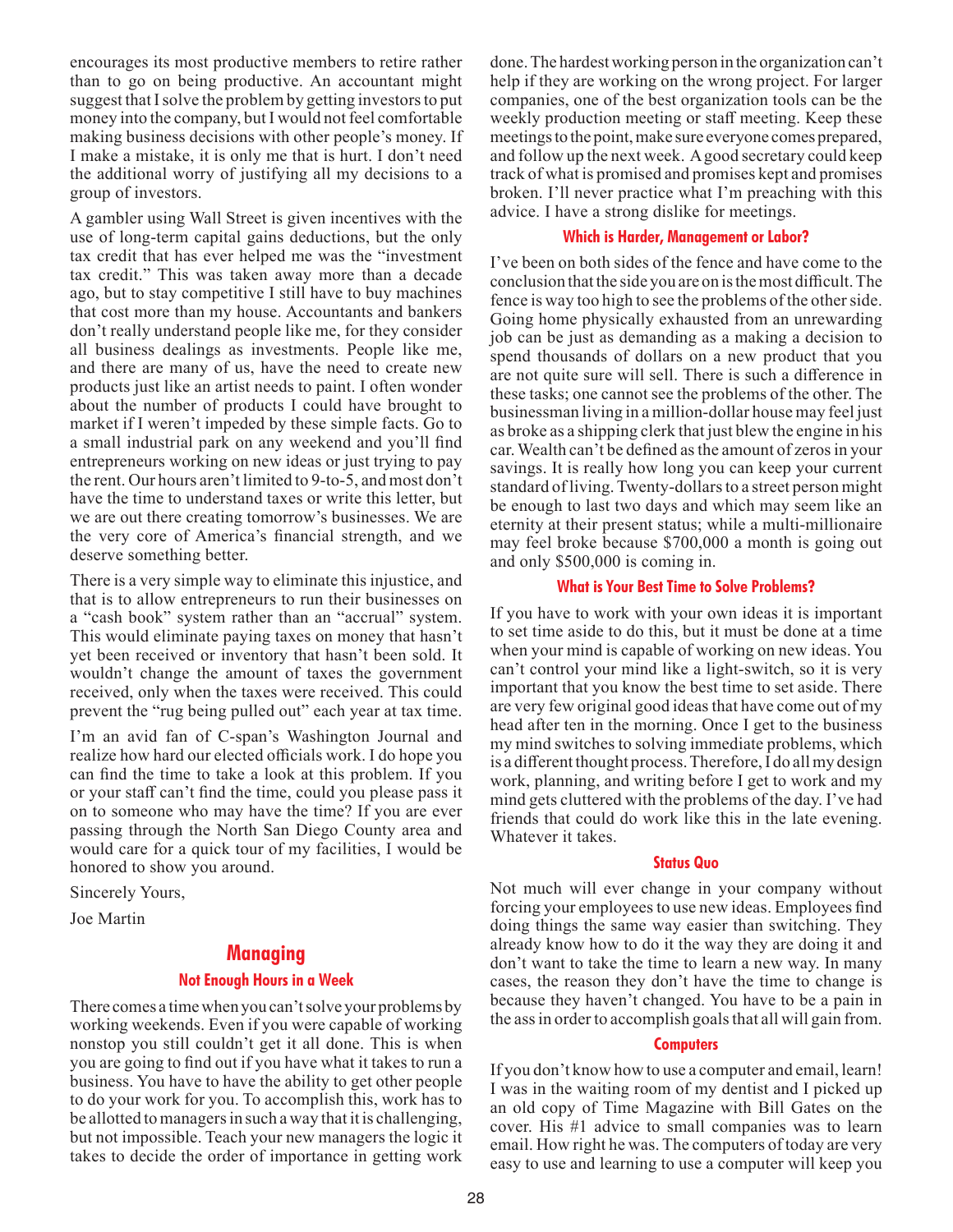encourages its most productive members to retire rather than to go on being productive. An accountant might suggest that I solve the problem by getting investors to put money into the company, but I would not feel comfortable making business decisions with other people's money. If I make a mistake, it is only me that is hurt. I don't need the additional worry of justifying all my decisions to a group of investors.

A gambler using Wall Street is given incentives with the use of long-term capital gains deductions, but the only tax credit that has ever helped me was the "investment tax credit." This was taken away more than a decade ago, but to stay competitive I still have to buy machines that cost more than my house. Accountants and bankers don't really understand people like me, for they consider all business dealings as investments. People like me, and there are many of us, have the need to create new products just like an artist needs to paint. I often wonder about the number of products I could have brought to market if I weren't impeded by these simple facts. Go to a small industrial park on any weekend and you'll find entrepreneurs working on new ideas or just trying to pay the rent. Our hours aren't limited to 9-to-5, and most don't have the time to understand taxes or write this letter, but we are out there creating tomorrow's businesses. We are the very core of America's financial strength, and we deserve something better.

There is a very simple way to eliminate this injustice, and that is to allow entrepreneurs to run their businesses on a "cash book" system rather than an "accrual" system. This would eliminate paying taxes on money that hasn't yet been received or inventory that hasn't been sold. It wouldn't change the amount of taxes the government received, only when the taxes were received. This could prevent the "rug being pulled out" each year at tax time.

I'm an avid fan of C-span's Washington Journal and realize how hard our elected officials work. I do hope you can find the time to take a look at this problem. If you or your staff can't find the time, could you please pass it on to someone who may have the time? If you are ever passing through the North San Diego County area and would care for a quick tour of my facilities, I would be honored to show you around.

Sincerely Yours,

Joe Martin

## Managing

### Not Enough Hours in a Week

There comes a time when you can't solve your problems by working weekends. Even if you were capable of working nonstop you still couldn't get it all done. This is when you are going to find out if you have what it takes to run a business. You have to have the ability to get other people to do your work for you. To accomplish this, work has to be allotted to managers in such a way that it is challenging, but not impossible. Teach your new managers the logic it takes to decide the order of importance in getting work done. The hardest working person in the organization can't help if they are working on the wrong project. For larger companies, one of the best organization tools can be the weekly production meeting or staff meeting. Keep these meetings to the point, make sure everyone comes prepared, and follow up the next week. A good secretary could keep track of what is promised and promises kept and promises broken. I'll never practice what I'm preaching with this advice. I have a strong dislike for meetings.

### Which is Harder, Management or Labor?

I've been on both sides of the fence and have come to the conclusion that the side you are on is the most difficult. The fence is way too high to see the problems of the other side. Going home physically exhausted from an unrewarding job can be just as demanding as a making a decision to spend thousands of dollars on a new product that you are not quite sure will sell. There is such a difference in these tasks; one cannot see the problems of the other. The businessman living in a million-dollar house may feel just as broke as a shipping clerk that just blew the engine in his car. Wealth can't be defined as the amount of zeros in your savings. It is really how long you can keep your current standard of living. Twenty-dollars to a street person might be enough to last two days and which may seem like an eternity at their present status; while a multi-millionaire may feel broke because $700,000 a month is going out and only $500,000 is coming in.

### What is Your Best Time to Solve Problems?

If you have to work with your own ideas it is important to set time aside to do this, but it must be done at a time when your mind is capable of working on new ideas. You can't control your mind like a light-switch, so it is very important that you know the best time to set aside. There are very few original good ideas that have come out of my head after ten in the morning. Once I get to the business my mind switches to solving immediate problems, which is a different thought process. Therefore, I do all my design work, planning, and writing before I get to work and my mind gets cluttered with the problems of the day. I've had friends that could do work like this in the late evening. Whatever it takes.

### Status Quo

Not much will ever change in your company without forcing your employees to use new ideas. Employees find doing things the same way easier than switching. They already know how to do it the way they are doing it and don't want to take the time to learn a new way. In many cases, the reason they don't have the time to change is because they haven't changed. You have to be a pain in the ass in order to accomplish goals that all will gain from.

### Computers

If you don't know how to use a computer and email, learn! I was in the waiting room of my dentist and I picked up an old copy of Time Magazine with Bill Gates on the cover. His #1 advice to small companies was to learn email. How right he was. The computers of today are very easy to use and learning to use a computer will keep you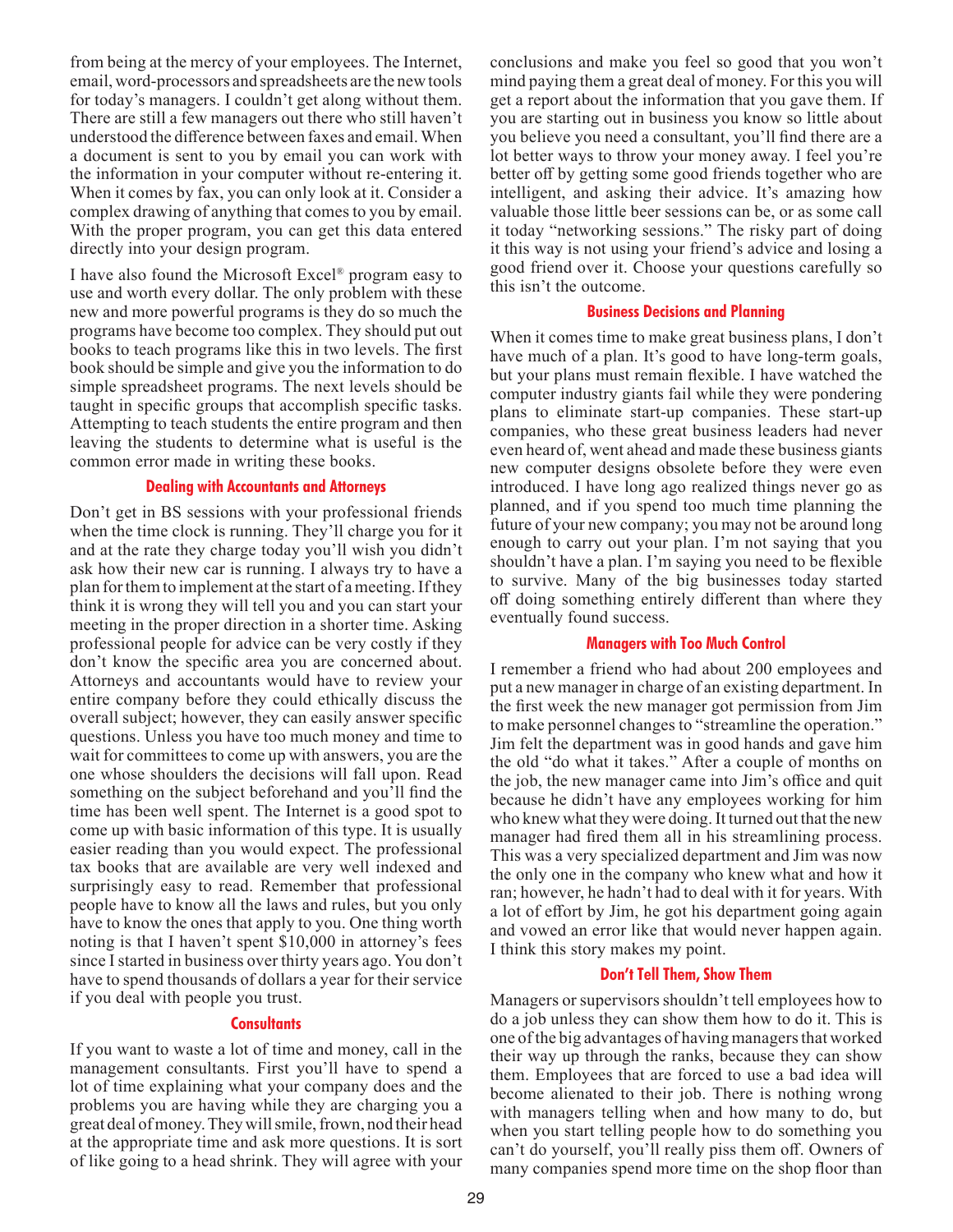from being at the mercy of your employees. The Internet, email, word-processors and spreadsheets are the new tools for today's managers. I couldn't get along without them. There are still a few managers out there who still haven't understood the difference between faxes and email. When a document is sent to you by email you can work with the information in your computer without re-entering it. When it comes by fax, you can only look at it. Consider a complex drawing of anything that comes to you by email. With the proper program, you can get this data entered directly into your design program.

I have also found the Microsoft Excel® program easy to use and worth every dollar. The only problem with these new and more powerful programs is they do so much the programs have become too complex. They should put out books to teach programs like this in two levels. The first book should be simple and give you the information to do simple spreadsheet programs. The next levels should be taught in specific groups that accomplish specific tasks. Attempting to teach students the entire program and then leaving the students to determine what is useful is the common error made in writing these books.

### Dealing with Accountants and Attorneys

Don't get in BS sessions with your professional friends when the time clock is running. They'll charge you for it and at the rate they charge today you'll wish you didn't ask how their new car is running. I always try to have a plan for them to implement at the start of a meeting. If they think it is wrong they will tell you and you can start your meeting in the proper direction in a shorter time. Asking professional people for advice can be very costly if they don't know the specific area you are concerned about. Attorneys and accountants would have to review your entire company before they could ethically discuss the overall subject; however, they can easily answer specific questions. Unless you have too much money and time to wait for committees to come up with answers, you are the one whose shoulders the decisions will fall upon. Read something on the subject beforehand and you'll find the time has been well spent. The Internet is a good spot to come up with basic information of this type. It is usually easier reading than you would expect. The professional tax books that are available are very well indexed and surprisingly easy to read. Remember that professional people have to know all the laws and rules, but you only have to know the ones that apply to you. One thing worth noting is that I haven't spent $10,000 in attorney's fees since I started in business over thirty years ago. You don't have to spend thousands of dollars a year for their service if you deal with people you trust.

### Consultants

If you want to waste a lot of time and money, call in the management consultants. First you'll have to spend a lot of time explaining what your company does and the problems you are having while they are charging you a great deal of money. They will smile, frown, nod their head at the appropriate time and ask more questions. It is sort of like going to a head shrink. They will agree with your conclusions and make you feel so good that you won't mind paying them a great deal of money. For this you will get a report about the information that you gave them. If you are starting out in business you know so little about you believe you need a consultant, you'll find there are a lot better ways to throw your money away. I feel you're better off by getting some good friends together who are intelligent, and asking their advice. It's amazing how valuable those little beer sessions can be, or as some call it today "networking sessions." The risky part of doing it this way is not using your friend's advice and losing a good friend over it. Choose your questions carefully so this isn't the outcome.

### Business Decisions and Planning

When it comes time to make great business plans, I don't have much of a plan. It's good to have long-term goals, but your plans must remain flexible. I have watched the computer industry giants fail while they were pondering plans to eliminate start-up companies. These start-up companies, who these great business leaders had never even heard of, went ahead and made these business giants new computer designs obsolete before they were even introduced. I have long ago realized things never go as planned, and if you spend too much time planning the future of your new company; you may not be around long enough to carry out your plan. I'm not saying that you shouldn't have a plan. I'm saying you need to be flexible to survive. Many of the big businesses today started off doing something entirely different than where they eventually found success.

### Managers with Too Much Control

I remember a friend who had about 200 employees and put a new manager in charge of an existing department. In the first week the new manager got permission from Jim to make personnel changes to "streamline the operation." Jim felt the department was in good hands and gave him the old "do what it takes." After a couple of months on the job, the new manager came into Jim's office and quit because he didn't have any employees working for him who knew what they were doing. It turned out that the new manager had fired them all in his streamlining process. This was a very specialized department and Jim was now the only one in the company who knew what and how it ran; however, he hadn't had to deal with it for years. With a lot of effort by Jim, he got his department going again and vowed an error like that would never happen again. I think this story makes my point.

### Don't Tell Them, Show Them

Managers or supervisors shouldn't tell employees how to do a job unless they can show them how to do it. This is one of the big advantages of having managers that worked their way up through the ranks, because they can show them. Employees that are forced to use a bad idea will become alienated to their job. There is nothing wrong with managers telling when and how many to do, but when you start telling people how to do something you can't do yourself, you'll really piss them off. Owners of many companies spend more time on the shop floor than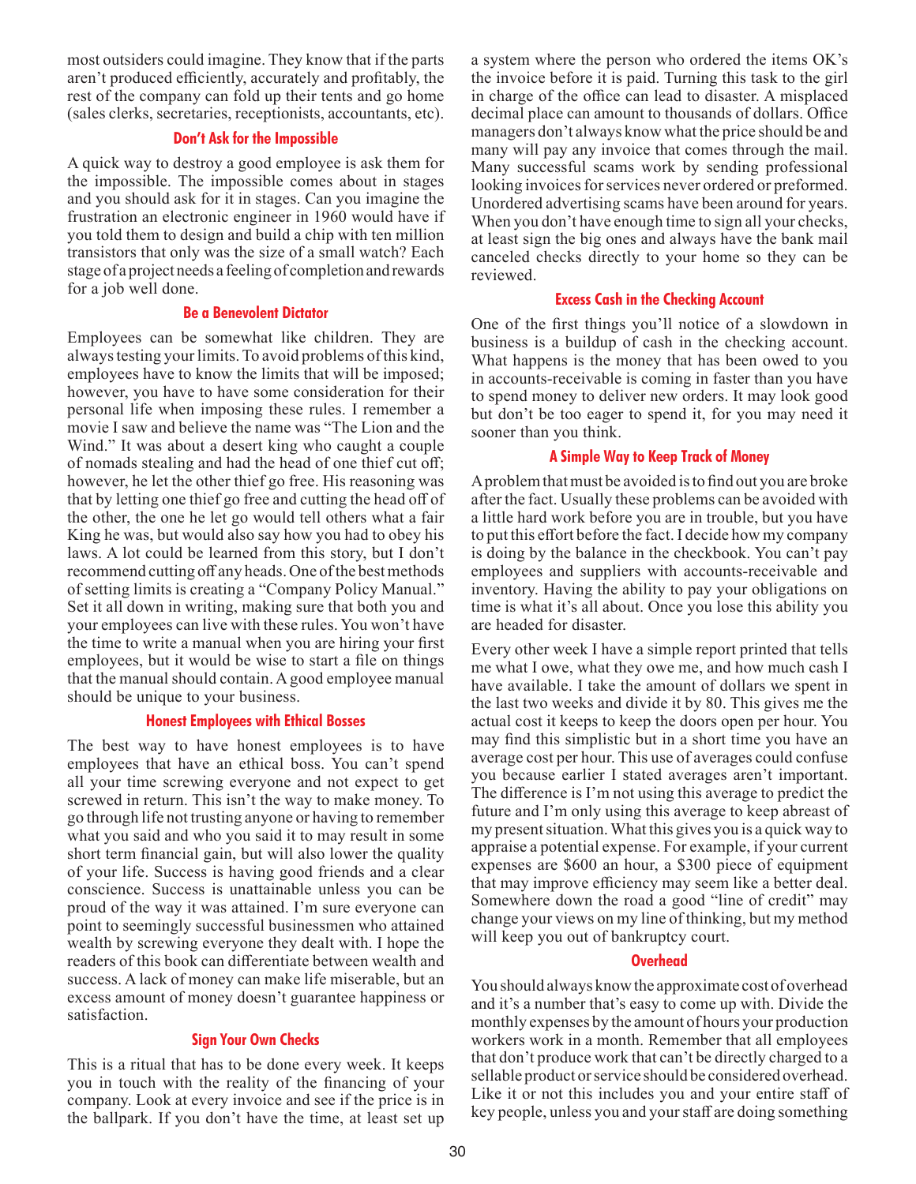most outsiders could imagine. They know that if the parts aren't produced efficiently, accurately and profitably, the rest of the company can fold up their tents and go home (sales clerks, secretaries, receptionists, accountants, etc).

### Don't Ask for the Impossible

A quick way to destroy a good employee is ask them for the impossible. The impossible comes about in stages and you should ask for it in stages. Can you imagine the frustration an electronic engineer in 1960 would have if you told them to design and build a chip with ten million transistors that only was the size of a small watch? Each stage of a project needs a feeling of completion and rewards for a job well done.

### Be a Benevolent Dictator

Employees can be somewhat like children. They are always testing your limits. To avoid problems of this kind, employees have to know the limits that will be imposed; however, you have to have some consideration for their personal life when imposing these rules. I remember a movie I saw and believe the name was "The Lion and the Wind." It was about a desert king who caught a couple of nomads stealing and had the head of one thief cut off; however, he let the other thief go free. His reasoning was that by letting one thief go free and cutting the head off of the other, the one he let go would tell others what a fair King he was, but would also say how you had to obey his laws. A lot could be learned from this story, but I don't recommend cutting off any heads. One of the best methods of setting limits is creating a "Company Policy Manual." Set it all down in writing, making sure that both you and your employees can live with these rules. You won't have the time to write a manual when you are hiring your first employees, but it would be wise to start a file on things that the manual should contain. A good employee manual should be unique to your business.

### Honest Employees with Ethical Bosses

The best way to have honest employees is to have employees that have an ethical boss. You can't spend all your time screwing everyone and not expect to get screwed in return. This isn't the way to make money. To go through life not trusting anyone or having to remember what you said and who you said it to may result in some short term financial gain, but will also lower the quality of your life. Success is having good friends and a clear conscience. Success is unattainable unless you can be proud of the way it was attained. I'm sure everyone can point to seemingly successful businessmen who attained wealth by screwing everyone they dealt with. I hope the readers of this book can differentiate between wealth and success. A lack of money can make life miserable, but an excess amount of money doesn't guarantee happiness or satisfaction.

### Sign Your Own Checks

This is a ritual that has to be done every week. It keeps you in touch with the reality of the financing of your company. Look at every invoice and see if the price is in the ballpark. If you don't have the time, at least set up a system where the person who ordered the items OK's the invoice before it is paid. Turning this task to the girl in charge of the office can lead to disaster. A misplaced decimal place can amount to thousands of dollars. Office managers don't always know what the price should be and many will pay any invoice that comes through the mail. Many successful scams work by sending professional looking invoices for services never ordered or preformed. Unordered advertising scams have been around for years. When you don't have enough time to sign all your checks, at least sign the big ones and always have the bank mail canceled checks directly to your home so they can be reviewed.

### Excess Cash in the Checking Account

One of the first things you'll notice of a slowdown in business is a buildup of cash in the checking account. What happens is the money that has been owed to you in accounts-receivable is coming in faster than you have to spend money to deliver new orders. It may look good but don't be too eager to spend it, for you may need it sooner than you think.

### A Simple Way to Keep Track of Money

A problem that must be avoided is to find out you are broke after the fact. Usually these problems can be avoided with a little hard work before you are in trouble, but you have to put this effort before the fact. I decide how my company is doing by the balance in the checkbook. You can't pay employees and suppliers with accounts-receivable and inventory. Having the ability to pay your obligations on time is what it's all about. Once you lose this ability you are headed for disaster.

Every other week I have a simple report printed that tells me what I owe, what they owe me, and how much cash I have available. I take the amount of dollars we spent in the last two weeks and divide it by 80. This gives me the actual cost it keeps to keep the doors open per hour. You may find this simplistic but in a short time you have an average cost per hour. This use of averages could confuse you because earlier I stated averages aren't important. The difference is I'm not using this average to predict the future and I'm only using this average to keep abreast of my present situation. What this gives you is a quick way to appraise a potential expense. For example, if your current expenses are $600 an hour, a $300 piece of equipment that may improve efficiency may seem like a better deal. Somewhere down the road a good "line of credit" may change your views on my line of thinking, but my method will keep you out of bankruptcy court.

### Overhead

You should always know the approximate cost of overhead and it's a number that's easy to come up with. Divide the monthly expenses by the amount of hours your production workers work in a month. Remember that all employees that don't produce work that can't be directly charged to a sellable product or service should be considered overhead. Like it or not this includes you and your entire staff of key people, unless you and your staff are doing something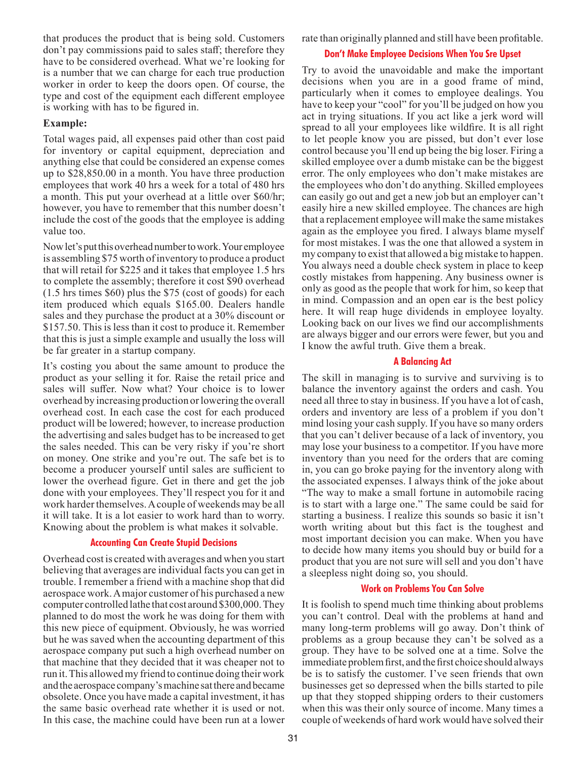that produces the product that is being sold. Customers don't pay commissions paid to sales staff; therefore they have to be considered overhead. What we're looking for is a number that we can charge for each true production worker in order to keep the doors open. Of course, the type and cost of the equipment each different employee is working with has to be figured in.

**Example:**

Total wages paid, all expenses paid other than cost paid for inventory or capital equipment, depreciation and anything else that could be considered an expense comes up to $28,850.00 in a month. You have three production employees that work 40 hrs a week for a total of 480 hrs a month. This put your overhead at a little over $60/hr; however, you have to remember that this number doesn't include the cost of the goods that the employee is adding value too.

Now let's put this overhead number to work. Your employee is assembling $75 worth of inventory to produce a product that will retail for $225 and it takes that employee 1.5 hrs to complete the assembly; therefore it cost $90 overhead (1.5 hrs times $60) plus the $75 (cost of goods) for each item produced which equals $165.00. Dealers handle sales and they purchase the product at a 30% discount or $157.50. This is less than it cost to produce it. Remember that this is just a simple example and usually the loss will be far greater in a startup company.

It's costing you about the same amount to produce the product as your selling it for. Raise the retail price and sales will suffer. Now what? Your choice is to lower overhead by increasing production or lowering the overall overhead cost. In each case the cost for each produced product will be lowered; however, to increase production the advertising and sales budget has to be increased to get the sales needed. This can be very risky if you're short on money. One strike and you're out. The safe bet is to become a producer yourself until sales are sufficient to lower the overhead figure. Get in there and get the job done with your employees. They'll respect you for it and work harder themselves. A couple of weekends may be all it will take. It is a lot easier to work hard than to worry. Knowing about the problem is what makes it solvable.

### Accounting Can Create Stupid Decisions

Overhead cost is created with averages and when you start believing that averages are individual facts you can get in trouble. I remember a friend with a machine shop that did aerospace work. A major customer of his purchased a new computer controlled lathe that cost around $300,000. They planned to do most the work he was doing for them with this new piece of equipment. Obviously, he was worried but he was saved when the accounting department of this aerospace company put such a high overhead number on that machine that they decided that it was cheaper not to run it. This allowed my friend to continue doing their work and the aerospace company's machine sat there and became obsolete. Once you have made a capital investment, it has the same basic overhead rate whether it is used or not. In this case, the machine could have been run at a lower rate than originally planned and still have been profitable.

### Don't Make Employee Decisions When You Sre Upset

Try to avoid the unavoidable and make the important decisions when you are in a good frame of mind, particularly when it comes to employee dealings. You have to keep your "cool" for you'll be judged on how you act in trying situations. If you act like a jerk word will spread to all your employees like wildfire. It is all right to let people know you are pissed, but don't ever lose control because you'll end up being the big loser. Firing a skilled employee over a dumb mistake can be the biggest error. The only employees who don't make mistakes are the employees who don't do anything. Skilled employees can easily go out and get a new job but an employer can't easily hire a new skilled employee. The chances are high that a replacement employee will make the same mistakes again as the employee you fired. I always blame myself for most mistakes. I was the one that allowed a system in my company to exist that allowed a big mistake to happen. You always need a double check system in place to keep costly mistakes from happening. Any business owner is only as good as the people that work for him, so keep that in mind. Compassion and an open ear is the best policy here. It will reap huge dividends in employee loyalty. Looking back on our lives we find our accomplishments are always bigger and our errors were fewer, but you and I know the awful truth. Give them a break.

### A Balancing Act

The skill in managing is to survive and surviving is to balance the inventory against the orders and cash. You need all three to stay in business. If you have a lot of cash, orders and inventory are less of a problem if you don't mind losing your cash supply. If you have so many orders that you can't deliver because of a lack of inventory, you may lose your business to a competitor. If you have more inventory than you need for the orders that are coming in, you can go broke paying for the inventory along with the associated expenses. I always think of the joke about "The way to make a small fortune in automobile racing is to start with a large one." The same could be said for starting a business. I realize this sounds so basic it isn't worth writing about but this fact is the toughest and most important decision you can make. When you have to decide how many items you should buy or build for a product that you are not sure will sell and you don't have a sleepless night doing so, you should.

### Work on Problems You Can Solve

It is foolish to spend much time thinking about problems you can't control. Deal with the problems at hand and many long-term problems will go away. Don't think of problems as a group because they can't be solved as a group. They have to be solved one at a time. Solve the immediate problem first, and the first choice should always be is to satisfy the customer. I've seen friends that own businesses get so depressed when the bills started to pile up that they stopped shipping orders to their customers when this was their only source of income. Many times a couple of weekends of hard work would have solved their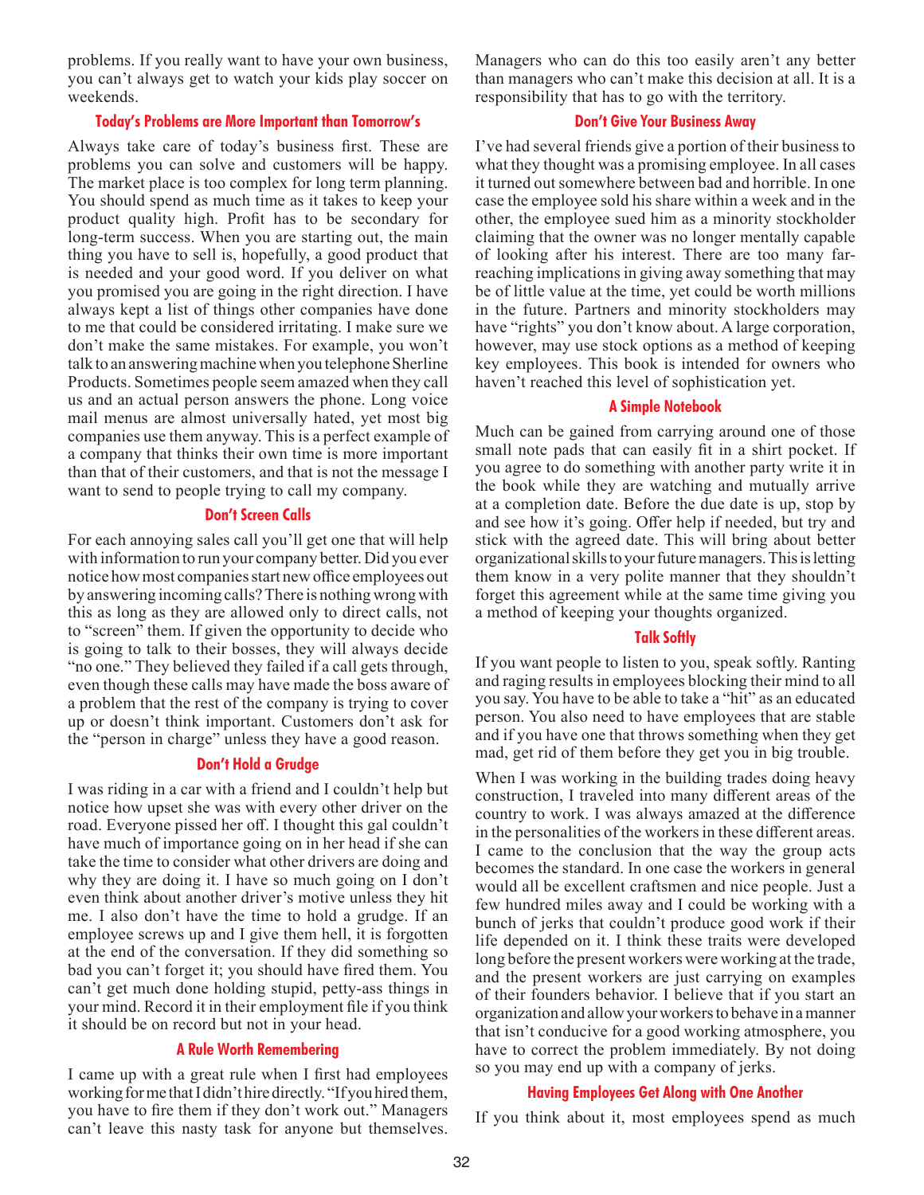problems. If you really want to have your own business, you can't always get to watch your kids play soccer on weekends.

### Today's Problems are More Important than Tomorrow's

Always take care of today's business first. These are problems you can solve and customers will be happy. The market place is too complex for long term planning. You should spend as much time as it takes to keep your product quality high. Profit has to be secondary for long-term success. When you are starting out, the main thing you have to sell is, hopefully, a good product that is needed and your good word. If you deliver on what you promised you are going in the right direction. I have always kept a list of things other companies have done to me that could be considered irritating. I make sure we don't make the same mistakes. For example, you won't talk to an answering machine when you telephone Sherline Products. Sometimes people seem amazed when they call us and an actual person answers the phone. Long voice mail menus are almost universally hated, yet most big companies use them anyway. This is a perfect example of a company that thinks their own time is more important than that of their customers, and that is not the message I want to send to people trying to call my company.

### Don't Screen Calls

For each annoying sales call you'll get one that will help with information to run your company better. Did you ever notice how most companies start new office employees out by answering incoming calls? There is nothing wrong with this as long as they are allowed only to direct calls, not to "screen" them. If given the opportunity to decide who is going to talk to their bosses, they will always decide "no one." They believed they failed if a call gets through, even though these calls may have made the boss aware of a problem that the rest of the company is trying to cover up or doesn't think important. Customers don't ask for the "person in charge" unless they have a good reason.

### Don't Hold a Grudge

I was riding in a car with a friend and I couldn't help but notice how upset she was with every other driver on the road. Everyone pissed her off. I thought this gal couldn't have much of importance going on in her head if she can take the time to consider what other drivers are doing and why they are doing it. I have so much going on I don't even think about another driver's motive unless they hit me. I also don't have the time to hold a grudge. If an employee screws up and I give them hell, it is forgotten at the end of the conversation. If they did something so bad you can't forget it; you should have fired them. You can't get much done holding stupid, petty-ass things in your mind. Record it in their employment file if you think it should be on record but not in your head.

### A Rule Worth Remembering

I came up with a great rule when I first had employees working for me that I didn't hire directly. "If you hired them, you have to fire them if they don't work out." Managers can't leave this nasty task for anyone but themselves. Managers who can do this too easily aren't any better than managers who can't make this decision at all. It is a responsibility that has to go with the territory.

### Don't Give Your Business Away

I've had several friends give a portion of their business to what they thought was a promising employee. In all cases it turned out somewhere between bad and horrible. In one case the employee sold his share within a week and in the other, the employee sued him as a minority stockholder claiming that the owner was no longer mentally capable of looking after his interest. There are too many far-reaching implications in giving away something that may be of little value at the time, yet could be worth millions in the future. Partners and minority stockholders may have "rights" you don't know about. A large corporation, however, may use stock options as a method of keeping key employees. This book is intended for owners who haven't reached this level of sophistication yet.

### A Simple Notebook

Much can be gained from carrying around one of those small note pads that can easily fit in a shirt pocket. If you agree to do something with another party write it in the book while they are watching and mutually arrive at a completion date. Before the due date is up, stop by and see how it's going. Offer help if needed, but try and stick with the agreed date. This will bring about better organizational skills to your future managers. This is letting them know in a very polite manner that they shouldn't forget this agreement while at the same time giving you a method of keeping your thoughts organized.

### Talk Softly

If you want people to listen to you, speak softly. Ranting and raging results in employees blocking their mind to all you say. You have to be able to take a "hit" as an educated person. You also need to have employees that are stable and if you have one that throws something when they get mad, get rid of them before they get you in big trouble.

When I was working in the building trades doing heavy construction, I traveled into many different areas of the country to work. I was always amazed at the difference in the personalities of the workers in these different areas. I came to the conclusion that the way the group acts becomes the standard. In one case the workers in general would all be excellent craftsmen and nice people. Just a few hundred miles away and I could be working with a bunch of jerks that couldn't produce good work if their life depended on it. I think these traits were developed long before the present workers were working at the trade, and the present workers are just carrying on examples of their founders behavior. I believe that if you start an organization and allow your workers to behave in a manner that isn't conducive for a good working atmosphere, you have to correct the problem immediately. By not doing so you may end up with a company of jerks.

### Having Employees Get Along with One Another

If you think about it, most employees spend as much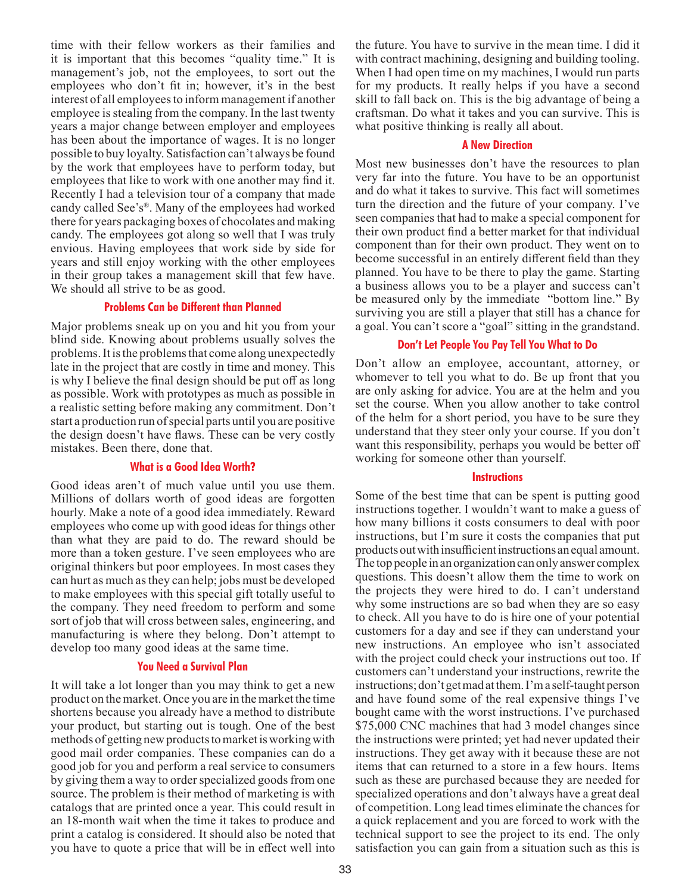time with their fellow workers as their families and it is important that this becomes "quality time." It is management's job, not the employees, to sort out the employees who don't fit in; however, it's in the best interest of all employees to inform management if another employee is stealing from the company. In the last twenty years a major change between employer and employees has been about the importance of wages. It is no longer possible to buy loyalty. Satisfaction can't always be found by the work that employees have to perform today, but employees that like to work with one another may find it. Recently I had a television tour of a company that made candy called See's®. Many of the employees had worked there for years packaging boxes of chocolates and making candy. The employees got along so well that I was truly envious. Having employees that work side by side for years and still enjoy working with the other employees in their group takes a management skill that few have. We should all strive to be as good.

### Problems Can be Different than Planned

Major problems sneak up on you and hit you from your blind side. Knowing about problems usually solves the problems. It is the problems that come along unexpectedly late in the project that are costly in time and money. This is why I believe the final design should be put off as long as possible. Work with prototypes as much as possible in a realistic setting before making any commitment. Don't start a production run of special parts until you are positive the design doesn't have flaws. These can be very costly mistakes. Been there, done that.

### What is a Good Idea Worth?

Good ideas aren't of much value until you use them. Millions of dollars worth of good ideas are forgotten hourly. Make a note of a good idea immediately. Reward employees who come up with good ideas for things other than what they are paid to do. The reward should be more than a token gesture. I've seen employees who are original thinkers but poor employees. In most cases they can hurt as much as they can help; jobs must be developed to make employees with this special gift totally useful to the company. They need freedom to perform and some sort of job that will cross between sales, engineering, and manufacturing is where they belong. Don't attempt to develop too many good ideas at the same time.

### You Need a Survival Plan

It will take a lot longer than you may think to get a new product on the market. Once you are in the market the time shortens because you already have a method to distribute your product, but starting out is tough. One of the best methods of getting new products to market is working with good mail order companies. These companies can do a good job for you and perform a real service to consumers by giving them a way to order specialized goods from one source. The problem is their method of marketing is with catalogs that are printed once a year. This could result in an 18-month wait when the time it takes to produce and print a catalog is considered. It should also be noted that you have to quote a price that will be in effect well into the future. You have to survive in the mean time. I did it with contract machining, designing and building tooling. When I had open time on my machines, I would run parts for my products. It really helps if you have a second skill to fall back on. This is the big advantage of being a craftsman. Do what it takes and you can survive. This is what positive thinking is really all about.

### A New Direction

Most new businesses don't have the resources to plan very far into the future. You have to be an opportunist and do what it takes to survive. This fact will sometimes turn the direction and the future of your company. I've seen companies that had to make a special component for their own product find a better market for that individual component than for their own product. They went on to become successful in an entirely different field than they planned. You have to be there to play the game. Starting a business allows you to be a player and success can't be measured only by the immediate "bottom line." By surviving you are still a player that still has a chance for a goal. You can't score a "goal" sitting in the grandstand.

### Don't Let People You Pay Tell You What to Do

Don't allow an employee, accountant, attorney, or whomever to tell you what to do. Be up front that you are only asking for advice. You are at the helm and you set the course. When you allow another to take control of the helm for a short period, you have to be sure they understand that they steer only your course. If you don't want this responsibility, perhaps you would be better off working for someone other than yourself.

### Instructions

Some of the best time that can be spent is putting good instructions together. I wouldn't want to make a guess of how many billions it costs consumers to deal with poor instructions, but I'm sure it costs the companies that put products out with insufficient instructions an equal amount. The top people in an organization can only answer complex questions. This doesn't allow them the time to work on the projects they were hired to do. I can't understand why some instructions are so bad when they are so easy to check. All you have to do is hire one of your potential customers for a day and see if they can understand your new instructions. An employee who isn't associated with the project could check your instructions out too. If customers can't understand your instructions, rewrite the instructions; don't get mad at them. I'm a self-taught person and have found some of the real expensive things I've bought came with the worst instructions. I've purchased $75,000 CNC machines that had 3 model changes since the instructions were printed; yet had never updated their instructions. They get away with it because these are not items that can returned to a store in a few hours. Items such as these are purchased because they are needed for specialized operations and don't always have a great deal of competition. Long lead times eliminate the chances for a quick replacement and you are forced to work with the technical support to see the project to its end. The only satisfaction you can gain from a situation such as this is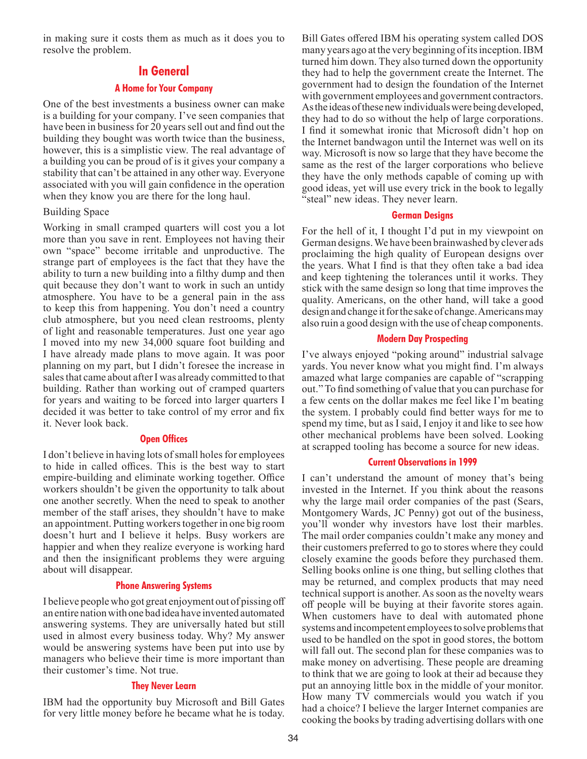in making sure it costs them as much as it does you to resolve the problem.

## In General

### A Home for Your Company

One of the best investments a business owner can make is a building for your company. I've seen companies that have been in business for 20 years sell out and find out the building they bought was worth twice than the business, however, this is a simplistic view. The real advantage of a building you can be proud of is it gives your company a stability that can't be attained in any other way. Everyone associated with you will gain confidence in the operation when they know you are there for the long haul.

Building Space

Working in small cramped quarters will cost you a lot more than you save in rent. Employees not having their own "space" become irritable and unproductive. The strange part of employees is the fact that they have the ability to turn a new building into a filthy dump and then quit because they don't want to work in such an untidy atmosphere. You have to be a general pain in the ass to keep this from happening. You don't need a country club atmosphere, but you need clean restrooms, plenty of light and reasonable temperatures. Just one year ago I moved into my new 34,000 square foot building and I have already made plans to move again. It was poor planning on my part, but I didn't foresee the increase in sales that came about after I was already committed to that building. Rather than working out of cramped quarters for years and waiting to be forced into larger quarters I decided it was better to take control of my error and fix it. Never look back.

### Open Offices

I don't believe in having lots of small holes for employees to hide in called offices. This is the best way to start empire-building and eliminate working together. Office workers shouldn't be given the opportunity to talk about one another secretly. When the need to speak to another member of the staff arises, they shouldn't have to make an appointment. Putting workers together in one big room doesn't hurt and I believe it helps. Busy workers are happier and when they realize everyone is working hard and then the insignificant problems they were arguing about will disappear.

### Phone Answering Systems

I believe people who got great enjoyment out of pissing off an entire nation with one bad idea have invented automated answering systems. They are universally hated but still used in almost every business today. Why? My answer would be answering systems have been put into use by managers who believe their time is more important than their customer's time. Not true.

### They Never Learn

IBM had the opportunity buy Microsoft and Bill Gates for very little money before he became what he is today. Bill Gates offered IBM his operating system called DOS many years ago at the very beginning of its inception. IBM turned him down. They also turned down the opportunity they had to help the government create the Internet. The government had to design the foundation of the Internet with government employees and government contractors. As the ideas of these new individuals were being developed, they had to do so without the help of large corporations. I find it somewhat ironic that Microsoft didn't hop on the Internet bandwagon until the Internet was well on its way. Microsoft is now so large that they have become the same as the rest of the larger corporations who believe they have the only methods capable of coming up with good ideas, yet will use every trick in the book to legally "steal" new ideas. They never learn.

### German Designs

For the hell of it, I thought I'd put in my viewpoint on German designs. We have been brainwashed by clever ads proclaiming the high quality of European designs over the years. What I find is that they often take a bad idea and keep tightening the tolerances until it works. They stick with the same design so long that time improves the quality. Americans, on the other hand, will take a good design and change it for the sake of change. Americans may also ruin a good design with the use of cheap components.

### Modern Day Prospecting

I've always enjoyed "poking around" industrial salvage yards. You never know what you might find. I'm always amazed what large companies are capable of "scrapping out." To find something of value that you can purchase for a few cents on the dollar makes me feel like I'm beating the system. I probably could find better ways for me to spend my time, but as I said, I enjoy it and like to see how other mechanical problems have been solved. Looking at scrapped tooling has become a source for new ideas.

### Current Observations in 1999

I can't understand the amount of money that's being invested in the Internet. If you think about the reasons why the large mail order companies of the past (Sears, Montgomery Wards, JC Penny) got out of the business, you'll wonder why investors have lost their marbles. The mail order companies couldn't make any money and their customers preferred to go to stores where they could closely examine the goods before they purchased them. Selling books online is one thing, but selling clothes that may be returned, and complex products that may need technical support is another. As soon as the novelty wears off people will be buying at their favorite stores again. When customers have to deal with automated phone systems and incompetent employees to solve problems that used to be handled on the spot in good stores, the bottom will fall out. The second plan for these companies was to make money on advertising. These people are dreaming to think that we are going to look at their ad because they put an annoying little box in the middle of your monitor. How many TV commercials would you watch if you had a choice? I believe the larger Internet companies are cooking the books by trading advertising dollars with one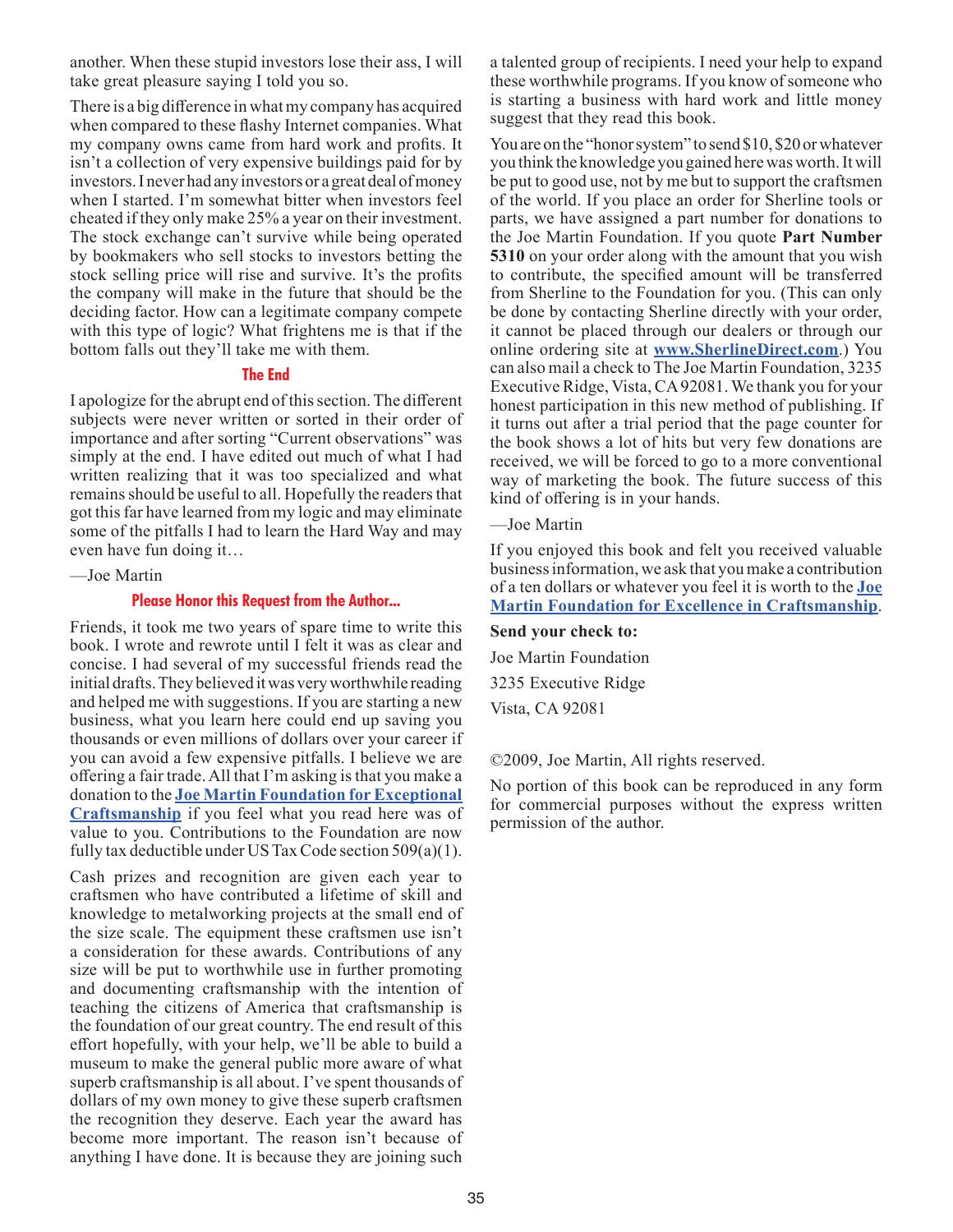another. When these stupid investors lose their ass, I will take great pleasure saying I told you so.

There is a big difference in what my company has acquired when compared to these flashy Internet companies. What my company owns came from hard work and profits. It isn't a collection of very expensive buildings paid for by investors. I never had any investors or a great deal of money when I started. I'm somewhat bitter when investors feel cheated if they only make 25% a year on their investment. The stock exchange can't survive while being operated by bookmakers who sell stocks to investors betting the stock selling price will rise and survive. It's the profits the company will make in the future that should be the deciding factor. How can a legitimate company compete with this type of logic? What frightens me is that if the bottom falls out they'll take me with them.

## The End

I apologize for the abrupt end of this section. The different subjects were never written or sorted in their order of importance and after sorting "Current observations" was simply at the end. I have edited out much of what I had written realizing that it was too specialized and what remains should be useful to all. Hopefully the readers that got this far have learned from my logic and may eliminate some of the pitfalls I had to learn the Hard Way and may even have fun doing it…

—Joe Martin

## Please Honor this Request from the Author...

Friends, it took me two years of spare time to write this book. I wrote and rewrote until I felt it was as clear and concise. I had several of my successful friends read the initial drafts. They believed it was very worthwhile reading and helped me with suggestions. If you are starting a new business, what you learn here could end up saving you thousands or even millions of dollars over your career if you can avoid a few expensive pitfalls. I believe we are offering a fair trade. All that I'm asking is that you make a donation to the **Joe Martin Foundation for Exceptional Craftsmanship** if you feel what you read here was of value to you. Contributions to the Foundation are now fully tax deductible under US Tax Code section 509(a)(1).

Cash prizes and recognition are given each year to craftsmen who have contributed a lifetime of skill and knowledge to metalworking projects at the small end of the size scale. The equipment these craftsmen use isn't a consideration for these awards. Contributions of any size will be put to worthwhile use in further promoting and documenting craftsmanship with the intention of teaching the citizens of America that craftsmanship is the foundation of our great country. The end result of this effort hopefully, with your help, we'll be able to build a museum to make the general public more aware of what superb craftsmanship is all about. I've spent thousands of dollars of my own money to give these superb craftsmen the recognition they deserve. Each year the award has become more important. The reason isn't because of anything I have done. It is because they are joining such a talented group of recipients. I need your help to expand these worthwhile programs. If you know of someone who is starting a business with hard work and little money suggest that they read this book.

You are on the "honor system" to send $10, $20 or whatever you think the knowledge you gained here was worth. It will be put to good use, not by me but to support the craftsmen of the world. If you place an order for Sherline tools or parts, we have assigned a part number for donations to the Joe Martin Foundation. If you quote **Part Number 5310** on your order along with the amount that you wish to contribute, the specified amount will be transferred from Sherline to the Foundation for you. (This can only be done by contacting Sherline directly with your order, it cannot be placed through our dealers or through our online ordering site at **www.SherlineDirect.com**.) You can also mail a check to The Joe Martin Foundation, 3235 Executive Ridge, Vista, CA 92081. We thank you for your honest participation in this new method of publishing. If it turns out after a trial period that the page counter for the book shows a lot of hits but very few donations are received, we will be forced to go to a more conventional way of marketing the book. The future success of this kind of offering is in your hands.

—Joe Martin

If you enjoyed this book and felt you received valuable business information, we ask that you make a contribution of a ten dollars or whatever you feel it is worth to the **Joe Martin Foundation for Excellence in Craftsmanship**.

**Send your check to:**

Joe Martin Foundation

3235 Executive Ridge

Vista, CA 92081

©2009, Joe Martin, All rights reserved.

No portion of this book can be reproduced in any form for commercial purposes without the express written permission of the author.